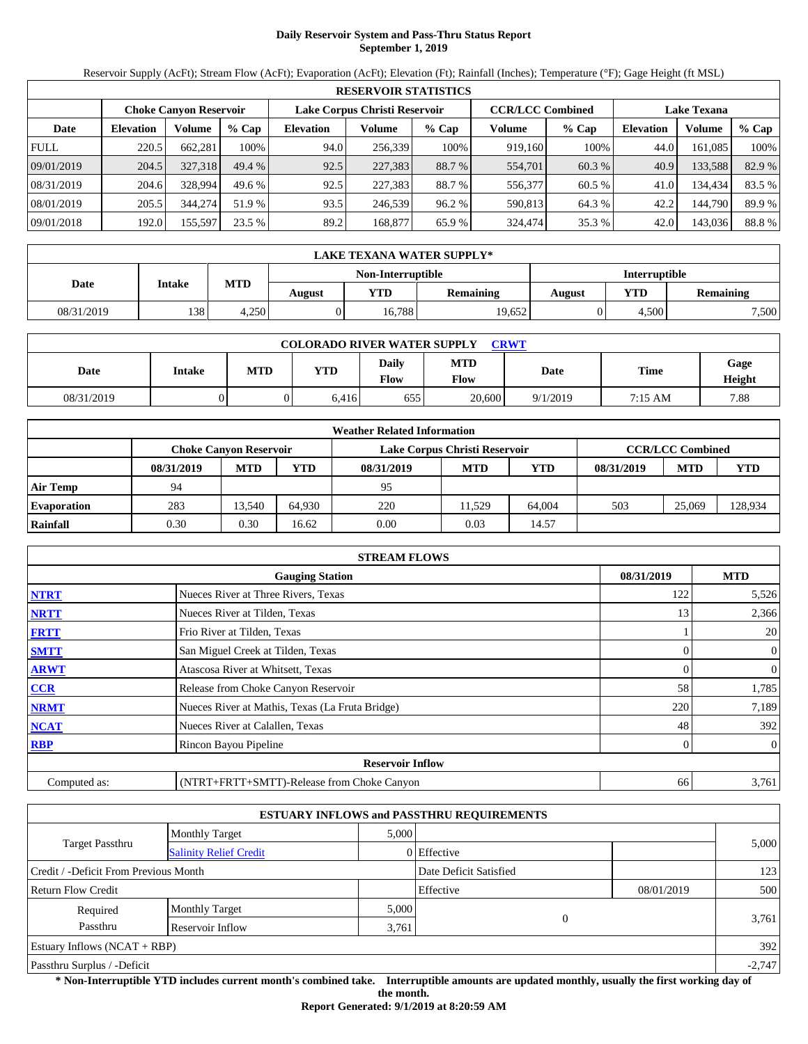# Daily Reservoir System and Pass-Thru Status Report
## September 1, 2019

Reservoir Supply (AcFt); Stream Flow (AcFt); Evaporation (AcFt); Elevation (Ft); Rainfall (Inches); Temperature (°F); Gage Height (ft MSL)

| RESERVOIR STATISTICS | | | | | | | | | | | |
|---|---|---|---|---|---|---|---|---|---|---|---|
| | Choke Canyon Reservoir | | | Lake Corpus Christi Reservoir | | | CCR/LCC Combined | | Lake Texana | | |
| Date | Elevation | Volume | % Cap | Elevation | Volume | % Cap | Volume | % Cap | Elevation | Volume | % Cap |
| FULL | 220.5 | 662,281 | 100% | 94.0 | 256,339 | 100% | 919,160 | 100% | 44.0 | 161,085 | 100% |
| 09/01/2019 | 204.5 | 327,318 | 49.4 % | 92.5 | 227,383 | 88.7 % | 554,701 | 60.3 % | 40.9 | 133,588 | 82.9 % |
| 08/31/2019 | 204.6 | 328,994 | 49.6 % | 92.5 | 227,383 | 88.7 % | 556,377 | 60.5 % | 41.0 | 134,434 | 83.5 % |
| 08/01/2019 | 205.5 | 344,274 | 51.9 % | 93.5 | 246,539 | 96.2 % | 590,813 | 64.3 % | 42.2 | 144,790 | 89.9 % |
| 09/01/2018 | 192.0 | 155,597 | 23.5 % | 89.2 | 168,877 | 65.9 % | 324,474 | 35.3 % | 42.0 | 143,036 | 88.8 % |

| LAKE TEXANA WATER SUPPLY* | | | | | | | | |
|---|---|---|---|---|---|---|---|---|
| Date | Intake | MTD | Non-Interruptible | | | Interruptible | | |
| | | | August | YTD | Remaining | August | YTD | Remaining |
| 08/31/2019 | 138 | 4,250 | 0 | 16,788 | 19,652 | 0 | 4,500 | 7,500 |

| COLORADO RIVER WATER SUPPLY CRWT | | | | | | | | |
|---|---|---|---|---|---|---|---|---|
| Date | Intake | MTD | YTD | Daily Flow | MTD Flow | Date | Time | Gage Height |
| 08/31/2019 | 0 | 0 | 6,416 | 655 | 20,600 | 9/1/2019 | 7:15 AM | 7.88 |

| Weather Related Information | | | | | | | | | |
|---|---|---|---|---|---|---|---|---|---|
| | Choke Canyon Reservoir | | | Lake Corpus Christi Reservoir | | | CCR/LCC Combined | | |
| | 08/31/2019 | MTD | YTD | 08/31/2019 | MTD | YTD | 08/31/2019 | MTD | YTD |
| Air Temp | 94 | | | 95 | | | | | |
| Evaporation | 283 | 13,540 | 64,930 | 220 | 11,529 | 64,004 | 503 | 25,069 | 128,934 |
| Rainfall | 0.30 | 0.30 | 16.62 | 0.00 | 0.03 | 14.57 | | | |

| STREAM FLOWS | | | |
|---|---|---|---|
| | Gauging Station | 08/31/2019 | MTD |
| NTRT | Nueces River at Three Rivers, Texas | 122 | 5,526 |
| NRTT | Nueces River at Tilden, Texas | 13 | 2,366 |
| FRTT | Frio River at Tilden, Texas | 1 | 20 |
| SMTT | San Miguel Creek at Tilden, Texas | 0 | 0 |
| ARWT | Atascosa River at Whitsett, Texas | 0 | 0 |
| CCR | Release from Choke Canyon Reservoir | 58 | 1,785 |
| NRMT | Nueces River at Mathis, Texas (La Fruta Bridge) | 220 | 7,189 |
| NCAT | Nueces River at Calallen, Texas | 48 | 392 |
| RBP | Rincon Bayou Pipeline | 0 | 0 |
| | Reservoir Inflow | | |
| Computed as: | (NTRT+FRTT+SMTT)-Release from Choke Canyon | 66 | 3,761 |

| ESTUARY INFLOWS and PASSTHRU REQUIREMENTS | | | | | |
|---|---|---|---|---|---|
| Target Passthru | Monthly Target | 5,000 | | | 5,000 |
| | Salinity Relief Credit | 0 | Effective | | |
| Credit / -Deficit From Previous Month | | | Date Deficit Satisfied | | 123 |
| Return Flow Credit | | | Effective | 08/01/2019 | 500 |
| Required Passthru | Monthly Target | 5,000 | 0 | | 3,761 |
| | Reservoir Inflow | 3,761 | | | |
| Estuary Inflows (NCAT + RBP) | | | | | 392 |
| Passthru Surplus / -Deficit | | | | | -2,747 |

**\* Non-Interruptible YTD includes current month's combined take. Interruptible amounts are updated monthly, usually the first working day of the month.**

**Report Generated: 9/1/2019 at 8:20:59 AM**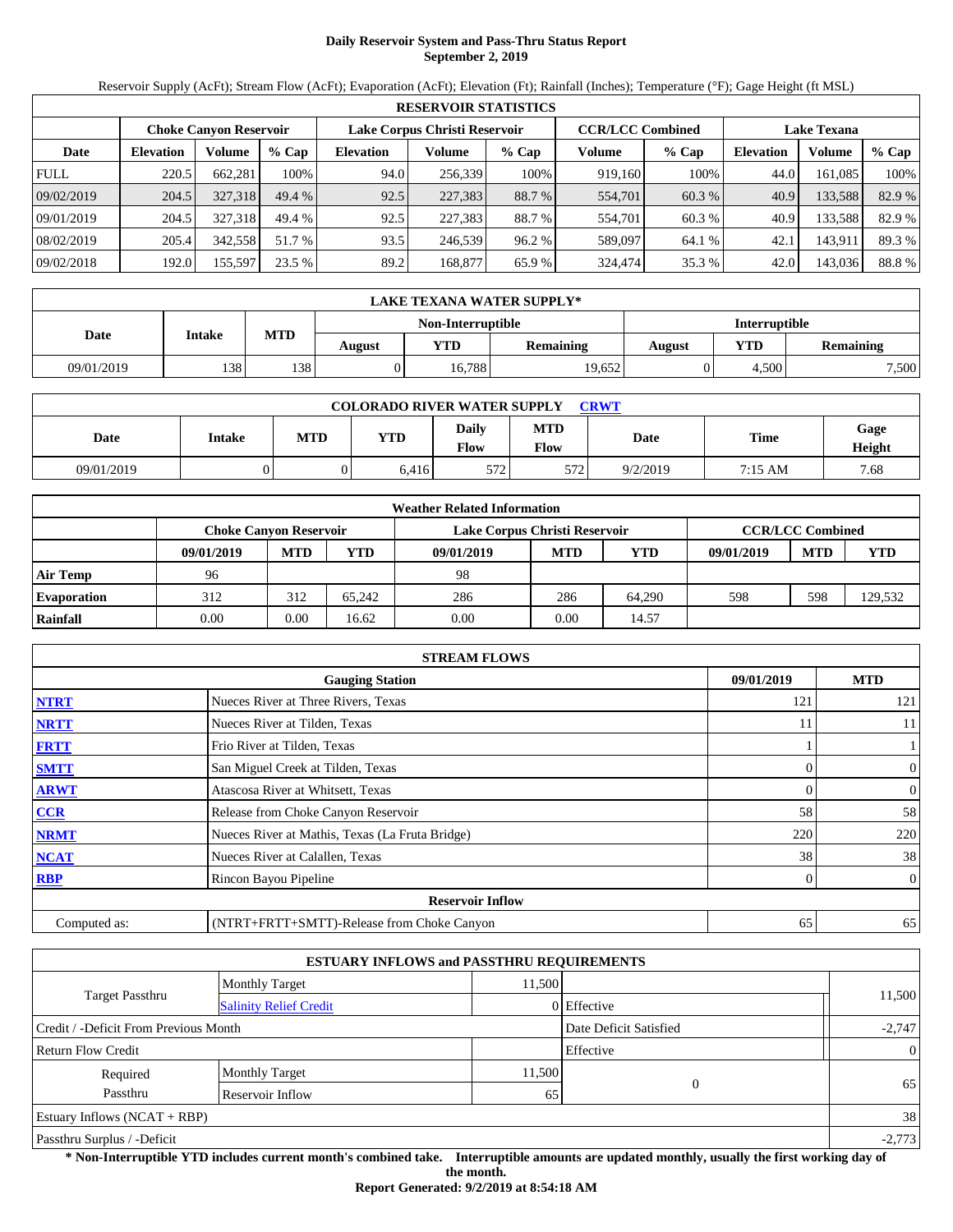# Daily Reservoir System and Pass-Thru Status Report
## September 2, 2019

Reservoir Supply (AcFt); Stream Flow (AcFt); Evaporation (AcFt); Elevation (Ft); Rainfall (Inches); Temperature (°F); Gage Height (ft MSL)

| RESERVOIR STATISTICS | | | | | | | | | | | |
|---|---|---|---|---|---|---|---|---|---|---|---|
| | Choke Canyon Reservoir | | | Lake Corpus Christi Reservoir | | | CCR/LCC Combined | | Lake Texana | | |
| Date | Elevation | Volume | % Cap | Elevation | Volume | % Cap | Volume | % Cap | Elevation | Volume | % Cap |
| FULL | 220.5 | 662,281 | 100% | 94.0 | 256,339 | 100% | 919,160 | 100% | 44.0 | 161,085 | 100% |
| 09/02/2019 | 204.5 | 327,318 | 49.4 % | 92.5 | 227,383 | 88.7 % | 554,701 | 60.3 % | 40.9 | 133,588 | 82.9 % |
| 09/01/2019 | 204.5 | 327,318 | 49.4 % | 92.5 | 227,383 | 88.7 % | 554,701 | 60.3 % | 40.9 | 133,588 | 82.9 % |
| 08/02/2019 | 205.4 | 342,558 | 51.7 % | 93.5 | 246,539 | 96.2 % | 589,097 | 64.1 % | 42.1 | 143,911 | 89.3 % |
| 09/02/2018 | 192.0 | 155,597 | 23.5 % | 89.2 | 168,877 | 65.9 % | 324,474 | 35.3 % | 42.0 | 143,036 | 88.8 % |

| LAKE TEXANA WATER SUPPLY* | | | | | | | | |
|---|---|---|---|---|---|---|---|---|
| Date | Intake | MTD | Non-Interruptible | | | Interruptible | | |
| | | | August | YTD | Remaining | August | YTD | Remaining |
| 09/01/2019 | 138 | 138 | 0 | 16,788 | 19,652 | 0 | 4,500 | 7,500 |

| COLORADO RIVER WATER SUPPLY CRWT | | | | | | | | |
|---|---|---|---|---|---|---|---|---|
| Date | Intake | MTD | YTD | Daily Flow | MTD Flow | Date | Time | Gage Height |
| 09/01/2019 | 0 | 0 | 6,416 | 572 | 572 | 9/2/2019 | 7:15 AM | 7.68 |

| Weather Related Information | | | | | | | | | |
|---|---|---|---|---|---|---|---|---|---|
| | Choke Canyon Reservoir | | | Lake Corpus Christi Reservoir | | | CCR/LCC Combined | | |
| | 09/01/2019 | MTD | YTD | 09/01/2019 | MTD | YTD | 09/01/2019 | MTD | YTD |
| Air Temp | 96 | | | 98 | | | | | |
| Evaporation | 312 | 312 | 65,242 | 286 | 286 | 64,290 | 598 | 598 | 129,532 |
| Rainfall | 0.00 | 0.00 | 16.62 | 0.00 | 0.00 | 14.57 | | | |

| STREAM FLOWS | | | |
|---|---|---|---|
| | Gauging Station | 09/01/2019 | MTD |
| NTRT | Nueces River at Three Rivers, Texas | 121 | 121 |
| NRTT | Nueces River at Tilden, Texas | 11 | 11 |
| FRTT | Frio River at Tilden, Texas | 1 | 1 |
| SMTT | San Miguel Creek at Tilden, Texas | 0 | 0 |
| ARWT | Atascosa River at Whitsett, Texas | 0 | 0 |
| CCR | Release from Choke Canyon Reservoir | 58 | 58 |
| NRMT | Nueces River at Mathis, Texas (La Fruta Bridge) | 220 | 220 |
| NCAT | Nueces River at Calallen, Texas | 38 | 38 |
| RBP | Rincon Bayou Pipeline | 0 | 0 |
| **Reservoir Inflow** | | | |
| Computed as: | (NTRT+FRTT+SMTT)-Release from Choke Canyon | 65 | 65 |

| ESTUARY INFLOWS and PASSTHRU REQUIREMENTS | | | | |
|---|---|---|---|---|
| Target Passthru | Monthly Target | 11,500 | | 11,500 |
| | Salinity Relief Credit | 0 | Effective | |
| Credit / -Deficit From Previous Month | | | Date Deficit Satisfied | -2,747 |
| Return Flow Credit | | | Effective | 0 |
| Required Passthru | Monthly Target | 11,500 | 0 | 65 |
| | Reservoir Inflow | 65 | | |
| Estuary Inflows (NCAT + RBP) | | | | 38 |
| Passthru Surplus / -Deficit | | | | -2,773 |

**\* Non-Interruptible YTD includes current month's combined take. Interruptible amounts are updated monthly, usually the first working day of the month.**

**Report Generated: 9/2/2019 at 8:54:18 AM**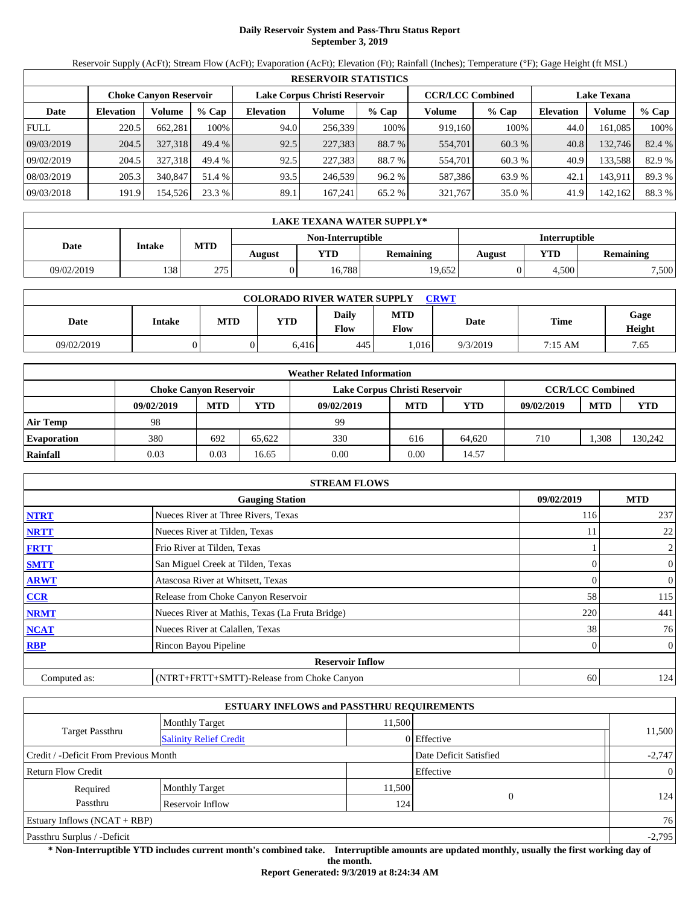# Daily Reservoir System and Pass-Thru Status Report
**September 3, 2019**

Reservoir Supply (AcFt); Stream Flow (AcFt); Evaporation (AcFt); Elevation (Ft); Rainfall (Inches); Temperature (°F); Gage Height (ft MSL)

| RESERVOIR STATISTICS | | | | | | | | | | | |
|---|---|---|---|---|---|---|---|---|---|---|---|
| | Choke Canyon Reservoir | | | Lake Corpus Christi Reservoir | | | CCR/LCC Combined | | Lake Texana | | |
| Date | Elevation | Volume | % Cap | Elevation | Volume | % Cap | Volume | % Cap | Elevation | Volume | % Cap |
| FULL | 220.5 | 662,281 | 100% | 94.0 | 256,339 | 100% | 919,160 | 100% | 44.0 | 161,085 | 100% |
| 09/03/2019 | 204.5 | 327,318 | 49.4 % | 92.5 | 227,383 | 88.7 % | 554,701 | 60.3 % | 40.8 | 132,746 | 82.4 % |
| 09/02/2019 | 204.5 | 327,318 | 49.4 % | 92.5 | 227,383 | 88.7 % | 554,701 | 60.3 % | 40.9 | 133,588 | 82.9 % |
| 08/03/2019 | 205.3 | 340,847 | 51.4 % | 93.5 | 246,539 | 96.2 % | 587,386 | 63.9 % | 42.1 | 143,911 | 89.3 % |
| 09/03/2018 | 191.9 | 154,526 | 23.3 % | 89.1 | 167,241 | 65.2 % | 321,767 | 35.0 % | 41.9 | 142,162 | 88.3 % |

| LAKE TEXANA WATER SUPPLY* | | | | | | | | |
|---|---|---|---|---|---|---|---|---|
| Date | Intake | MTD | Non-Interruptible | | | Interruptible | | |
| | | | August | YTD | Remaining | August | YTD | Remaining |
| 09/02/2019 | 138 | 275 | 0 | 16,788 | 19,652 | 0 | 4,500 | 7,500 |

| COLORADO RIVER WATER SUPPLY CRWT | | | | | | | | |
|---|---|---|---|---|---|---|---|---|
| Date | Intake | MTD | YTD | Daily Flow | MTD Flow | Date | Time | Gage Height |
| 09/02/2019 | 0 | 0 | 6,416 | 445 | 1,016 | 9/3/2019 | 7:15 AM | 7.65 |

| Weather Related Information | | | | | | | | | |
|---|---|---|---|---|---|---|---|---|---|
| | Choke Canyon Reservoir | | | Lake Corpus Christi Reservoir | | | CCR/LCC Combined | | |
| | 09/02/2019 | MTD | YTD | 09/02/2019 | MTD | YTD | 09/02/2019 | MTD | YTD |
| Air Temp | 98 | | | 99 | | | | | |
| Evaporation | 380 | 692 | 65,622 | 330 | 616 | 64,620 | 710 | 1,308 | 130,242 |
| Rainfall | 0.03 | 0.03 | 16.65 | 0.00 | 0.00 | 14.57 | | | |

| STREAM FLOWS | | | |
|---|---|---|---|
| | Gauging Station | 09/02/2019 | MTD |
| NTRT | Nueces River at Three Rivers, Texas | 116 | 237 |
| NRTT | Nueces River at Tilden, Texas | 11 | 22 |
| FRTT | Frio River at Tilden, Texas | 1 | 2 |
| SMTT | San Miguel Creek at Tilden, Texas | 0 | 0 |
| ARWT | Atascosa River at Whitsett, Texas | 0 | 0 |
| CCR | Release from Choke Canyon Reservoir | 58 | 115 |
| NRMT | Nueces River at Mathis, Texas (La Fruta Bridge) | 220 | 441 |
| NCAT | Nueces River at Calallen, Texas | 38 | 76 |
| RBP | Rincon Bayou Pipeline | 0 | 0 |
| **Reservoir Inflow** | | | |
| Computed as: | (NTRT+FRTT+SMTT)-Release from Choke Canyon | 60 | 124 |

| ESTUARY INFLOWS and PASSTHRU REQUIREMENTS | | | | |
|---|---|---|---|---|
| Target Passthru | Monthly Target | 11,500 | | 11,500 |
| | Salinity Relief Credit | 0 | Effective | |
| Credit / -Deficit From Previous Month | | | Date Deficit Satisfied | -2,747 |
| Return Flow Credit | | | Effective | 0 |
| Required Passthru | Monthly Target | 11,500 | 0 | 124 |
| | Reservoir Inflow | 124 | | |
| Estuary Inflows (NCAT + RBP) | | | | 76 |
| Passthru Surplus / -Deficit | | | | -2,795 |

**\* Non-Interruptible YTD includes current month's combined take. Interruptible amounts are updated monthly, usually the first working day of the month.**

**Report Generated: 9/3/2019 at 8:24:34 AM**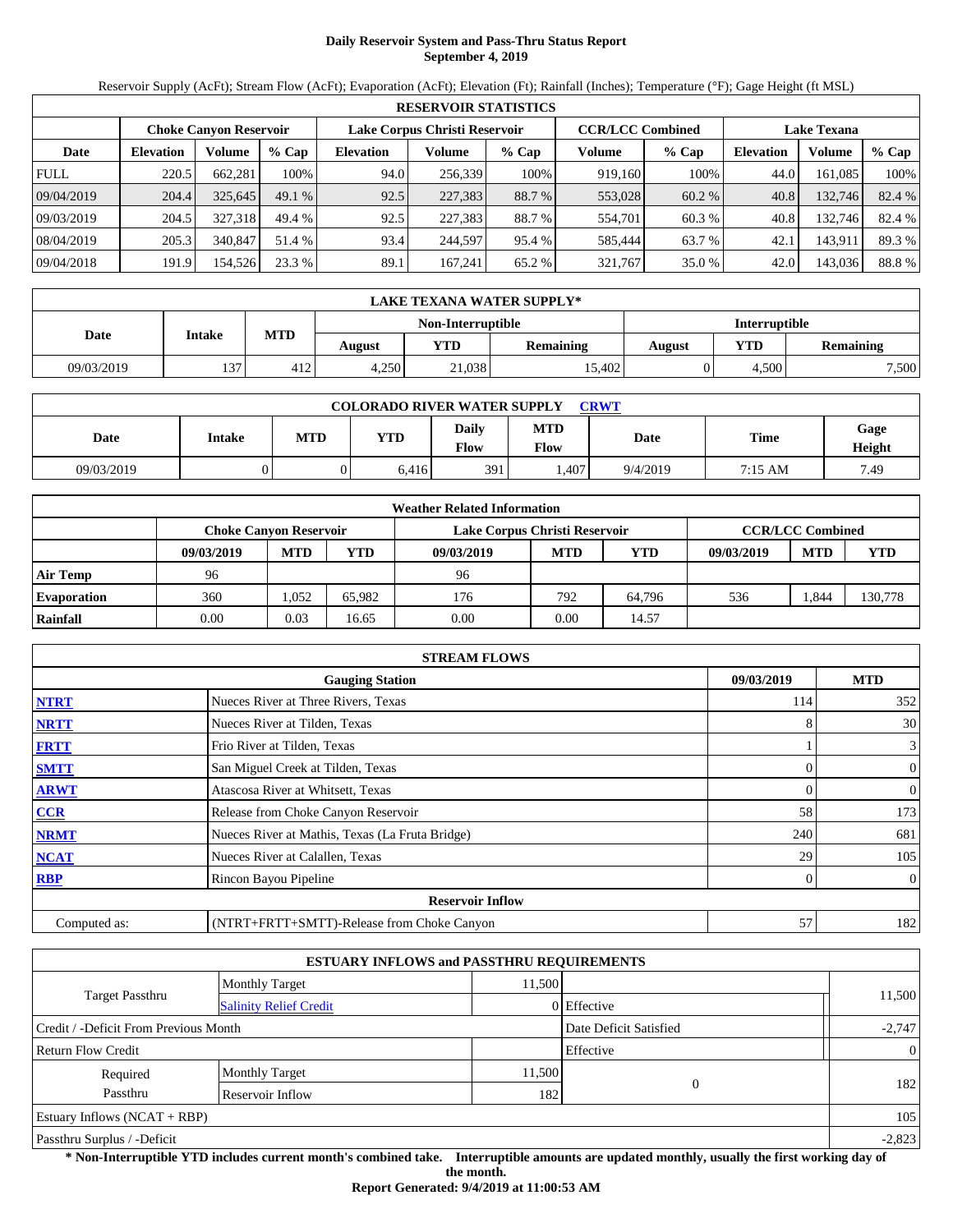# Daily Reservoir System and Pass-Thru Status Report
## September 4, 2019

Reservoir Supply (AcFt); Stream Flow (AcFt); Evaporation (AcFt); Elevation (Ft); Rainfall (Inches); Temperature (°F); Gage Height (ft MSL)

| RESERVOIR STATISTICS | | | | | | | | | | | |
|---|---|---|---|---|---|---|---|---|---|---|---|
| | Choke Canyon Reservoir | | | Lake Corpus Christi Reservoir | | | CCR/LCC Combined | | Lake Texana | | |
| Date | Elevation | Volume | % Cap | Elevation | Volume | % Cap | Volume | % Cap | Elevation | Volume | % Cap |
| FULL | 220.5 | 662,281 | 100% | 94.0 | 256,339 | 100% | 919,160 | 100% | 44.0 | 161,085 | 100% |
| 09/04/2019 | 204.4 | 325,645 | 49.1 % | 92.5 | 227,383 | 88.7 % | 553,028 | 60.2 % | 40.8 | 132,746 | 82.4 % |
| 09/03/2019 | 204.5 | 327,318 | 49.4 % | 92.5 | 227,383 | 88.7 % | 554,701 | 60.3 % | 40.8 | 132,746 | 82.4 % |
| 08/04/2019 | 205.3 | 340,847 | 51.4 % | 93.4 | 244,597 | 95.4 % | 585,444 | 63.7 % | 42.1 | 143,911 | 89.3 % |
| 09/04/2018 | 191.9 | 154,526 | 23.3 % | 89.1 | 167,241 | 65.2 % | 321,767 | 35.0 % | 42.0 | 143,036 | 88.8 % |

| LAKE TEXANA WATER SUPPLY* | | | | | | | | |
|---|---|---|---|---|---|---|---|---|
| Date | Intake | MTD | Non-Interruptible | | | Interruptible | | |
| | | | August | YTD | Remaining | August | YTD | Remaining |
| 09/03/2019 | 137 | 412 | 4,250 | 21,038 | 15,402 | 0 | 4,500 | 7,500 |

| COLORADO RIVER WATER SUPPLY CRWT | | | | | | | | |
|---|---|---|---|---|---|---|---|---|
| Date | Intake | MTD | YTD | Daily Flow | MTD Flow | Date | Time | Gage Height |
| 09/03/2019 | 0 | 0 | 6,416 | 391 | 1,407 | 9/4/2019 | 7:15 AM | 7.49 |

| Weather Related Information | | | | | | | | | |
|---|---|---|---|---|---|---|---|---|---|
| | Choke Canyon Reservoir | | | Lake Corpus Christi Reservoir | | | CCR/LCC Combined | | |
| | 09/03/2019 | MTD | YTD | 09/03/2019 | MTD | YTD | 09/03/2019 | MTD | YTD |
| Air Temp | 96 | | | 96 | | | | | |
| Evaporation | 360 | 1,052 | 65,982 | 176 | 792 | 64,796 | 536 | 1,844 | 130,778 |
| Rainfall | 0.00 | 0.03 | 16.65 | 0.00 | 0.00 | 14.57 | | | |

| STREAM FLOWS | | | |
|---|---|---|---|
| | Gauging Station | 09/03/2019 | MTD |
| NTRT | Nueces River at Three Rivers, Texas | 114 | 352 |
| NRTT | Nueces River at Tilden, Texas | 8 | 30 |
| FRTT | Frio River at Tilden, Texas | 1 | 3 |
| SMTT | San Miguel Creek at Tilden, Texas | 0 | 0 |
| ARWT | Atascosa River at Whitsett, Texas | 0 | 0 |
| CCR | Release from Choke Canyon Reservoir | 58 | 173 |
| NRMT | Nueces River at Mathis, Texas (La Fruta Bridge) | 240 | 681 |
| NCAT | Nueces River at Calallen, Texas | 29 | 105 |
| RBP | Rincon Bayou Pipeline | 0 | 0 |
| | Reservoir Inflow | | |
| Computed as: | (NTRT+FRTT+SMTT)-Release from Choke Canyon | 57 | 182 |

| ESTUARY INFLOWS and PASSTHRU REQUIREMENTS | | | | |
|---|---|---|---|---|
| Target Passthru | Monthly Target | 11,500 | | 11,500 |
| | Salinity Relief Credit | 0 | Effective | |
| Credit / -Deficit From Previous Month | | | Date Deficit Satisfied | -2,747 |
| Return Flow Credit | | | Effective | 0 |
| Required Passthru | Monthly Target | 11,500 | 0 | 182 |
| | Reservoir Inflow | 182 | | |
| Estuary Inflows (NCAT + RBP) | | | | 105 |
| Passthru Surplus / -Deficit | | | | -2,823 |

**\* Non-Interruptible YTD includes current month's combined take. Interruptible amounts are updated monthly, usually the first working day of the month.**

**Report Generated: 9/4/2019 at 11:00:53 AM**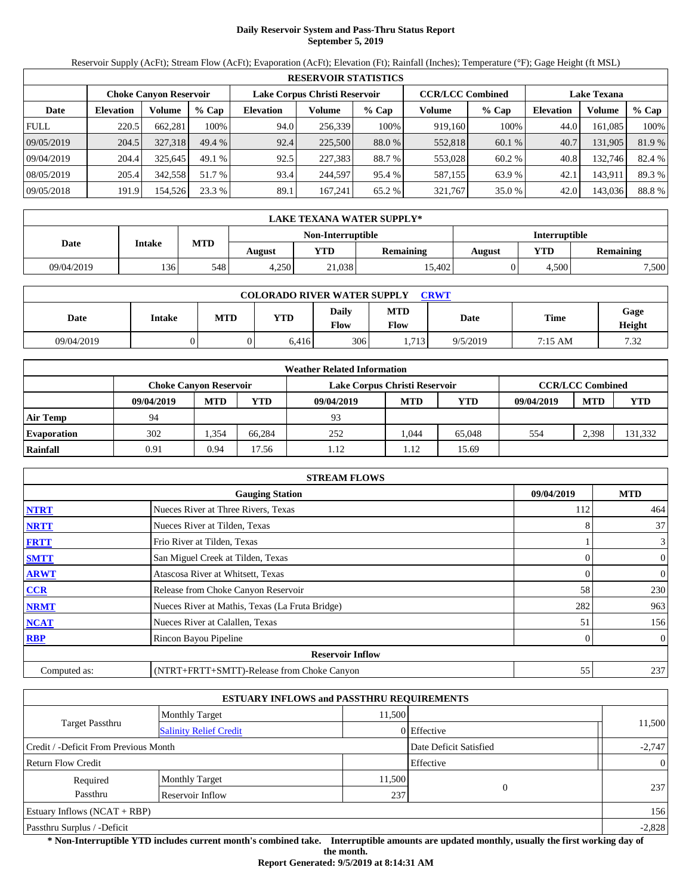# Daily Reservoir System and Pass-Thru Status Report
## September 5, 2019

Reservoir Supply (AcFt); Stream Flow (AcFt); Evaporation (AcFt); Elevation (Ft); Rainfall (Inches); Temperature (°F); Gage Height (ft MSL)

| RESERVOIR STATISTICS | | | | | | | | | | | |
|---|---|---|---|---|---|---|---|---|---|---|---|
| | Choke Canyon Reservoir | | | Lake Corpus Christi Reservoir | | | CCR/LCC Combined | | Lake Texana | | |
| Date | Elevation | Volume | % Cap | Elevation | Volume | % Cap | Volume | % Cap | Elevation | Volume | % Cap |
| FULL | 220.5 | 662,281 | 100% | 94.0 | 256,339 | 100% | 919,160 | 100% | 44.0 | 161,085 | 100% |
| 09/05/2019 | 204.5 | 327,318 | 49.4 % | 92.4 | 225,500 | 88.0 % | 552,818 | 60.1 % | 40.7 | 131,905 | 81.9 % |
| 09/04/2019 | 204.4 | 325,645 | 49.1 % | 92.5 | 227,383 | 88.7 % | 553,028 | 60.2 % | 40.8 | 132,746 | 82.4 % |
| 08/05/2019 | 205.4 | 342,558 | 51.7 % | 93.4 | 244,597 | 95.4 % | 587,155 | 63.9 % | 42.1 | 143,911 | 89.3 % |
| 09/05/2018 | 191.9 | 154,526 | 23.3 % | 89.1 | 167,241 | 65.2 % | 321,767 | 35.0 % | 42.0 | 143,036 | 88.8 % |

| LAKE TEXANA WATER SUPPLY* | | | | | | | | |
|---|---|---|---|---|---|---|---|---|
| Date | Intake | MTD | Non-Interruptible | | | Interruptible | | |
| | | | August | YTD | Remaining | August | YTD | Remaining |
| 09/04/2019 | 136 | 548 | 4,250 | 21,038 | 15,402 | 0 | 4,500 | 7,500 |

| COLORADO RIVER WATER SUPPLY CRWT | | | | | | | | |
|---|---|---|---|---|---|---|---|---|
| Date | Intake | MTD | YTD | Daily Flow | MTD Flow | Date | Time | Gage Height |
| 09/04/2019 | 0 | 0 | 6,416 | 306 | 1,713 | 9/5/2019 | 7:15 AM | 7.32 |

| Weather Related Information | | | | | | | | | |
|---|---|---|---|---|---|---|---|---|---|
| | Choke Canyon Reservoir | | | Lake Corpus Christi Reservoir | | | CCR/LCC Combined | | |
| | 09/04/2019 | MTD | YTD | 09/04/2019 | MTD | YTD | 09/04/2019 | MTD | YTD |
| Air Temp | 94 | | | 93 | | | | | |
| Evaporation | 302 | 1,354 | 66,284 | 252 | 1,044 | 65,048 | 554 | 2,398 | 131,332 |
| Rainfall | 0.91 | 0.94 | 17.56 | 1.12 | 1.12 | 15.69 | | | |

| STREAM FLOWS | | | |
|---|---|---|---|
| | Gauging Station | 09/04/2019 | MTD |
| NTRT | Nueces River at Three Rivers, Texas | 112 | 464 |
| NRTT | Nueces River at Tilden, Texas | 8 | 37 |
| FRTT | Frio River at Tilden, Texas | 1 | 3 |
| SMTT | San Miguel Creek at Tilden, Texas | 0 | 0 |
| ARWT | Atascosa River at Whitsett, Texas | 0 | 0 |
| CCR | Release from Choke Canyon Reservoir | 58 | 230 |
| NRMT | Nueces River at Mathis, Texas (La Fruta Bridge) | 282 | 963 |
| NCAT | Nueces River at Calallen, Texas | 51 | 156 |
| RBP | Rincon Bayou Pipeline | 0 | 0 |
| | Reservoir Inflow | | |
| Computed as: | (NTRT+FRTT+SMTT)-Release from Choke Canyon | 55 | 237 |

| ESTUARY INFLOWS and PASSTHRU REQUIREMENTS | | | | |
|---|---|---|---|---|
| Target Passthru | Monthly Target | 11,500 | | 11,500 |
| | Salinity Relief Credit | 0 | Effective | |
| Credit / -Deficit From Previous Month | | | Date Deficit Satisfied | -2,747 |
| Return Flow Credit | | | Effective | 0 |
| Required Passthru | Monthly Target | 11,500 | 0 | 237 |
| | Reservoir Inflow | 237 | | |
| Estuary Inflows (NCAT + RBP) | | | | 156 |
| Passthru Surplus / -Deficit | | | | -2,828 |

**\* Non-Interruptible YTD includes current month's combined take. Interruptible amounts are updated monthly, usually the first working day of the month.**

**Report Generated: 9/5/2019 at 8:14:31 AM**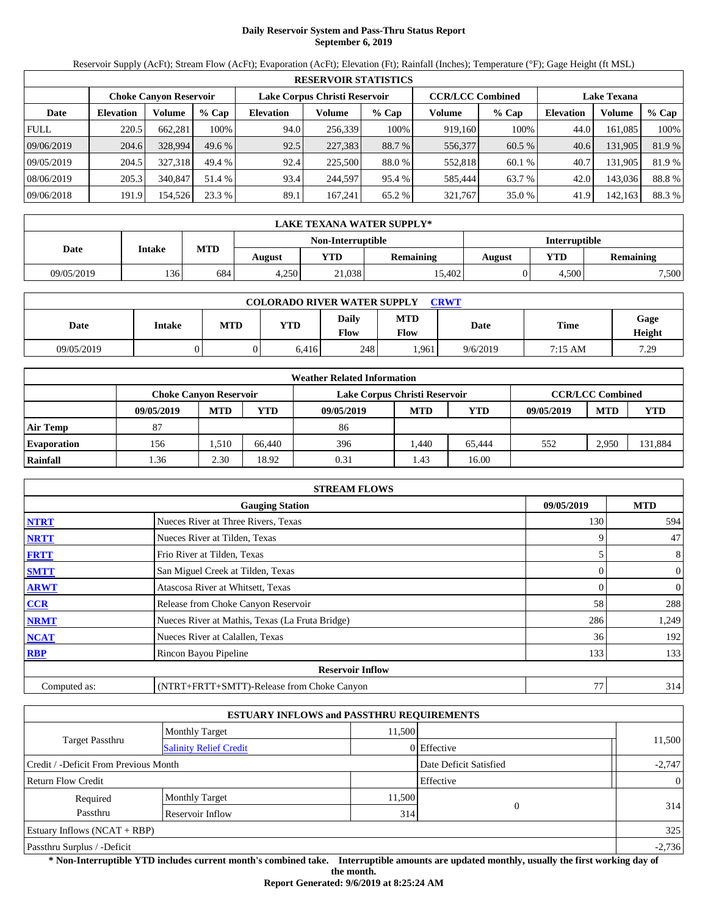# Daily Reservoir System and Pass-Thru Status Report
## September 6, 2019

Reservoir Supply (AcFt); Stream Flow (AcFt); Evaporation (AcFt); Elevation (Ft); Rainfall (Inches); Temperature (°F); Gage Height (ft MSL)

| RESERVOIR STATISTICS | | | | | | | | | | | |
|---|---|---|---|---|---|---|---|---|---|---|---|
| | Choke Canyon Reservoir | | | Lake Corpus Christi Reservoir | | | CCR/LCC Combined | | Lake Texana | | |
| Date | Elevation | Volume | % Cap | Elevation | Volume | % Cap | Volume | % Cap | Elevation | Volume | % Cap |
| FULL | 220.5 | 662,281 | 100% | 94.0 | 256,339 | 100% | 919,160 | 100% | 44.0 | 161,085 | 100% |
| 09/06/2019 | 204.6 | 328,994 | 49.6 % | 92.5 | 227,383 | 88.7 % | 556,377 | 60.5 % | 40.6 | 131,905 | 81.9 % |
| 09/05/2019 | 204.5 | 327,318 | 49.4 % | 92.4 | 225,500 | 88.0 % | 552,818 | 60.1 % | 40.7 | 131,905 | 81.9 % |
| 08/06/2019 | 205.3 | 340,847 | 51.4 % | 93.4 | 244,597 | 95.4 % | 585,444 | 63.7 % | 42.0 | 143,036 | 88.8 % |
| 09/06/2018 | 191.9 | 154,526 | 23.3 % | 89.1 | 167,241 | 65.2 % | 321,767 | 35.0 % | 41.9 | 142,163 | 88.3 % |

| LAKE TEXANA WATER SUPPLY* | | | | | | | | |
|---|---|---|---|---|---|---|---|---|
| Date | Intake | MTD | Non-Interruptible | | | Interruptible | | |
| | | | August | YTD | Remaining | August | YTD | Remaining |
| 09/05/2019 | 136 | 684 | 4,250 | 21,038 | 15,402 | 0 | 4,500 | 7,500 |

| COLORADO RIVER WATER SUPPLY CRWT | | | | | | | | |
|---|---|---|---|---|---|---|---|---|
| Date | Intake | MTD | YTD | Daily Flow | MTD Flow | Date | Time | Gage Height |
| 09/05/2019 | 0 | 0 | 6,416 | 248 | 1,961 | 9/6/2019 | 7:15 AM | 7.29 |

| Weather Related Information | | | | | | | | | |
|---|---|---|---|---|---|---|---|---|---|
| | Choke Canyon Reservoir | | | Lake Corpus Christi Reservoir | | | CCR/LCC Combined | | |
| | 09/05/2019 | MTD | YTD | 09/05/2019 | MTD | YTD | 09/05/2019 | MTD | YTD |
| Air Temp | 87 | | | 86 | | | | | |
| Evaporation | 156 | 1,510 | 66,440 | 396 | 1,440 | 65,444 | 552 | 2,950 | 131,884 |
| Rainfall | 1.36 | 2.30 | 18.92 | 0.31 | 1.43 | 16.00 | | | |

| STREAM FLOWS | | | |
|---|---|---|---|
| | Gauging Station | 09/05/2019 | MTD |
| NTRT | Nueces River at Three Rivers, Texas | 130 | 594 |
| NRTT | Nueces River at Tilden, Texas | 9 | 47 |
| FRTT | Frio River at Tilden, Texas | 5 | 8 |
| SMTT | San Miguel Creek at Tilden, Texas | 0 | 0 |
| ARWT | Atascosa River at Whitsett, Texas | 0 | 0 |
| CCR | Release from Choke Canyon Reservoir | 58 | 288 |
| NRMT | Nueces River at Mathis, Texas (La Fruta Bridge) | 286 | 1,249 |
| NCAT | Nueces River at Calallen, Texas | 36 | 192 |
| RBP | Rincon Bayou Pipeline | 133 | 133 |
| Reservoir Inflow | | | |
| Computed as: | (NTRT+FRTT+SMTT)-Release from Choke Canyon | 77 | 314 |

| ESTUARY INFLOWS and PASSTHRU REQUIREMENTS | | | | |
|---|---|---|---|---|
| Target Passthru | Monthly Target | 11,500 | | 11,500 |
| | Salinity Relief Credit | 0 | Effective | |
| Credit / -Deficit From Previous Month | | | Date Deficit Satisfied | -2,747 |
| Return Flow Credit | | | Effective | 0 |
| Required Passthru | Monthly Target | 11,500 | 0 | 314 |
| | Reservoir Inflow | 314 | | |
| Estuary Inflows (NCAT + RBP) | | | | 325 |
| Passthru Surplus / -Deficit | | | | -2,736 |

**\* Non-Interruptible YTD includes current month's combined take. Interruptible amounts are updated monthly, usually the first working day of the month.**

**Report Generated: 9/6/2019 at 8:25:24 AM**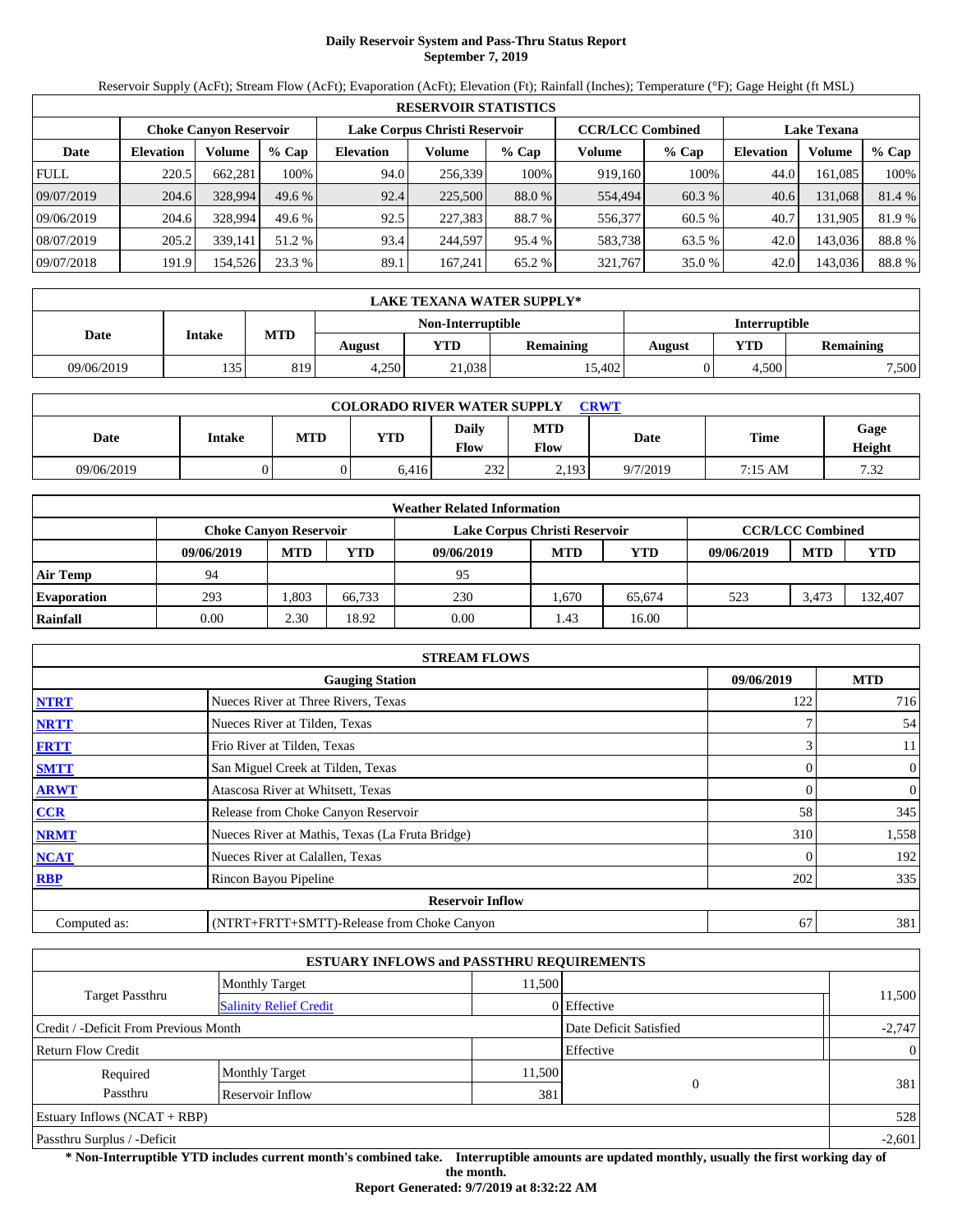# Daily Reservoir System and Pass-Thru Status Report
## September 7, 2019

Reservoir Supply (AcFt); Stream Flow (AcFt); Evaporation (AcFt); Elevation (Ft); Rainfall (Inches); Temperature (°F); Gage Height (ft MSL)

| RESERVOIR STATISTICS | | | | | | | | | | | |
|---|---|---|---|---|---|---|---|---|---|---|---|
| | Choke Canyon Reservoir | | | Lake Corpus Christi Reservoir | | | CCR/LCC Combined | | Lake Texana | | |
| Date | Elevation | Volume | % Cap | Elevation | Volume | % Cap | Volume | % Cap | Elevation | Volume | % Cap |
| FULL | 220.5 | 662,281 | 100% | 94.0 | 256,339 | 100% | 919,160 | 100% | 44.0 | 161,085 | 100% |
| 09/07/2019 | 204.6 | 328,994 | 49.6 % | 92.4 | 225,500 | 88.0 % | 554,494 | 60.3 % | 40.6 | 131,068 | 81.4 % |
| 09/06/2019 | 204.6 | 328,994 | 49.6 % | 92.5 | 227,383 | 88.7 % | 556,377 | 60.5 % | 40.7 | 131,905 | 81.9 % |
| 08/07/2019 | 205.2 | 339,141 | 51.2 % | 93.4 | 244,597 | 95.4 % | 583,738 | 63.5 % | 42.0 | 143,036 | 88.8 % |
| 09/07/2018 | 191.9 | 154,526 | 23.3 % | 89.1 | 167,241 | 65.2 % | 321,767 | 35.0 % | 42.0 | 143,036 | 88.8 % |

| LAKE TEXANA WATER SUPPLY* | | | | | | | | |
|---|---|---|---|---|---|---|---|---|
| Date | Intake | MTD | Non-Interruptible | | | Interruptible | | |
| | | | August | YTD | Remaining | August | YTD | Remaining |
| 09/06/2019 | 135 | 819 | 4,250 | 21,038 | 15,402 | 0 | 4,500 | 7,500 |

| COLORADO RIVER WATER SUPPLY CRWT | | | | | | | | |
|---|---|---|---|---|---|---|---|---|
| Date | Intake | MTD | YTD | Daily Flow | MTD Flow | Date | Time | Gage Height |
| 09/06/2019 | 0 | 0 | 6,416 | 232 | 2,193 | 9/7/2019 | 7:15 AM | 7.32 |

| Weather Related Information | | | | | | | | | |
|---|---|---|---|---|---|---|---|---|---|
| | Choke Canyon Reservoir | | | Lake Corpus Christi Reservoir | | | CCR/LCC Combined | | |
| | 09/06/2019 | MTD | YTD | 09/06/2019 | MTD | YTD | 09/06/2019 | MTD | YTD |
| Air Temp | 94 | | | 95 | | | | | |
| Evaporation | 293 | 1,803 | 66,733 | 230 | 1,670 | 65,674 | 523 | 3,473 | 132,407 |
| Rainfall | 0.00 | 2.30 | 18.92 | 0.00 | 1.43 | 16.00 | | | |

| STREAM FLOWS | | | |
|---|---|---|---|
| | Gauging Station | 09/06/2019 | MTD |
| NTRT | Nueces River at Three Rivers, Texas | 122 | 716 |
| NRTT | Nueces River at Tilden, Texas | 7 | 54 |
| FRTT | Frio River at Tilden, Texas | 3 | 11 |
| SMTT | San Miguel Creek at Tilden, Texas | 0 | 0 |
| ARWT | Atascosa River at Whitsett, Texas | 0 | 0 |
| CCR | Release from Choke Canyon Reservoir | 58 | 345 |
| NRMT | Nueces River at Mathis, Texas (La Fruta Bridge) | 310 | 1,558 |
| NCAT | Nueces River at Calallen, Texas | 0 | 192 |
| RBP | Rincon Bayou Pipeline | 202 | 335 |
| | Reservoir Inflow | | |
| Computed as: | (NTRT+FRTT+SMTT)-Release from Choke Canyon | 67 | 381 |

| ESTUARY INFLOWS and PASSTHRU REQUIREMENTS | | | | |
|---|---|---|---|---|
| Target Passthru | Monthly Target | 11,500 | | 11,500 |
| | Salinity Relief Credit | 0 | Effective | |
| Credit / -Deficit From Previous Month | | | Date Deficit Satisfied | -2,747 |
| Return Flow Credit | | | Effective | 0 |
| Required Passthru | Monthly Target | 11,500 | 0 | 381 |
| | Reservoir Inflow | 381 | | |
| Estuary Inflows (NCAT + RBP) | | | | 528 |
| Passthru Surplus / -Deficit | | | | -2,601 |

**\* Non-Interruptible YTD includes current month's combined take. Interruptible amounts are updated monthly, usually the first working day of the month.**

**Report Generated: 9/7/2019 at 8:32:22 AM**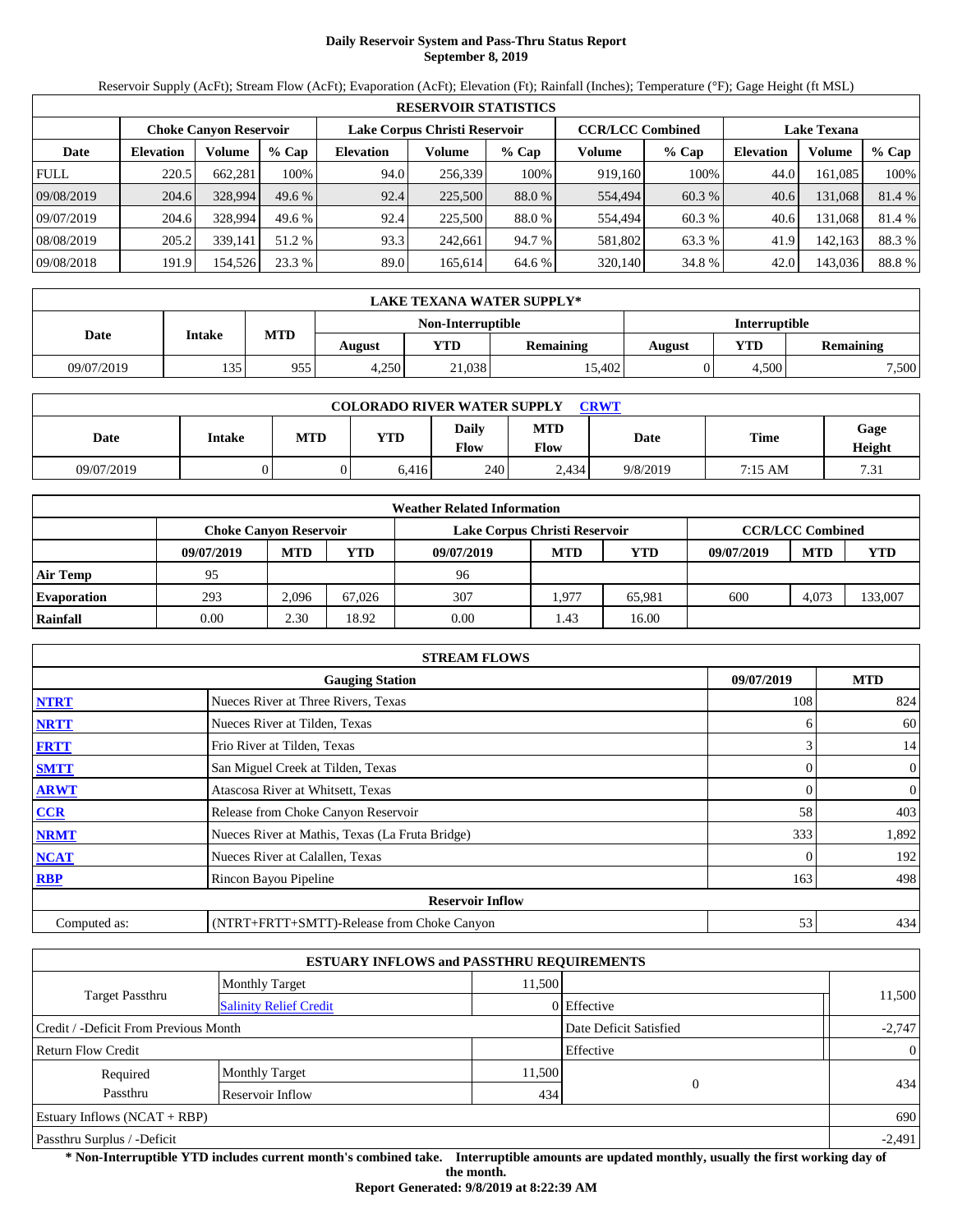# Daily Reservoir System and Pass-Thru Status Report
## September 8, 2019

Reservoir Supply (AcFt); Stream Flow (AcFt); Evaporation (AcFt); Elevation (Ft); Rainfall (Inches); Temperature (°F); Gage Height (ft MSL)

| RESERVOIR STATISTICS | | | | | | | | | | | |
|---|---|---|---|---|---|---|---|---|---|---|---|
| | Choke Canyon Reservoir | | | Lake Corpus Christi Reservoir | | | CCR/LCC Combined | | Lake Texana | | |
| Date | Elevation | Volume | % Cap | Elevation | Volume | % Cap | Volume | % Cap | Elevation | Volume | % Cap |
| FULL | 220.5 | 662,281 | 100% | 94.0 | 256,339 | 100% | 919,160 | 100% | 44.0 | 161,085 | 100% |
| 09/08/2019 | 204.6 | 328,994 | 49.6 % | 92.4 | 225,500 | 88.0 % | 554,494 | 60.3 % | 40.6 | 131,068 | 81.4 % |
| 09/07/2019 | 204.6 | 328,994 | 49.6 % | 92.4 | 225,500 | 88.0 % | 554,494 | 60.3 % | 40.6 | 131,068 | 81.4 % |
| 08/08/2019 | 205.2 | 339,141 | 51.2 % | 93.3 | 242,661 | 94.7 % | 581,802 | 63.3 % | 41.9 | 142,163 | 88.3 % |
| 09/08/2018 | 191.9 | 154,526 | 23.3 % | 89.0 | 165,614 | 64.6 % | 320,140 | 34.8 % | 42.0 | 143,036 | 88.8 % |

| LAKE TEXANA WATER SUPPLY* | | | | | | | | |
|---|---|---|---|---|---|---|---|---|
| Date | Intake | MTD | Non-Interruptible | | | Interruptible | | |
| | | | August | YTD | Remaining | August | YTD | Remaining |
| 09/07/2019 | 135 | 955 | 4,250 | 21,038 | 15,402 | 0 | 4,500 | 7,500 |

| COLORADO RIVER WATER SUPPLY CRWT | | | | | | | | |
|---|---|---|---|---|---|---|---|---|
| Date | Intake | MTD | YTD | Daily Flow | MTD Flow | Date | Time | Gage Height |
| 09/07/2019 | 0 | 0 | 6,416 | 240 | 2,434 | 9/8/2019 | 7:15 AM | 7.31 |

| Weather Related Information | | | | | | | | | |
|---|---|---|---|---|---|---|---|---|---|
| | Choke Canyon Reservoir | | | Lake Corpus Christi Reservoir | | | CCR/LCC Combined | | |
| | 09/07/2019 | MTD | YTD | 09/07/2019 | MTD | YTD | 09/07/2019 | MTD | YTD |
| Air Temp | 95 | | | 96 | | | | | |
| Evaporation | 293 | 2,096 | 67,026 | 307 | 1,977 | 65,981 | 600 | 4,073 | 133,007 |
| Rainfall | 0.00 | 2.30 | 18.92 | 0.00 | 1.43 | 16.00 | | | |

| STREAM FLOWS | | | |
|---|---|---|---|
| | Gauging Station | 09/07/2019 | MTD |
| NTRT | Nueces River at Three Rivers, Texas | 108 | 824 |
| NRTT | Nueces River at Tilden, Texas | 6 | 60 |
| FRTT | Frio River at Tilden, Texas | 3 | 14 |
| SMTT | San Miguel Creek at Tilden, Texas | 0 | 0 |
| ARWT | Atascosa River at Whitsett, Texas | 0 | 0 |
| CCR | Release from Choke Canyon Reservoir | 58 | 403 |
| NRMT | Nueces River at Mathis, Texas (La Fruta Bridge) | 333 | 1,892 |
| NCAT | Nueces River at Calallen, Texas | 0 | 192 |
| RBP | Rincon Bayou Pipeline | 163 | 498 |
| | Reservoir Inflow | | |
| Computed as: | (NTRT+FRTT+SMTT)-Release from Choke Canyon | 53 | 434 |

| ESTUARY INFLOWS and PASSTHRU REQUIREMENTS | | | | |
|---|---|---|---|---|
| Target Passthru | Monthly Target | 11,500 | | 11,500 |
| | Salinity Relief Credit | 0 | Effective | |
| Credit / -Deficit From Previous Month | | | Date Deficit Satisfied | -2,747 |
| Return Flow Credit | | | Effective | 0 |
| Required Passthru | Monthly Target | 11,500 | 0 | 434 |
| | Reservoir Inflow | 434 | | |
| Estuary Inflows (NCAT + RBP) | | | | 690 |
| Passthru Surplus / -Deficit | | | | -2,491 |

**\* Non-Interruptible YTD includes current month's combined take. Interruptible amounts are updated monthly, usually the first working day of the month.**

**Report Generated: 9/8/2019 at 8:22:39 AM**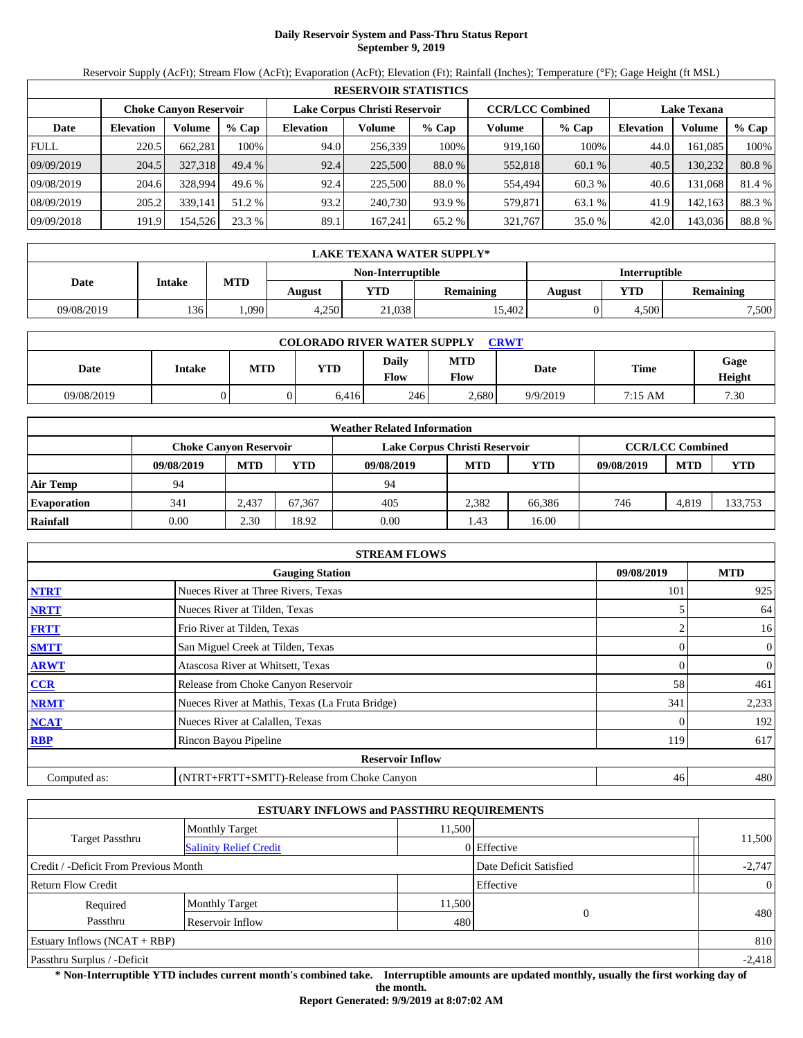# Daily Reservoir System and Pass-Thru Status Report
## September 9, 2019

Reservoir Supply (AcFt); Stream Flow (AcFt); Evaporation (AcFt); Elevation (Ft); Rainfall (Inches); Temperature (°F); Gage Height (ft MSL)

| RESERVOIR STATISTICS | | | | | | | | | | | |
|---|---|---|---|---|---|---|---|---|---|---|---|
| | Choke Canyon Reservoir | | | Lake Corpus Christi Reservoir | | | CCR/LCC Combined | | Lake Texana | | |
| Date | Elevation | Volume | % Cap | Elevation | Volume | % Cap | Volume | % Cap | Elevation | Volume | % Cap |
| FULL | 220.5 | 662,281 | 100% | 94.0 | 256,339 | 100% | 919,160 | 100% | 44.0 | 161,085 | 100% |
| 09/09/2019 | 204.5 | 327,318 | 49.4 % | 92.4 | 225,500 | 88.0 % | 552,818 | 60.1 % | 40.5 | 130,232 | 80.8 % |
| 09/08/2019 | 204.6 | 328,994 | 49.6 % | 92.4 | 225,500 | 88.0 % | 554,494 | 60.3 % | 40.6 | 131,068 | 81.4 % |
| 08/09/2019 | 205.2 | 339,141 | 51.2 % | 93.2 | 240,730 | 93.9 % | 579,871 | 63.1 % | 41.9 | 142,163 | 88.3 % |
| 09/09/2018 | 191.9 | 154,526 | 23.3 % | 89.1 | 167,241 | 65.2 % | 321,767 | 35.0 % | 42.0 | 143,036 | 88.8 % |

| LAKE TEXANA WATER SUPPLY* | | | | | | | | |
|---|---|---|---|---|---|---|---|---|
| Date | Intake | MTD | Non-Interruptible | | | Interruptible | | |
| | | | August | YTD | Remaining | August | YTD | Remaining |
| 09/08/2019 | 136 | 1,090 | 4,250 | 21,038 | 15,402 | 0 | 4,500 | 7,500 |

| COLORADO RIVER WATER SUPPLY CRWT | | | | | | | | |
|---|---|---|---|---|---|---|---|---|
| Date | Intake | MTD | YTD | Daily Flow | MTD Flow | Date | Time | Gage Height |
| 09/08/2019 | 0 | 0 | 6,416 | 246 | 2,680 | 9/9/2019 | 7:15 AM | 7.30 |

| Weather Related Information | | | | | | | | | |
|---|---|---|---|---|---|---|---|---|---|
| | Choke Canyon Reservoir | | | Lake Corpus Christi Reservoir | | | CCR/LCC Combined | | |
| | 09/08/2019 | MTD | YTD | 09/08/2019 | MTD | YTD | 09/08/2019 | MTD | YTD |
| Air Temp | 94 | | | 94 | | | | | |
| Evaporation | 341 | 2,437 | 67,367 | 405 | 2,382 | 66,386 | 746 | 4,819 | 133,753 |
| Rainfall | 0.00 | 2.30 | 18.92 | 0.00 | 1.43 | 16.00 | | | |

| STREAM FLOWS | | | |
|---|---|---|---|
| | Gauging Station | 09/08/2019 | MTD |
| NTRT | Nueces River at Three Rivers, Texas | 101 | 925 |
| NRTT | Nueces River at Tilden, Texas | 5 | 64 |
| FRTT | Frio River at Tilden, Texas | 2 | 16 |
| SMTT | San Miguel Creek at Tilden, Texas | 0 | 0 |
| ARWT | Atascosa River at Whitsett, Texas | 0 | 0 |
| CCR | Release from Choke Canyon Reservoir | 58 | 461 |
| NRMT | Nueces River at Mathis, Texas (La Fruta Bridge) | 341 | 2,233 |
| NCAT | Nueces River at Calallen, Texas | 0 | 192 |
| RBP | Rincon Bayou Pipeline | 119 | 617 |
| | **Reservoir Inflow** | | |
| Computed as: | (NTRT+FRTT+SMTT)-Release from Choke Canyon | 46 | 480 |

| ESTUARY INFLOWS and PASSTHRU REQUIREMENTS | | | | |
|---|---|---|---|---|
| Target Passthru | Monthly Target | 11,500 | | 11,500 |
| | Salinity Relief Credit | 0 | Effective | |
| Credit / -Deficit From Previous Month | | | Date Deficit Satisfied | -2,747 |
| Return Flow Credit | | | Effective | 0 |
| Required Passthru | Monthly Target | 11,500 | 0 | 480 |
| | Reservoir Inflow | 480 | | |
| Estuary Inflows (NCAT + RBP) | | | | 810 |
| Passthru Surplus / -Deficit | | | | -2,418 |

**\* Non-Interruptible YTD includes current month's combined take. Interruptible amounts are updated monthly, usually the first working day of the month.**

**Report Generated: 9/9/2019 at 8:07:02 AM**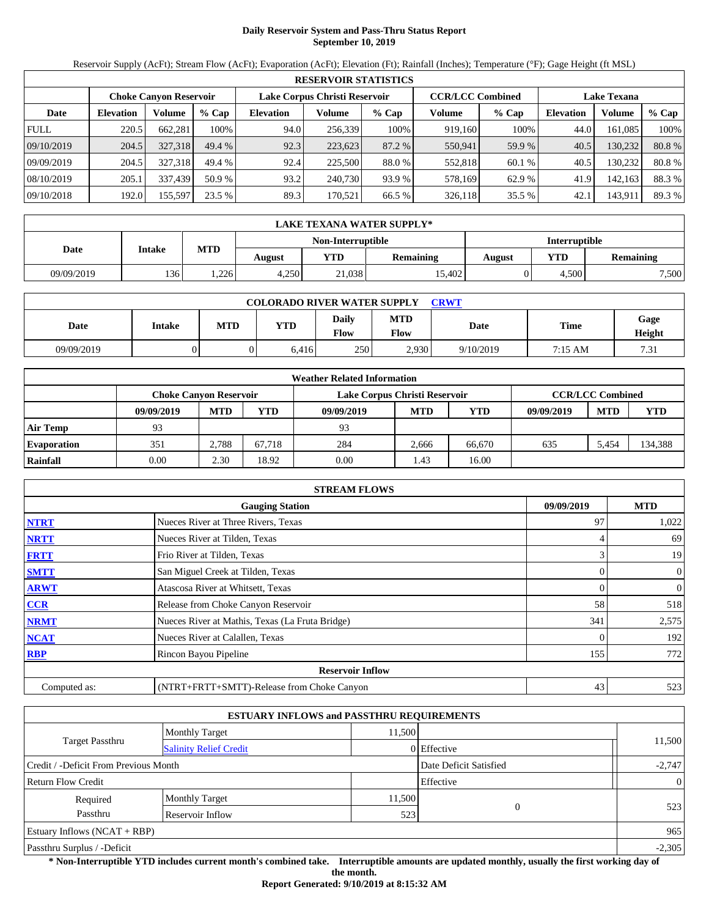# Daily Reservoir System and Pass-Thru Status Report
## September 10, 2019

Reservoir Supply (AcFt); Stream Flow (AcFt); Evaporation (AcFt); Elevation (Ft); Rainfall (Inches); Temperature (°F); Gage Height (ft MSL)

| RESERVOIR STATISTICS | | | | | | | | | | | |
|---|---|---|---|---|---|---|---|---|---|---|---|
| | Choke Canyon Reservoir | | | Lake Corpus Christi Reservoir | | | CCR/LCC Combined | | Lake Texana | | |
| Date | Elevation | Volume | % Cap | Elevation | Volume | % Cap | Volume | % Cap | Elevation | Volume | % Cap |
| FULL | 220.5 | 662,281 | 100% | 94.0 | 256,339 | 100% | 919,160 | 100% | 44.0 | 161,085 | 100% |
| 09/10/2019 | 204.5 | 327,318 | 49.4 % | 92.3 | 223,623 | 87.2 % | 550,941 | 59.9 % | 40.5 | 130,232 | 80.8 % |
| 09/09/2019 | 204.5 | 327,318 | 49.4 % | 92.4 | 225,500 | 88.0 % | 552,818 | 60.1 % | 40.5 | 130,232 | 80.8 % |
| 08/10/2019 | 205.1 | 337,439 | 50.9 % | 93.2 | 240,730 | 93.9 % | 578,169 | 62.9 % | 41.9 | 142,163 | 88.3 % |
| 09/10/2018 | 192.0 | 155,597 | 23.5 % | 89.3 | 170,521 | 66.5 % | 326,118 | 35.5 % | 42.1 | 143,911 | 89.3 % |

| LAKE TEXANA WATER SUPPLY* | | | | | | | | |
|---|---|---|---|---|---|---|---|---|
| Date | Intake | MTD | Non-Interruptible | | | Interruptible | | |
| | | | August | YTD | Remaining | August | YTD | Remaining |
| 09/09/2019 | 136 | 1,226 | 4,250 | 21,038 | 15,402 | 0 | 4,500 | 7,500 |

| COLORADO RIVER WATER SUPPLY CRWT | | | | | | | | |
|---|---|---|---|---|---|---|---|---|
| Date | Intake | MTD | YTD | Daily Flow | MTD Flow | Date | Time | Gage Height |
| 09/09/2019 | 0 | 0 | 6,416 | 250 | 2,930 | 9/10/2019 | 7:15 AM | 7.31 |

| Weather Related Information | | | | | | | | | |
|---|---|---|---|---|---|---|---|---|---|
| | Choke Canyon Reservoir | | | Lake Corpus Christi Reservoir | | | CCR/LCC Combined | | |
| | 09/09/2019 | MTD | YTD | 09/09/2019 | MTD | YTD | 09/09/2019 | MTD | YTD |
| Air Temp | 93 | | | 93 | | | | | |
| Evaporation | 351 | 2,788 | 67,718 | 284 | 2,666 | 66,670 | 635 | 5,454 | 134,388 |
| Rainfall | 0.00 | 2.30 | 18.92 | 0.00 | 1.43 | 16.00 | | | |

| STREAM FLOWS | | | |
|---|---|---|---|
| | Gauging Station | 09/09/2019 | MTD |
| NTRT | Nueces River at Three Rivers, Texas | 97 | 1,022 |
| NRTT | Nueces River at Tilden, Texas | 4 | 69 |
| FRTT | Frio River at Tilden, Texas | 3 | 19 |
| SMTT | San Miguel Creek at Tilden, Texas | 0 | 0 |
| ARWT | Atascosa River at Whitsett, Texas | 0 | 0 |
| CCR | Release from Choke Canyon Reservoir | 58 | 518 |
| NRMT | Nueces River at Mathis, Texas (La Fruta Bridge) | 341 | 2,575 |
| NCAT | Nueces River at Calallen, Texas | 0 | 192 |
| RBP | Rincon Bayou Pipeline | 155 | 772 |
| | Reservoir Inflow | | |
| Computed as: | (NTRT+FRTT+SMTT)-Release from Choke Canyon | 43 | 523 |

| ESTUARY INFLOWS and PASSTHRU REQUIREMENTS | | | | |
|---|---|---|---|---|
| Target Passthru | Monthly Target | 11,500 | | 11,500 |
| | Salinity Relief Credit | 0 | Effective | |
| Credit / -Deficit From Previous Month | | | Date Deficit Satisfied | -2,747 |
| Return Flow Credit | | | Effective | 0 |
| Required Passthru | Monthly Target | 11,500 | 0 | 523 |
| | Reservoir Inflow | 523 | | |
| Estuary Inflows (NCAT + RBP) | | | | 965 |
| Passthru Surplus / -Deficit | | | | -2,305 |

**\* Non-Interruptible YTD includes current month's combined take. Interruptible amounts are updated monthly, usually the first working day of the month.**

**Report Generated: 9/10/2019 at 8:15:32 AM**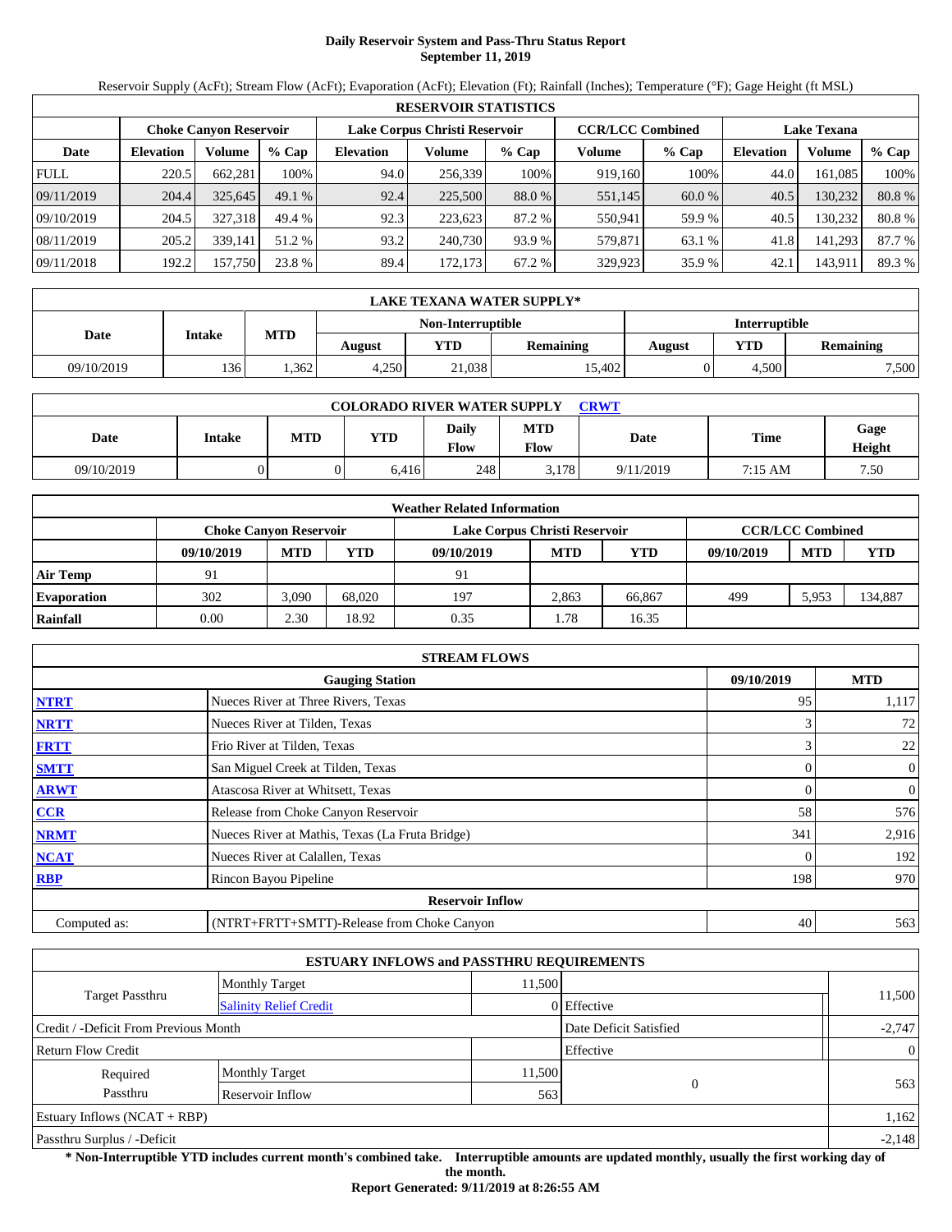# Daily Reservoir System and Pass-Thru Status Report
## September 11, 2019

Reservoir Supply (AcFt); Stream Flow (AcFt); Evaporation (AcFt); Elevation (Ft); Rainfall (Inches); Temperature (°F); Gage Height (ft MSL)

| RESERVOIR STATISTICS | | | | | | | | | | | |
|---|---|---|---|---|---|---|---|---|---|---|---|
| | Choke Canyon Reservoir | | | Lake Corpus Christi Reservoir | | | CCR/LCC Combined | | Lake Texana | | |
| Date | Elevation | Volume | % Cap | Elevation | Volume | % Cap | Volume | % Cap | Elevation | Volume | % Cap |
| FULL | 220.5 | 662,281 | 100% | 94.0 | 256,339 | 100% | 919,160 | 100% | 44.0 | 161,085 | 100% |
| 09/11/2019 | 204.4 | 325,645 | 49.1 % | 92.4 | 225,500 | 88.0 % | 551,145 | 60.0 % | 40.5 | 130,232 | 80.8 % |
| 09/10/2019 | 204.5 | 327,318 | 49.4 % | 92.3 | 223,623 | 87.2 % | 550,941 | 59.9 % | 40.5 | 130,232 | 80.8 % |
| 08/11/2019 | 205.2 | 339,141 | 51.2 % | 93.2 | 240,730 | 93.9 % | 579,871 | 63.1 % | 41.8 | 141,293 | 87.7 % |
| 09/11/2018 | 192.2 | 157,750 | 23.8 % | 89.4 | 172,173 | 67.2 % | 329,923 | 35.9 % | 42.1 | 143,911 | 89.3 % |

| LAKE TEXANA WATER SUPPLY* | | | | | | | | |
|---|---|---|---|---|---|---|---|---|
| Date | Intake | MTD | Non-Interruptible | | | Interruptible | | |
| | | | August | YTD | Remaining | August | YTD | Remaining |
| 09/10/2019 | 136 | 1,362 | 4,250 | 21,038 | 15,402 | 0 | 4,500 | 7,500 |

| COLORADO RIVER WATER SUPPLY CRWT | | | | | | | | |
|---|---|---|---|---|---|---|---|---|
| Date | Intake | MTD | YTD | Daily Flow | MTD Flow | Date | Time | Gage Height |
| 09/10/2019 | 0 | 0 | 6,416 | 248 | 3,178 | 9/11/2019 | 7:15 AM | 7.50 |

| Weather Related Information | | | | | | | | | |
|---|---|---|---|---|---|---|---|---|---|
| | Choke Canyon Reservoir | | | Lake Corpus Christi Reservoir | | | CCR/LCC Combined | | |
| | 09/10/2019 | MTD | YTD | 09/10/2019 | MTD | YTD | 09/10/2019 | MTD | YTD |
| Air Temp | 91 | | | 91 | | | | | |
| Evaporation | 302 | 3,090 | 68,020 | 197 | 2,863 | 66,867 | 499 | 5,953 | 134,887 |
| Rainfall | 0.00 | 2.30 | 18.92 | 0.35 | 1.78 | 16.35 | | | |

| STREAM FLOWS | | | |
|---|---|---|---|
| | Gauging Station | 09/10/2019 | MTD |
| NTRT | Nueces River at Three Rivers, Texas | 95 | 1,117 |
| NRTT | Nueces River at Tilden, Texas | 3 | 72 |
| FRTT | Frio River at Tilden, Texas | 3 | 22 |
| SMTT | San Miguel Creek at Tilden, Texas | 0 | 0 |
| ARWT | Atascosa River at Whitsett, Texas | 0 | 0 |
| CCR | Release from Choke Canyon Reservoir | 58 | 576 |
| NRMT | Nueces River at Mathis, Texas (La Fruta Bridge) | 341 | 2,916 |
| NCAT | Nueces River at Calallen, Texas | 0 | 192 |
| RBP | Rincon Bayou Pipeline | 198 | 970 |
| | Reservoir Inflow | | |
| Computed as: | (NTRT+FRTT+SMTT)-Release from Choke Canyon | 40 | 563 |

| ESTUARY INFLOWS and PASSTHRU REQUIREMENTS | | | | |
|---|---|---|---|---|
| Target Passthru | Monthly Target | 11,500 | | 11,500 |
| | Salinity Relief Credit | 0 | Effective | |
| Credit / -Deficit From Previous Month | | | Date Deficit Satisfied | -2,747 |
| Return Flow Credit | | | Effective | 0 |
| Required Passthru | Monthly Target | 11,500 | 0 | 563 |
| | Reservoir Inflow | 563 | | |
| Estuary Inflows (NCAT + RBP) | | | | 1,162 |
| Passthru Surplus / -Deficit | | | | -2,148 |

**\* Non-Interruptible YTD includes current month's combined take. Interruptible amounts are updated monthly, usually the first working day of the month.**

**Report Generated: 9/11/2019 at 8:26:55 AM**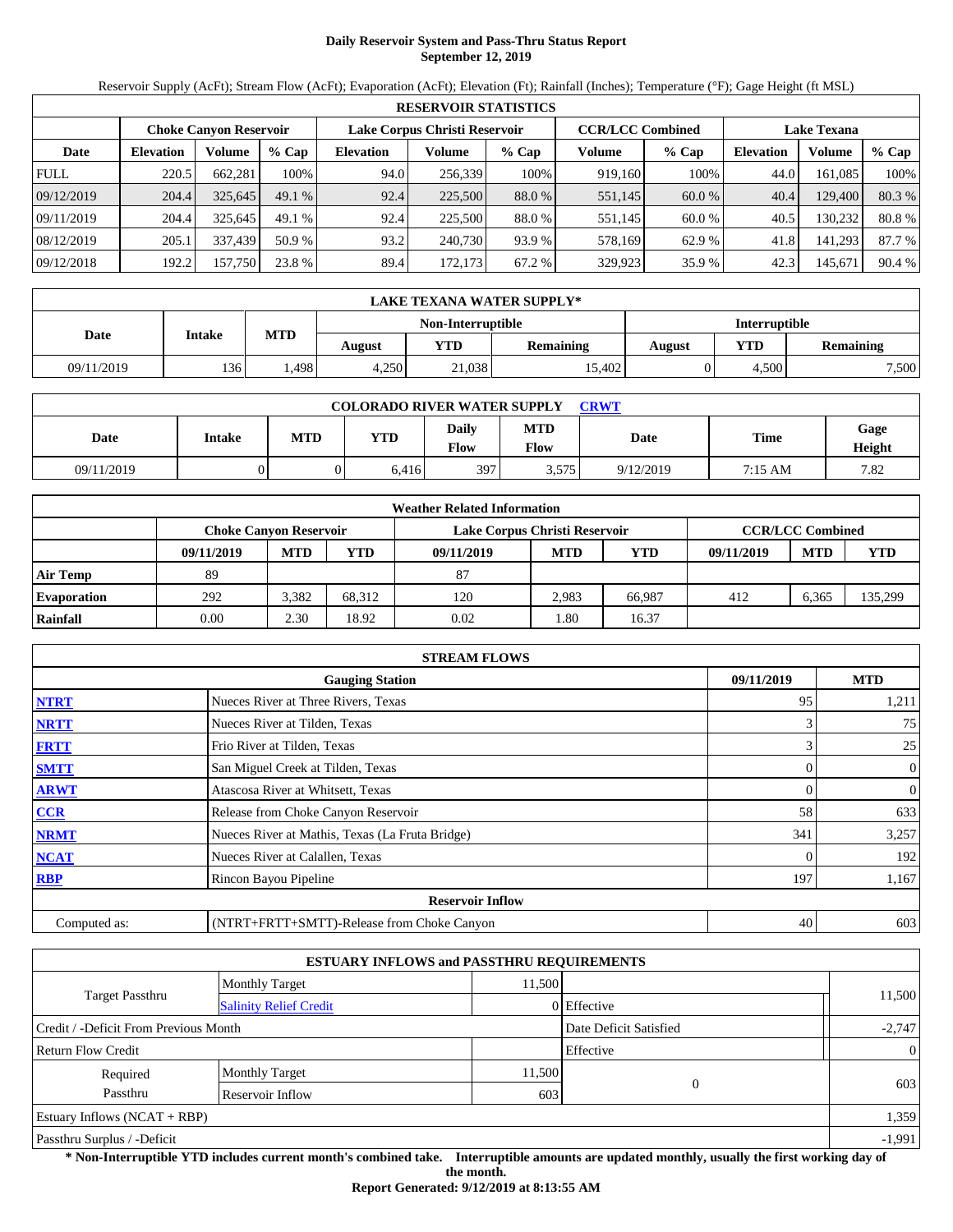# Daily Reservoir System and Pass-Thru Status Report
## September 12, 2019

Reservoir Supply (AcFt); Stream Flow (AcFt); Evaporation (AcFt); Elevation (Ft); Rainfall (Inches); Temperature (°F); Gage Height (ft MSL)

| RESERVOIR STATISTICS | | | | | | | | | | | |
|---|---|---|---|---|---|---|---|---|---|---|---|
| | Choke Canyon Reservoir | | | Lake Corpus Christi Reservoir | | | CCR/LCC Combined | | Lake Texana | | |
| Date | Elevation | Volume | % Cap | Elevation | Volume | % Cap | Volume | % Cap | Elevation | Volume | % Cap |
| FULL | 220.5 | 662,281 | 100% | 94.0 | 256,339 | 100% | 919,160 | 100% | 44.0 | 161,085 | 100% |
| 09/12/2019 | 204.4 | 325,645 | 49.1 % | 92.4 | 225,500 | 88.0 % | 551,145 | 60.0 % | 40.4 | 129,400 | 80.3 % |
| 09/11/2019 | 204.4 | 325,645 | 49.1 % | 92.4 | 225,500 | 88.0 % | 551,145 | 60.0 % | 40.5 | 130,232 | 80.8 % |
| 08/12/2019 | 205.1 | 337,439 | 50.9 % | 93.2 | 240,730 | 93.9 % | 578,169 | 62.9 % | 41.8 | 141,293 | 87.7 % |
| 09/12/2018 | 192.2 | 157,750 | 23.8 % | 89.4 | 172,173 | 67.2 % | 329,923 | 35.9 % | 42.3 | 145,671 | 90.4 % |

| LAKE TEXANA WATER SUPPLY* | | | | | | | | |
|---|---|---|---|---|---|---|---|---|
| Date | Intake | MTD | Non-Interruptible | | | Interruptible | | |
| | | | August | YTD | Remaining | August | YTD | Remaining |
| 09/11/2019 | 136 | 1,498 | 4,250 | 21,038 | 15,402 | 0 | 4,500 | 7,500 |

| COLORADO RIVER WATER SUPPLY CRWT | | | | | | | | |
|---|---|---|---|---|---|---|---|---|
| Date | Intake | MTD | YTD | Daily Flow | MTD Flow | Date | Time | Gage Height |
| 09/11/2019 | 0 | 0 | 6,416 | 397 | 3,575 | 9/12/2019 | 7:15 AM | 7.82 |

| Weather Related Information | | | | | | | | | |
|---|---|---|---|---|---|---|---|---|---|
| | Choke Canyon Reservoir | | | Lake Corpus Christi Reservoir | | | CCR/LCC Combined | | |
| | 09/11/2019 | MTD | YTD | 09/11/2019 | MTD | YTD | 09/11/2019 | MTD | YTD |
| Air Temp | 89 | | | 87 | | | | | |
| Evaporation | 292 | 3,382 | 68,312 | 120 | 2,983 | 66,987 | 412 | 6,365 | 135,299 |
| Rainfall | 0.00 | 2.30 | 18.92 | 0.02 | 1.80 | 16.37 | | | |

| STREAM FLOWS | | | |
|---|---|---|---|
| | Gauging Station | 09/11/2019 | MTD |
| NTRT | Nueces River at Three Rivers, Texas | 95 | 1,211 |
| NRTT | Nueces River at Tilden, Texas | 3 | 75 |
| FRTT | Frio River at Tilden, Texas | 3 | 25 |
| SMTT | San Miguel Creek at Tilden, Texas | 0 | 0 |
| ARWT | Atascosa River at Whitsett, Texas | 0 | 0 |
| CCR | Release from Choke Canyon Reservoir | 58 | 633 |
| NRMT | Nueces River at Mathis, Texas (La Fruta Bridge) | 341 | 3,257 |
| NCAT | Nueces River at Calallen, Texas | 0 | 192 |
| RBP | Rincon Bayou Pipeline | 197 | 1,167 |
| Reservoir Inflow | | | |
| Computed as: | (NTRT+FRTT+SMTT)-Release from Choke Canyon | 40 | 603 |

| ESTUARY INFLOWS and PASSTHRU REQUIREMENTS | | | | |
|---|---|---|---|---|
| Target Passthru | Monthly Target | 11,500 | | 11,500 |
| | Salinity Relief Credit | 0 | Effective | |
| Credit / -Deficit From Previous Month | | | Date Deficit Satisfied | -2,747 |
| Return Flow Credit | | | Effective | 0 |
| Required Passthru | Monthly Target | 11,500 | 0 | 603 |
| | Reservoir Inflow | 603 | | |
| Estuary Inflows (NCAT + RBP) | | | | 1,359 |
| Passthru Surplus / -Deficit | | | | -1,991 |

**\* Non-Interruptible YTD includes current month's combined take. Interruptible amounts are updated monthly, usually the first working day of the month.**

**Report Generated: 9/12/2019 at 8:13:55 AM**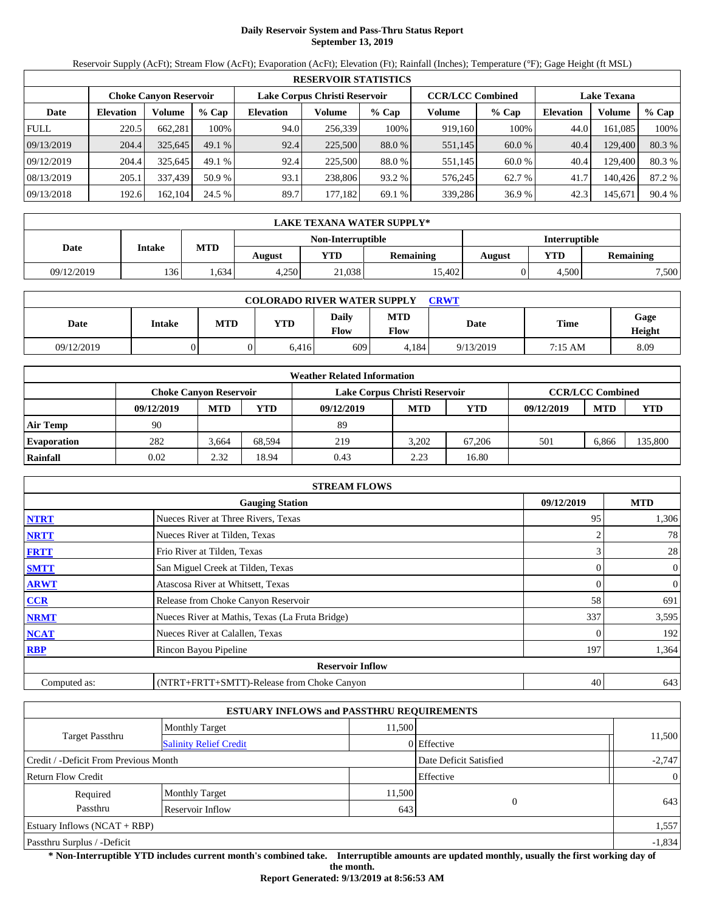# Daily Reservoir System and Pass-Thru Status Report
## September 13, 2019

Reservoir Supply (AcFt); Stream Flow (AcFt); Evaporation (AcFt); Elevation (Ft); Rainfall (Inches); Temperature (°F); Gage Height (ft MSL)

| RESERVOIR STATISTICS | | | | | | | | | | | |
|---|---|---|---|---|---|---|---|---|---|---|---|
| | Choke Canyon Reservoir | | | Lake Corpus Christi Reservoir | | | CCR/LCC Combined | | Lake Texana | | |
| Date | Elevation | Volume | % Cap | Elevation | Volume | % Cap | Volume | % Cap | Elevation | Volume | % Cap |
| FULL | 220.5 | 662,281 | 100% | 94.0 | 256,339 | 100% | 919,160 | 100% | 44.0 | 161,085 | 100% |
| 09/13/2019 | 204.4 | 325,645 | 49.1 % | 92.4 | 225,500 | 88.0 % | 551,145 | 60.0 % | 40.4 | 129,400 | 80.3 % |
| 09/12/2019 | 204.4 | 325,645 | 49.1 % | 92.4 | 225,500 | 88.0 % | 551,145 | 60.0 % | 40.4 | 129,400 | 80.3 % |
| 08/13/2019 | 205.1 | 337,439 | 50.9 % | 93.1 | 238,806 | 93.2 % | 576,245 | 62.7 % | 41.7 | 140,426 | 87.2 % |
| 09/13/2018 | 192.6 | 162,104 | 24.5 % | 89.7 | 177,182 | 69.1 % | 339,286 | 36.9 % | 42.3 | 145,671 | 90.4 % |

| LAKE TEXANA WATER SUPPLY* | | | | | | | | |
|---|---|---|---|---|---|---|---|---|
| Date | Intake | MTD | Non-Interruptible | | | Interruptible | | |
| | | | August | YTD | Remaining | August | YTD | Remaining |
| 09/12/2019 | 136 | 1,634 | 4,250 | 21,038 | 15,402 | 0 | 4,500 | 7,500 |

| COLORADO RIVER WATER SUPPLY CRWT | | | | | | | | |
|---|---|---|---|---|---|---|---|---|
| Date | Intake | MTD | YTD | Daily Flow | MTD Flow | Date | Time | Gage Height |
| 09/12/2019 | 0 | 0 | 6,416 | 609 | 4,184 | 9/13/2019 | 7:15 AM | 8.09 |

| Weather Related Information | | | | | | | | | |
|---|---|---|---|---|---|---|---|---|---|
| | Choke Canyon Reservoir | | | Lake Corpus Christi Reservoir | | | CCR/LCC Combined | | |
| | 09/12/2019 | MTD | YTD | 09/12/2019 | MTD | YTD | 09/12/2019 | MTD | YTD |
| Air Temp | 90 | | | 89 | | | | | |
| Evaporation | 282 | 3,664 | 68,594 | 219 | 3,202 | 67,206 | 501 | 6,866 | 135,800 |
| Rainfall | 0.02 | 2.32 | 18.94 | 0.43 | 2.23 | 16.80 | | | |

| STREAM FLOWS | | | |
|---|---|---|---|
| | Gauging Station | 09/12/2019 | MTD |
| NTRT | Nueces River at Three Rivers, Texas | 95 | 1,306 |
| NRTT | Nueces River at Tilden, Texas | 2 | 78 |
| FRTT | Frio River at Tilden, Texas | 3 | 28 |
| SMTT | San Miguel Creek at Tilden, Texas | 0 | 0 |
| ARWT | Atascosa River at Whitsett, Texas | 0 | 0 |
| CCR | Release from Choke Canyon Reservoir | 58 | 691 |
| NRMT | Nueces River at Mathis, Texas (La Fruta Bridge) | 337 | 3,595 |
| NCAT | Nueces River at Calallen, Texas | 0 | 192 |
| RBP | Rincon Bayou Pipeline | 197 | 1,364 |
| | Reservoir Inflow | | |
| Computed as: | (NTRT+FRTT+SMTT)-Release from Choke Canyon | 40 | 643 |

| ESTUARY INFLOWS and PASSTHRU REQUIREMENTS | | | | |
|---|---|---|---|---|
| Target Passthru | Monthly Target | 11,500 | | 11,500 |
| | Salinity Relief Credit | 0 | Effective | |
| Credit / -Deficit From Previous Month | | | Date Deficit Satisfied | -2,747 |
| Return Flow Credit | | | Effective | 0 |
| Required Passthru | Monthly Target | 11,500 | 0 | 643 |
| | Reservoir Inflow | 643 | | |
| Estuary Inflows (NCAT + RBP) | | | | 1,557 |
| Passthru Surplus / -Deficit | | | | -1,834 |

**\* Non-Interruptible YTD includes current month's combined take. Interruptible amounts are updated monthly, usually the first working day of the month.**

**Report Generated: 9/13/2019 at 8:56:53 AM**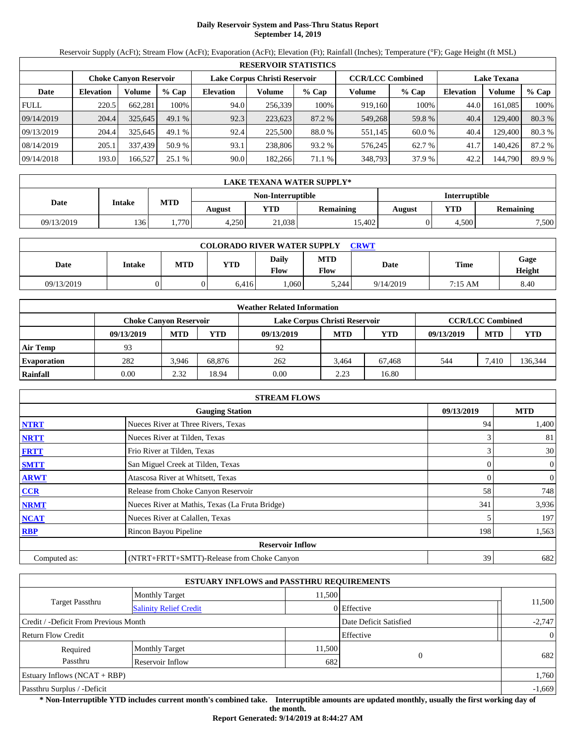# Daily Reservoir System and Pass-Thru Status Report
## September 14, 2019

Reservoir Supply (AcFt); Stream Flow (AcFt); Evaporation (AcFt); Elevation (Ft); Rainfall (Inches); Temperature (°F); Gage Height (ft MSL)

| RESERVOIR STATISTICS | | | | | | | | | | | |
|---|---|---|---|---|---|---|---|---|---|---|---|
| | Choke Canyon Reservoir | | | Lake Corpus Christi Reservoir | | | CCR/LCC Combined | | Lake Texana | | |
| Date | Elevation | Volume | % Cap | Elevation | Volume | % Cap | Volume | % Cap | Elevation | Volume | % Cap |
| FULL | 220.5 | 662,281 | 100% | 94.0 | 256,339 | 100% | 919,160 | 100% | 44.0 | 161,085 | 100% |
| 09/14/2019 | 204.4 | 325,645 | 49.1 % | 92.3 | 223,623 | 87.2 % | 549,268 | 59.8 % | 40.4 | 129,400 | 80.3 % |
| 09/13/2019 | 204.4 | 325,645 | 49.1 % | 92.4 | 225,500 | 88.0 % | 551,145 | 60.0 % | 40.4 | 129,400 | 80.3 % |
| 08/14/2019 | 205.1 | 337,439 | 50.9 % | 93.1 | 238,806 | 93.2 % | 576,245 | 62.7 % | 41.7 | 140,426 | 87.2 % |
| 09/14/2018 | 193.0 | 166,527 | 25.1 % | 90.0 | 182,266 | 71.1 % | 348,793 | 37.9 % | 42.2 | 144,790 | 89.9 % |

| LAKE TEXANA WATER SUPPLY* | | | | | | | | |
|---|---|---|---|---|---|---|---|---|
| Date | Intake | MTD | Non-Interruptible | | | Interruptible | | |
| | | | August | YTD | Remaining | August | YTD | Remaining |
| 09/13/2019 | 136 | 1,770 | 4,250 | 21,038 | 15,402 | 0 | 4,500 | 7,500 |

| COLORADO RIVER WATER SUPPLY CRWT | | | | | | | | |
|---|---|---|---|---|---|---|---|---|
| Date | Intake | MTD | YTD | Daily Flow | MTD Flow | Date | Time | Gage Height |
| 09/13/2019 | 0 | 0 | 6,416 | 1,060 | 5,244 | 9/14/2019 | 7:15 AM | 8.40 |

| Weather Related Information | | | | | | | | | |
|---|---|---|---|---|---|---|---|---|---|
| | Choke Canyon Reservoir | | | Lake Corpus Christi Reservoir | | | CCR/LCC Combined | | |
| | 09/13/2019 | MTD | YTD | 09/13/2019 | MTD | YTD | 09/13/2019 | MTD | YTD |
| Air Temp | 93 | | | 92 | | | | | |
| Evaporation | 282 | 3,946 | 68,876 | 262 | 3,464 | 67,468 | 544 | 7,410 | 136,344 |
| Rainfall | 0.00 | 2.32 | 18.94 | 0.00 | 2.23 | 16.80 | | | |

| STREAM FLOWS | | | |
|---|---|---|---|
| | Gauging Station | 09/13/2019 | MTD |
| NTRT | Nueces River at Three Rivers, Texas | 94 | 1,400 |
| NRTT | Nueces River at Tilden, Texas | 3 | 81 |
| FRTT | Frio River at Tilden, Texas | 3 | 30 |
| SMTT | San Miguel Creek at Tilden, Texas | 0 | 0 |
| ARWT | Atascosa River at Whitsett, Texas | 0 | 0 |
| CCR | Release from Choke Canyon Reservoir | 58 | 748 |
| NRMT | Nueces River at Mathis, Texas (La Fruta Bridge) | 341 | 3,936 |
| NCAT | Nueces River at Calallen, Texas | 5 | 197 |
| RBP | Rincon Bayou Pipeline | 198 | 1,563 |
| | Reservoir Inflow | | |
| Computed as: | (NTRT+FRTT+SMTT)-Release from Choke Canyon | 39 | 682 |

| ESTUARY INFLOWS and PASSTHRU REQUIREMENTS | | | | |
|---|---|---|---|---|
| Target Passthru | Monthly Target | 11,500 | | 11,500 |
| | Salinity Relief Credit | 0 | Effective | |
| Credit / -Deficit From Previous Month | | | Date Deficit Satisfied | -2,747 |
| Return Flow Credit | | | Effective | 0 |
| Required Passthru | Monthly Target | 11,500 | 0 | 682 |
| | Reservoir Inflow | 682 | | |
| Estuary Inflows (NCAT + RBP) | | | | 1,760 |
| Passthru Surplus / -Deficit | | | | -1,669 |

**\* Non-Interruptible YTD includes current month's combined take. Interruptible amounts are updated monthly, usually the first working day of the month.**

**Report Generated: 9/14/2019 at 8:44:27 AM**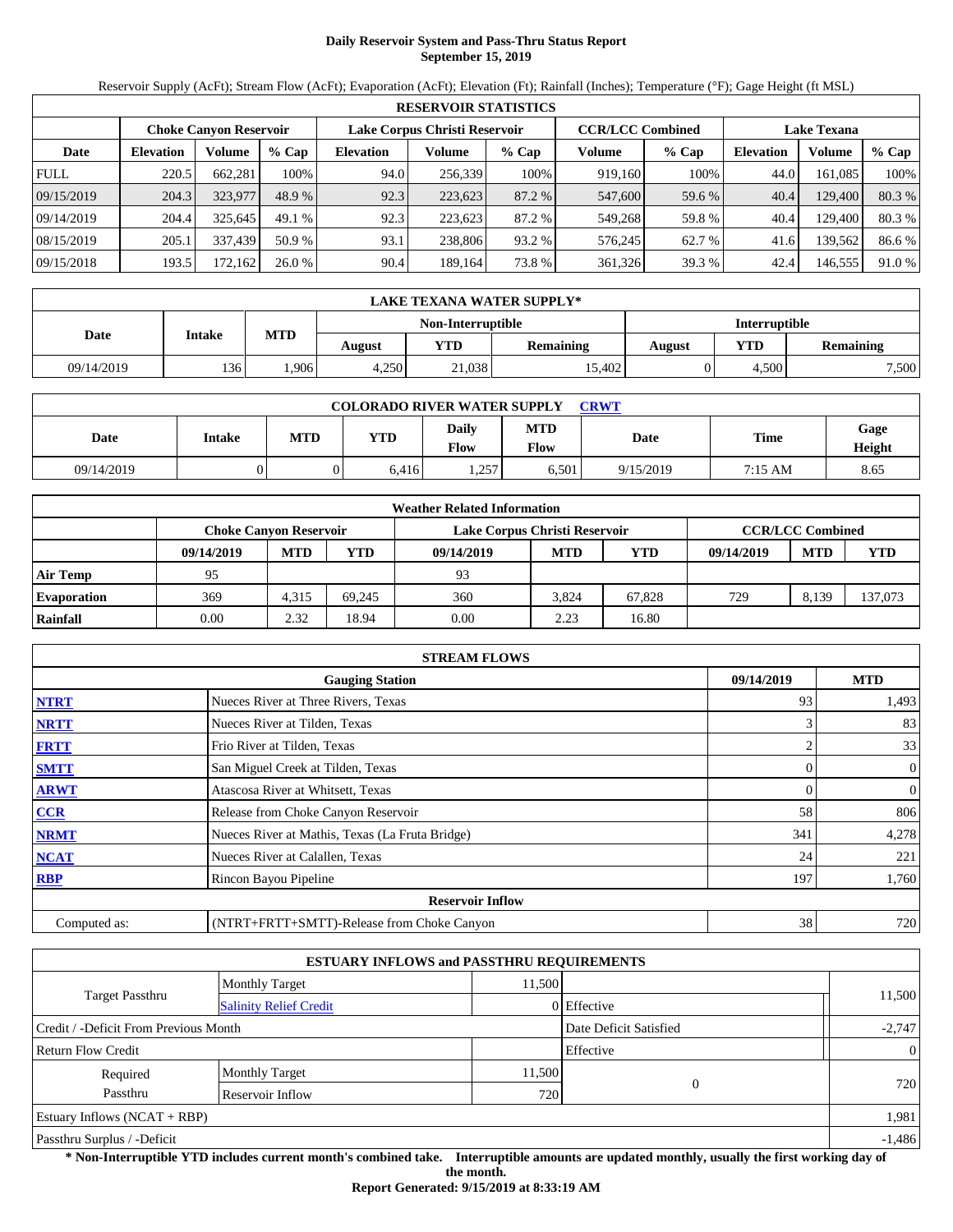# Daily Reservoir System and Pass-Thru Status Report
## September 15, 2019

Reservoir Supply (AcFt); Stream Flow (AcFt); Evaporation (AcFt); Elevation (Ft); Rainfall (Inches); Temperature (°F); Gage Height (ft MSL)

| RESERVOIR STATISTICS | | | | | | | | | | | |
|---|---|---|---|---|---|---|---|---|---|---|---|
| | Choke Canyon Reservoir | | | Lake Corpus Christi Reservoir | | | CCR/LCC Combined | | Lake Texana | | |
| Date | Elevation | Volume | % Cap | Elevation | Volume | % Cap | Volume | % Cap | Elevation | Volume | % Cap |
| FULL | 220.5 | 662,281 | 100% | 94.0 | 256,339 | 100% | 919,160 | 100% | 44.0 | 161,085 | 100% |
| 09/15/2019 | 204.3 | 323,977 | 48.9 % | 92.3 | 223,623 | 87.2 % | 547,600 | 59.6 % | 40.4 | 129,400 | 80.3 % |
| 09/14/2019 | 204.4 | 325,645 | 49.1 % | 92.3 | 223,623 | 87.2 % | 549,268 | 59.8 % | 40.4 | 129,400 | 80.3 % |
| 08/15/2019 | 205.1 | 337,439 | 50.9 % | 93.1 | 238,806 | 93.2 % | 576,245 | 62.7 % | 41.6 | 139,562 | 86.6 % |
| 09/15/2018 | 193.5 | 172,162 | 26.0 % | 90.4 | 189,164 | 73.8 % | 361,326 | 39.3 % | 42.4 | 146,555 | 91.0 % |

| LAKE TEXANA WATER SUPPLY* | | | | | | | | |
|---|---|---|---|---|---|---|---|---|
| Date | Intake | MTD | Non-Interruptible | | | Interruptible | | |
| | | | August | YTD | Remaining | August | YTD | Remaining |
| 09/14/2019 | 136 | 1,906 | 4,250 | 21,038 | 15,402 | 0 | 4,500 | 7,500 |

| COLORADO RIVER WATER SUPPLY CRWT | | | | | | | | |
|---|---|---|---|---|---|---|---|---|
| Date | Intake | MTD | YTD | Daily Flow | MTD Flow | Date | Time | Gage Height |
| 09/14/2019 | 0 | 0 | 6,416 | 1,257 | 6,501 | 9/15/2019 | 7:15 AM | 8.65 |

| Weather Related Information | | | | | | | | | |
|---|---|---|---|---|---|---|---|---|---|
| | Choke Canyon Reservoir | | | Lake Corpus Christi Reservoir | | | CCR/LCC Combined | | |
| | 09/14/2019 | MTD | YTD | 09/14/2019 | MTD | YTD | 09/14/2019 | MTD | YTD |
| Air Temp | 95 | | | 93 | | | | | |
| Evaporation | 369 | 4,315 | 69,245 | 360 | 3,824 | 67,828 | 729 | 8,139 | 137,073 |
| Rainfall | 0.00 | 2.32 | 18.94 | 0.00 | 2.23 | 16.80 | | | |

| STREAM FLOWS | | | |
|---|---|---|---|
| | Gauging Station | 09/14/2019 | MTD |
| NTRT | Nueces River at Three Rivers, Texas | 93 | 1,493 |
| NRTT | Nueces River at Tilden, Texas | 3 | 83 |
| FRTT | Frio River at Tilden, Texas | 2 | 33 |
| SMTT | San Miguel Creek at Tilden, Texas | 0 | 0 |
| ARWT | Atascosa River at Whitsett, Texas | 0 | 0 |
| CCR | Release from Choke Canyon Reservoir | 58 | 806 |
| NRMT | Nueces River at Mathis, Texas (La Fruta Bridge) | 341 | 4,278 |
| NCAT | Nueces River at Calallen, Texas | 24 | 221 |
| RBP | Rincon Bayou Pipeline | 197 | 1,760 |
| | Reservoir Inflow | | |
| Computed as: | (NTRT+FRTT+SMTT)-Release from Choke Canyon | 38 | 720 |

| ESTUARY INFLOWS and PASSTHRU REQUIREMENTS | | | | |
|---|---|---|---|---|
| Target Passthru | Monthly Target | 11,500 | | 11,500 |
| | Salinity Relief Credit | 0 | Effective | |
| Credit / -Deficit From Previous Month | | | Date Deficit Satisfied | -2,747 |
| Return Flow Credit | | | Effective | 0 |
| Required Passthru | Monthly Target | 11,500 | 0 | 720 |
| | Reservoir Inflow | 720 | | |
| Estuary Inflows (NCAT + RBP) | | | | 1,981 |
| Passthru Surplus / -Deficit | | | | -1,486 |

**\* Non-Interruptible YTD includes current month's combined take. Interruptible amounts are updated monthly, usually the first working day of the month.**

**Report Generated: 9/15/2019 at 8:33:19 AM**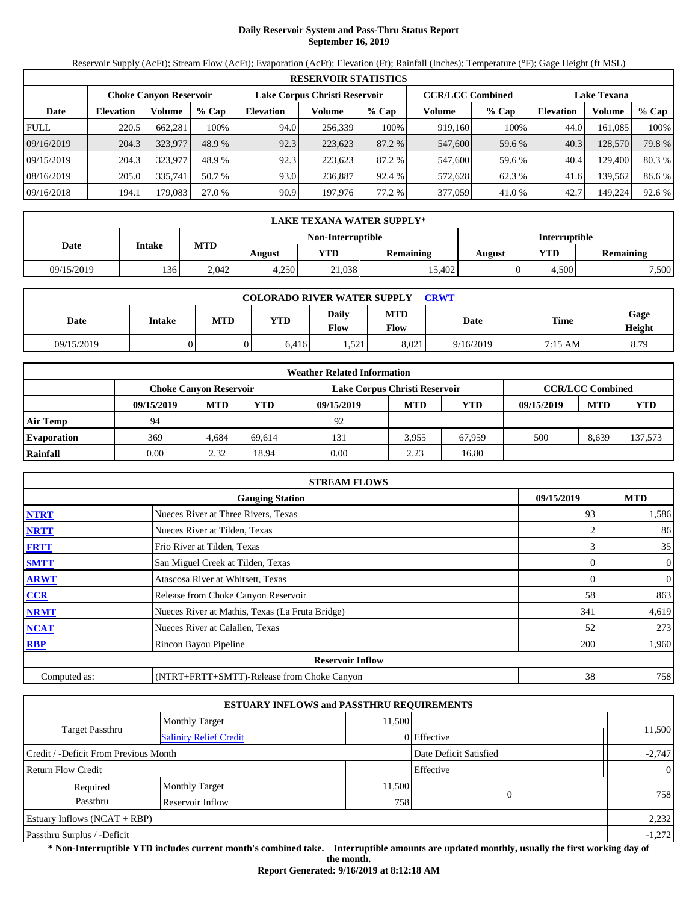# Daily Reservoir System and Pass-Thru Status Report
## September 16, 2019

Reservoir Supply (AcFt); Stream Flow (AcFt); Evaporation (AcFt); Elevation (Ft); Rainfall (Inches); Temperature (°F); Gage Height (ft MSL)

| RESERVOIR STATISTICS | | | | | | | | | | | |
|---|---|---|---|---|---|---|---|---|---|---|---|
| | Choke Canyon Reservoir | | | Lake Corpus Christi Reservoir | | | CCR/LCC Combined | | Lake Texana | | |
| Date | Elevation | Volume | % Cap | Elevation | Volume | % Cap | Volume | % Cap | Elevation | Volume | % Cap |
| FULL | 220.5 | 662,281 | 100% | 94.0 | 256,339 | 100% | 919,160 | 100% | 44.0 | 161,085 | 100% |
| 09/16/2019 | 204.3 | 323,977 | 48.9 % | 92.3 | 223,623 | 87.2 % | 547,600 | 59.6 % | 40.3 | 128,570 | 79.8 % |
| 09/15/2019 | 204.3 | 323,977 | 48.9 % | 92.3 | 223,623 | 87.2 % | 547,600 | 59.6 % | 40.4 | 129,400 | 80.3 % |
| 08/16/2019 | 205.0 | 335,741 | 50.7 % | 93.0 | 236,887 | 92.4 % | 572,628 | 62.3 % | 41.6 | 139,562 | 86.6 % |
| 09/16/2018 | 194.1 | 179,083 | 27.0 % | 90.9 | 197,976 | 77.2 % | 377,059 | 41.0 % | 42.7 | 149,224 | 92.6 % |

| LAKE TEXANA WATER SUPPLY* | | | | | | | | |
|---|---|---|---|---|---|---|---|---|
| Date | Intake | MTD | Non-Interruptible | | | Interruptible | | |
| | | | August | YTD | Remaining | August | YTD | Remaining |
| 09/15/2019 | 136 | 2,042 | 4,250 | 21,038 | 15,402 | 0 | 4,500 | 7,500 |

| COLORADO RIVER WATER SUPPLY CRWT | | | | | | | | |
|---|---|---|---|---|---|---|---|---|
| Date | Intake | MTD | YTD | Daily Flow | MTD Flow | Date | Time | Gage Height |
| 09/15/2019 | 0 | 0 | 6,416 | 1,521 | 8,021 | 9/16/2019 | 7:15 AM | 8.79 |

| Weather Related Information | | | | | | | | | |
|---|---|---|---|---|---|---|---|---|---|
| | Choke Canyon Reservoir | | | Lake Corpus Christi Reservoir | | | CCR/LCC Combined | | |
| | 09/15/2019 | MTD | YTD | 09/15/2019 | MTD | YTD | 09/15/2019 | MTD | YTD |
| Air Temp | 94 | | | 92 | | | | | |
| Evaporation | 369 | 4,684 | 69,614 | 131 | 3,955 | 67,959 | 500 | 8,639 | 137,573 |
| Rainfall | 0.00 | 2.32 | 18.94 | 0.00 | 2.23 | 16.80 | | | |

| STREAM FLOWS | | | |
|---|---|---|---|
| | Gauging Station | 09/15/2019 | MTD |
| NTRT | Nueces River at Three Rivers, Texas | 93 | 1,586 |
| NRTT | Nueces River at Tilden, Texas | 2 | 86 |
| FRTT | Frio River at Tilden, Texas | 3 | 35 |
| SMTT | San Miguel Creek at Tilden, Texas | 0 | 0 |
| ARWT | Atascosa River at Whitsett, Texas | 0 | 0 |
| CCR | Release from Choke Canyon Reservoir | 58 | 863 |
| NRMT | Nueces River at Mathis, Texas (La Fruta Bridge) | 341 | 4,619 |
| NCAT | Nueces River at Calallen, Texas | 52 | 273 |
| RBP | Rincon Bayou Pipeline | 200 | 1,960 |
| | Reservoir Inflow | | |
| Computed as: | (NTRT+FRTT+SMTT)-Release from Choke Canyon | 38 | 758 |

| ESTUARY INFLOWS and PASSTHRU REQUIREMENTS | | | | |
|---|---|---|---|---|
| Target Passthru | Monthly Target | 11,500 | | 11,500 |
| | Salinity Relief Credit | 0 | Effective | |
| Credit / -Deficit From Previous Month | | | Date Deficit Satisfied | -2,747 |
| Return Flow Credit | | | Effective | 0 |
| Required Passthru | Monthly Target | 11,500 | 0 | 758 |
| | Reservoir Inflow | 758 | | |
| Estuary Inflows (NCAT + RBP) | | | | 2,232 |
| Passthru Surplus / -Deficit | | | | -1,272 |

**\* Non-Interruptible YTD includes current month's combined take. Interruptible amounts are updated monthly, usually the first working day of the month.**

**Report Generated: 9/16/2019 at 8:12:18 AM**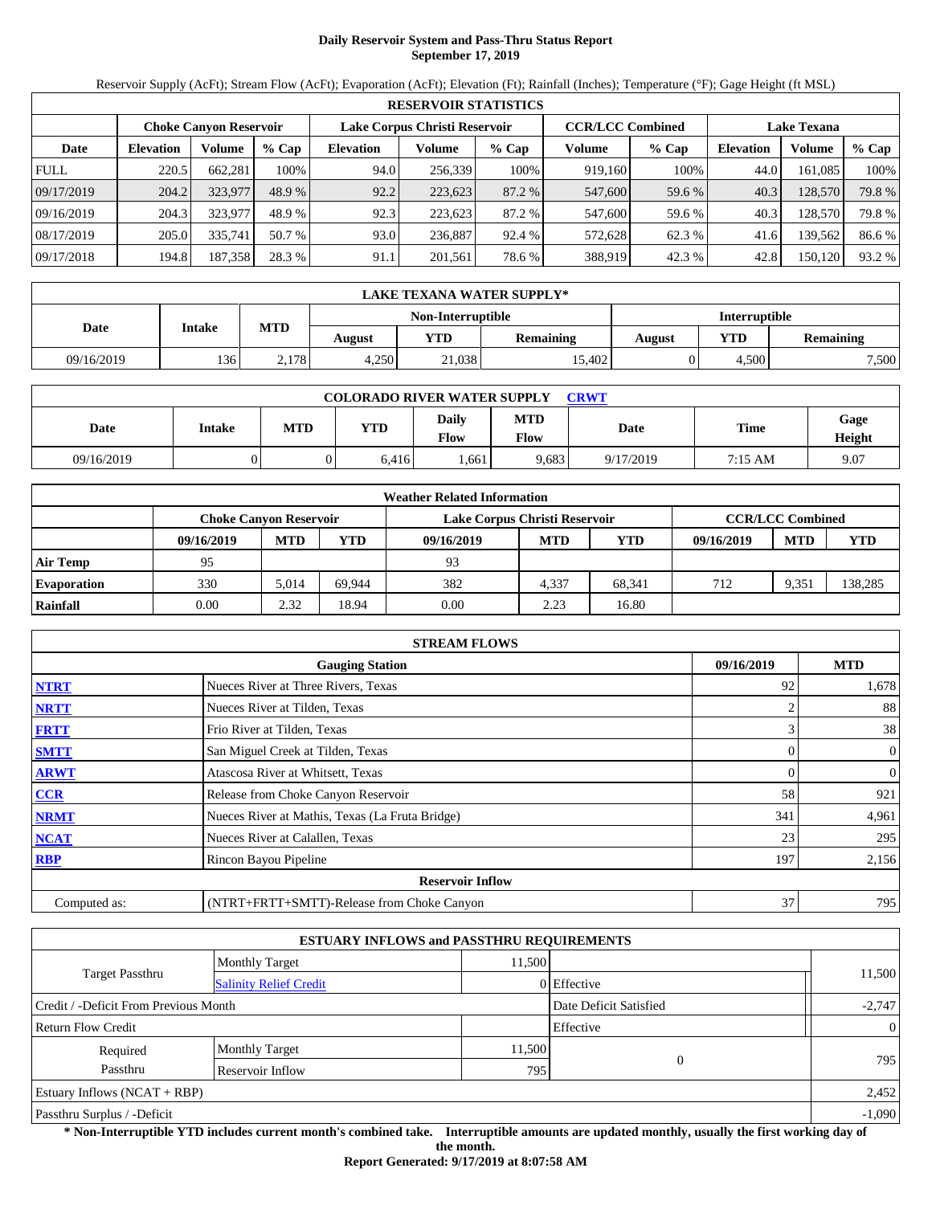# Daily Reservoir System and Pass-Thru Status Report
## September 17, 2019

Reservoir Supply (AcFt); Stream Flow (AcFt); Evaporation (AcFt); Elevation (Ft); Rainfall (Inches); Temperature (°F); Gage Height (ft MSL)

| RESERVOIR STATISTICS | | | | | | | | | | | |
|---|---|---|---|---|---|---|---|---|---|---|---|
| | Choke Canyon Reservoir | | | Lake Corpus Christi Reservoir | | | CCR/LCC Combined | | Lake Texana | | |
| Date | Elevation | Volume | % Cap | Elevation | Volume | % Cap | Volume | % Cap | Elevation | Volume | % Cap |
| FULL | 220.5 | 662,281 | 100% | 94.0 | 256,339 | 100% | 919,160 | 100% | 44.0 | 161,085 | 100% |
| 09/17/2019 | 204.2 | 323,977 | 48.9 % | 92.2 | 223,623 | 87.2 % | 547,600 | 59.6 % | 40.3 | 128,570 | 79.8 % |
| 09/16/2019 | 204.3 | 323,977 | 48.9 % | 92.3 | 223,623 | 87.2 % | 547,600 | 59.6 % | 40.3 | 128,570 | 79.8 % |
| 08/17/2019 | 205.0 | 335,741 | 50.7 % | 93.0 | 236,887 | 92.4 % | 572,628 | 62.3 % | 41.6 | 139,562 | 86.6 % |
| 09/17/2018 | 194.8 | 187,358 | 28.3 % | 91.1 | 201,561 | 78.6 % | 388,919 | 42.3 % | 42.8 | 150,120 | 93.2 % |

| LAKE TEXANA WATER SUPPLY* | | | | | | | | |
|---|---|---|---|---|---|---|---|---|
| Date | Intake | MTD | Non-Interruptible | | | Interruptible | | |
| | | | August | YTD | Remaining | August | YTD | Remaining |
| 09/16/2019 | 136 | 2,178 | 4,250 | 21,038 | 15,402 | 0 | 4,500 | 7,500 |

| COLORADO RIVER WATER SUPPLY CRWT | | | | | | | | |
|---|---|---|---|---|---|---|---|---|
| Date | Intake | MTD | YTD | Daily Flow | MTD Flow | Date | Time | Gage Height |
| 09/16/2019 | 0 | 0 | 6,416 | 1,661 | 9,683 | 9/17/2019 | 7:15 AM | 9.07 |

| Weather Related Information | | | | | | | | | |
|---|---|---|---|---|---|---|---|---|---|
| | Choke Canyon Reservoir | | | Lake Corpus Christi Reservoir | | | CCR/LCC Combined | | |
| | 09/16/2019 | MTD | YTD | 09/16/2019 | MTD | YTD | 09/16/2019 | MTD | YTD |
| Air Temp | 95 | | | 93 | | | | | |
| Evaporation | 330 | 5,014 | 69,944 | 382 | 4,337 | 68,341 | 712 | 9,351 | 138,285 |
| Rainfall | 0.00 | 2.32 | 18.94 | 0.00 | 2.23 | 16.80 | | | |

| STREAM FLOWS | | | |
|---|---|---|---|
| | Gauging Station | 09/16/2019 | MTD |
| NTRT | Nueces River at Three Rivers, Texas | 92 | 1,678 |
| NRTT | Nueces River at Tilden, Texas | 2 | 88 |
| FRTT | Frio River at Tilden, Texas | 3 | 38 |
| SMTT | San Miguel Creek at Tilden, Texas | 0 | 0 |
| ARWT | Atascosa River at Whitsett, Texas | 0 | 0 |
| CCR | Release from Choke Canyon Reservoir | 58 | 921 |
| NRMT | Nueces River at Mathis, Texas (La Fruta Bridge) | 341 | 4,961 |
| NCAT | Nueces River at Calallen, Texas | 23 | 295 |
| RBP | Rincon Bayou Pipeline | 197 | 2,156 |
| | Reservoir Inflow | | |
| Computed as: | (NTRT+FRTT+SMTT)-Release from Choke Canyon | 37 | 795 |

| ESTUARY INFLOWS and PASSTHRU REQUIREMENTS | | | | |
|---|---|---|---|---|
| Target Passthru | Monthly Target | 11,500 | | 11,500 |
| | Salinity Relief Credit | 0 | Effective | |
| Credit / -Deficit From Previous Month | | | Date Deficit Satisfied | -2,747 |
| Return Flow Credit | | | Effective | 0 |
| Required Passthru | Monthly Target | 11,500 | 0 | 795 |
| | Reservoir Inflow | 795 | | |
| Estuary Inflows (NCAT + RBP) | | | | 2,452 |
| Passthru Surplus / -Deficit | | | | -1,090 |

**\* Non-Interruptible YTD includes current month's combined take. Interruptible amounts are updated monthly, usually the first working day of the month.**

**Report Generated: 9/17/2019 at 8:07:58 AM**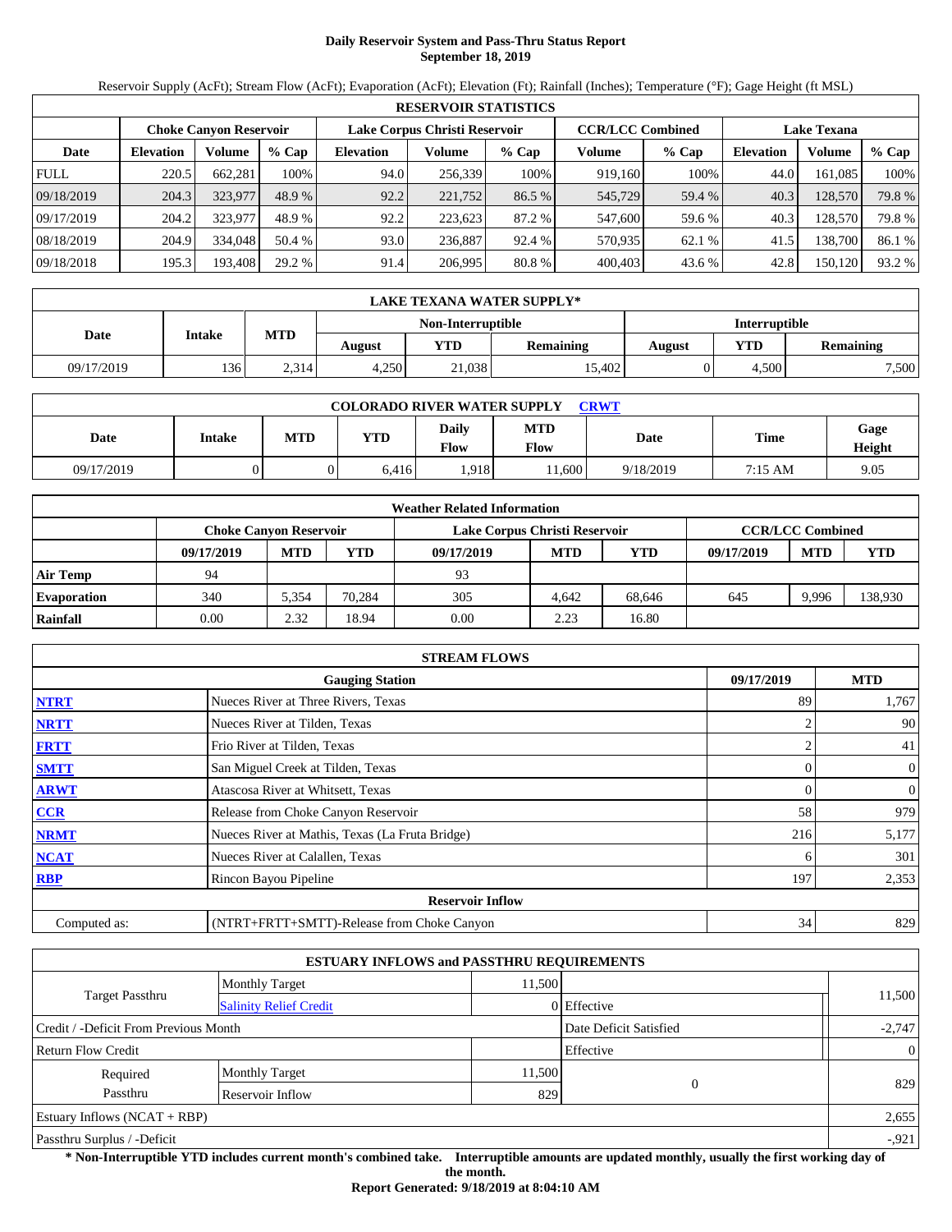# Daily Reservoir System and Pass-Thru Status Report
## September 18, 2019

Reservoir Supply (AcFt); Stream Flow (AcFt); Evaporation (AcFt); Elevation (Ft); Rainfall (Inches); Temperature (°F); Gage Height (ft MSL)

| RESERVOIR STATISTICS | | | | | | | | | | | |
|---|---|---|---|---|---|---|---|---|---|---|---|
| | Choke Canyon Reservoir | | | Lake Corpus Christi Reservoir | | | CCR/LCC Combined | | Lake Texana | | |
| Date | Elevation | Volume | % Cap | Elevation | Volume | % Cap | Volume | % Cap | Elevation | Volume | % Cap |
| FULL | 220.5 | 662,281 | 100% | 94.0 | 256,339 | 100% | 919,160 | 100% | 44.0 | 161,085 | 100% |
| 09/18/2019 | 204.3 | 323,977 | 48.9 % | 92.2 | 221,752 | 86.5 % | 545,729 | 59.4 % | 40.3 | 128,570 | 79.8 % |
| 09/17/2019 | 204.2 | 323,977 | 48.9 % | 92.2 | 223,623 | 87.2 % | 547,600 | 59.6 % | 40.3 | 128,570 | 79.8 % |
| 08/18/2019 | 204.9 | 334,048 | 50.4 % | 93.0 | 236,887 | 92.4 % | 570,935 | 62.1 % | 41.5 | 138,700 | 86.1 % |
| 09/18/2018 | 195.3 | 193,408 | 29.2 % | 91.4 | 206,995 | 80.8 % | 400,403 | 43.6 % | 42.8 | 150,120 | 93.2 % |

| LAKE TEXANA WATER SUPPLY* | | | | | | | | |
|---|---|---|---|---|---|---|---|---|
| Date | Intake | MTD | Non-Interruptible | | | Interruptible | | |
| | | | August | YTD | Remaining | August | YTD | Remaining |
| 09/17/2019 | 136 | 2,314 | 4,250 | 21,038 | 15,402 | 0 | 4,500 | 7,500 |

| COLORADO RIVER WATER SUPPLY CRWT | | | | | | | | |
|---|---|---|---|---|---|---|---|---|
| Date | Intake | MTD | YTD | Daily Flow | MTD Flow | Date | Time | Gage Height |
| 09/17/2019 | 0 | 0 | 6,416 | 1,918 | 11,600 | 9/18/2019 | 7:15 AM | 9.05 |

| Weather Related Information | | | | | | | | | |
|---|---|---|---|---|---|---|---|---|---|
| | Choke Canyon Reservoir | | | Lake Corpus Christi Reservoir | | | CCR/LCC Combined | | |
| | 09/17/2019 | MTD | YTD | 09/17/2019 | MTD | YTD | 09/17/2019 | MTD | YTD |
| Air Temp | 94 | | | 93 | | | | | |
| Evaporation | 340 | 5,354 | 70,284 | 305 | 4,642 | 68,646 | 645 | 9,996 | 138,930 |
| Rainfall | 0.00 | 2.32 | 18.94 | 0.00 | 2.23 | 16.80 | | | |

| STREAM FLOWS | | | |
|---|---|---|---|
| | Gauging Station | 09/17/2019 | MTD |
| NTRT | Nueces River at Three Rivers, Texas | 89 | 1,767 |
| NRTT | Nueces River at Tilden, Texas | 2 | 90 |
| FRTT | Frio River at Tilden, Texas | 2 | 41 |
| SMTT | San Miguel Creek at Tilden, Texas | 0 | 0 |
| ARWT | Atascosa River at Whitsett, Texas | 0 | 0 |
| CCR | Release from Choke Canyon Reservoir | 58 | 979 |
| NRMT | Nueces River at Mathis, Texas (La Fruta Bridge) | 216 | 5,177 |
| NCAT | Nueces River at Calallen, Texas | 6 | 301 |
| RBP | Rincon Bayou Pipeline | 197 | 2,353 |
| | Reservoir Inflow | | |
| Computed as: | (NTRT+FRTT+SMTT)-Release from Choke Canyon | 34 | 829 |

| ESTUARY INFLOWS and PASSTHRU REQUIREMENTS | | | | |
|---|---|---|---|---|
| Target Passthru | Monthly Target | 11,500 | | 11,500 |
| | Salinity Relief Credit | 0 | Effective | |
| Credit / -Deficit From Previous Month | | | Date Deficit Satisfied | -2,747 |
| Return Flow Credit | | | Effective | 0 |
| Required Passthru | Monthly Target | 11,500 | 0 | 829 |
| | Reservoir Inflow | 829 | | |
| Estuary Inflows (NCAT + RBP) | | | | 2,655 |
| Passthru Surplus / -Deficit | | | | -,921 |

**\* Non-Interruptible YTD includes current month's combined take. Interruptible amounts are updated monthly, usually the first working day of the month.**

**Report Generated: 9/18/2019 at 8:04:10 AM**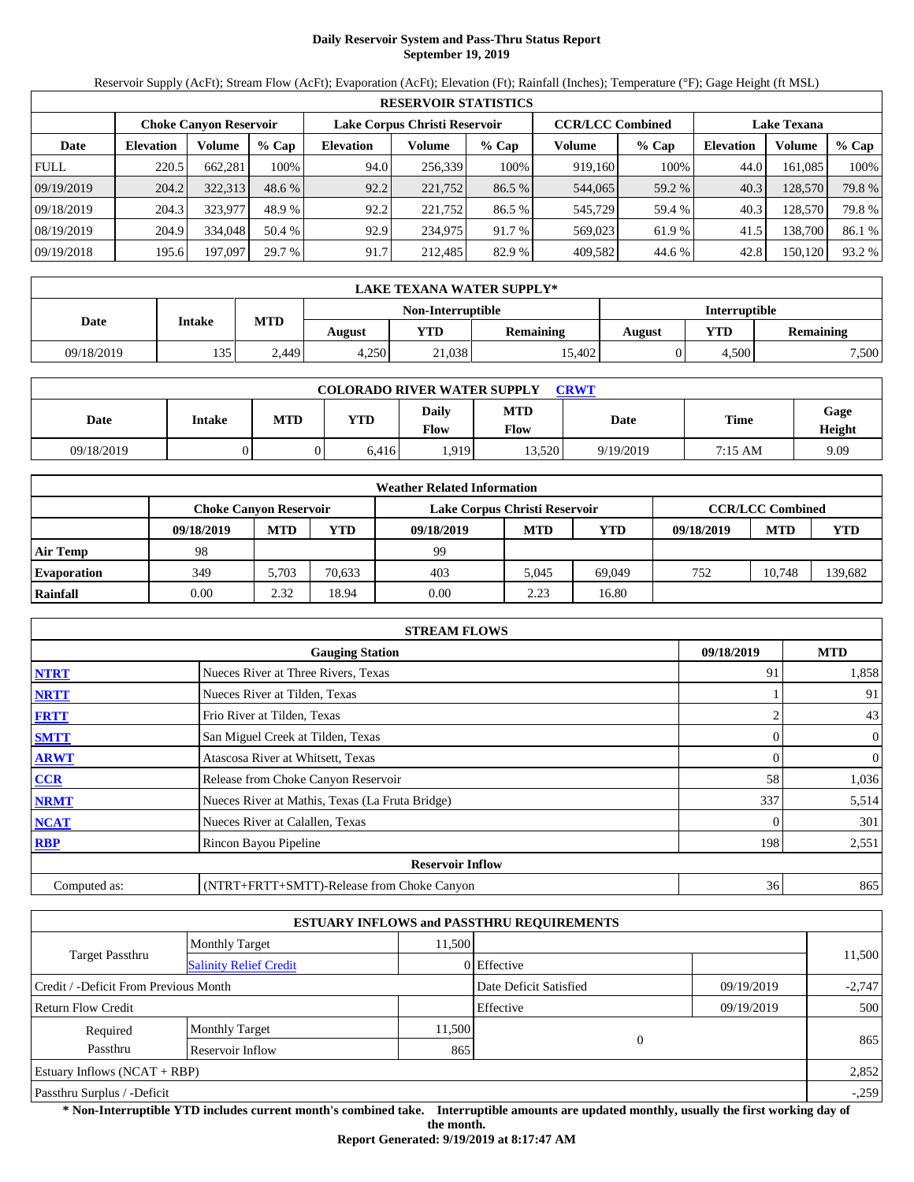# Daily Reservoir System and Pass-Thru Status Report
## September 19, 2019

Reservoir Supply (AcFt); Stream Flow (AcFt); Evaporation (AcFt); Elevation (Ft); Rainfall (Inches); Temperature (°F); Gage Height (ft MSL)

| RESERVOIR STATISTICS | | | | | | | | | | | |
|---|---|---|---|---|---|---|---|---|---|---|---|
| | Choke Canyon Reservoir | | | Lake Corpus Christi Reservoir | | | CCR/LCC Combined | | Lake Texana | | |
| Date | Elevation | Volume | % Cap | Elevation | Volume | % Cap | Volume | % Cap | Elevation | Volume | % Cap |
| FULL | 220.5 | 662,281 | 100% | 94.0 | 256,339 | 100% | 919,160 | 100% | 44.0 | 161,085 | 100% |
| 09/19/2019 | 204.2 | 322,313 | 48.6 % | 92.2 | 221,752 | 86.5 % | 544,065 | 59.2 % | 40.3 | 128,570 | 79.8 % |
| 09/18/2019 | 204.3 | 323,977 | 48.9 % | 92.2 | 221,752 | 86.5 % | 545,729 | 59.4 % | 40.3 | 128,570 | 79.8 % |
| 08/19/2019 | 204.9 | 334,048 | 50.4 % | 92.9 | 234,975 | 91.7 % | 569,023 | 61.9 % | 41.5 | 138,700 | 86.1 % |
| 09/19/2018 | 195.6 | 197,097 | 29.7 % | 91.7 | 212,485 | 82.9 % | 409,582 | 44.6 % | 42.8 | 150,120 | 93.2 % |

| LAKE TEXANA WATER SUPPLY* | | | | | | | | |
|---|---|---|---|---|---|---|---|---|
| Date | Intake | MTD | Non-Interruptible | | | Interruptible | | |
| | | | August | YTD | Remaining | August | YTD | Remaining |
| 09/18/2019 | 135 | 2,449 | 4,250 | 21,038 | 15,402 | 0 | 4,500 | 7,500 |

| COLORADO RIVER WATER SUPPLY CRWT | | | | | | | | |
|---|---|---|---|---|---|---|---|---|
| Date | Intake | MTD | YTD | Daily Flow | MTD Flow | Date | Time | Gage Height |
| 09/18/2019 | 0 | 0 | 6,416 | 1,919 | 13,520 | 9/19/2019 | 7:15 AM | 9.09 |

| Weather Related Information | | | | | | | | | |
|---|---|---|---|---|---|---|---|---|---|
| | Choke Canyon Reservoir | | | Lake Corpus Christi Reservoir | | | CCR/LCC Combined | | |
| | 09/18/2019 | MTD | YTD | 09/18/2019 | MTD | YTD | 09/18/2019 | MTD | YTD |
| Air Temp | 98 | | | 99 | | | | | |
| Evaporation | 349 | 5,703 | 70,633 | 403 | 5,045 | 69,049 | 752 | 10,748 | 139,682 |
| Rainfall | 0.00 | 2.32 | 18.94 | 0.00 | 2.23 | 16.80 | | | |

| STREAM FLOWS | | | |
|---|---|---|---|
| | Gauging Station | 09/18/2019 | MTD |
| NTRT | Nueces River at Three Rivers, Texas | 91 | 1,858 |
| NRTT | Nueces River at Tilden, Texas | 1 | 91 |
| FRTT | Frio River at Tilden, Texas | 2 | 43 |
| SMTT | San Miguel Creek at Tilden, Texas | 0 | 0 |
| ARWT | Atascosa River at Whitsett, Texas | 0 | 0 |
| CCR | Release from Choke Canyon Reservoir | 58 | 1,036 |
| NRMT | Nueces River at Mathis, Texas (La Fruta Bridge) | 337 | 5,514 |
| NCAT | Nueces River at Calallen, Texas | 0 | 301 |
| RBP | Rincon Bayou Pipeline | 198 | 2,551 |
| | **Reservoir Inflow** | | |
| Computed as: | (NTRT+FRTT+SMTT)-Release from Choke Canyon | 36 | 865 |

| ESTUARY INFLOWS and PASSTHRU REQUIREMENTS | | | | | |
|---|---|---|---|---|---|
| Target Passthru | Monthly Target | 11,500 | | | 11,500 |
| | Salinity Relief Credit | 0 | Effective | | |
| Credit / -Deficit From Previous Month | | | Date Deficit Satisfied | 09/19/2019 | -2,747 |
| Return Flow Credit | | | Effective | 09/19/2019 | 500 |
| Required Passthru | Monthly Target | 11,500 | 0 | | 865 |
| | Reservoir Inflow | 865 | | | |
| Estuary Inflows (NCAT + RBP) | | | | | 2,852 |
| Passthru Surplus / -Deficit | | | | | -,259 |

**\* Non-Interruptible YTD includes current month's combined take. Interruptible amounts are updated monthly, usually the first working day of the month.**

**Report Generated: 9/19/2019 at 8:17:47 AM**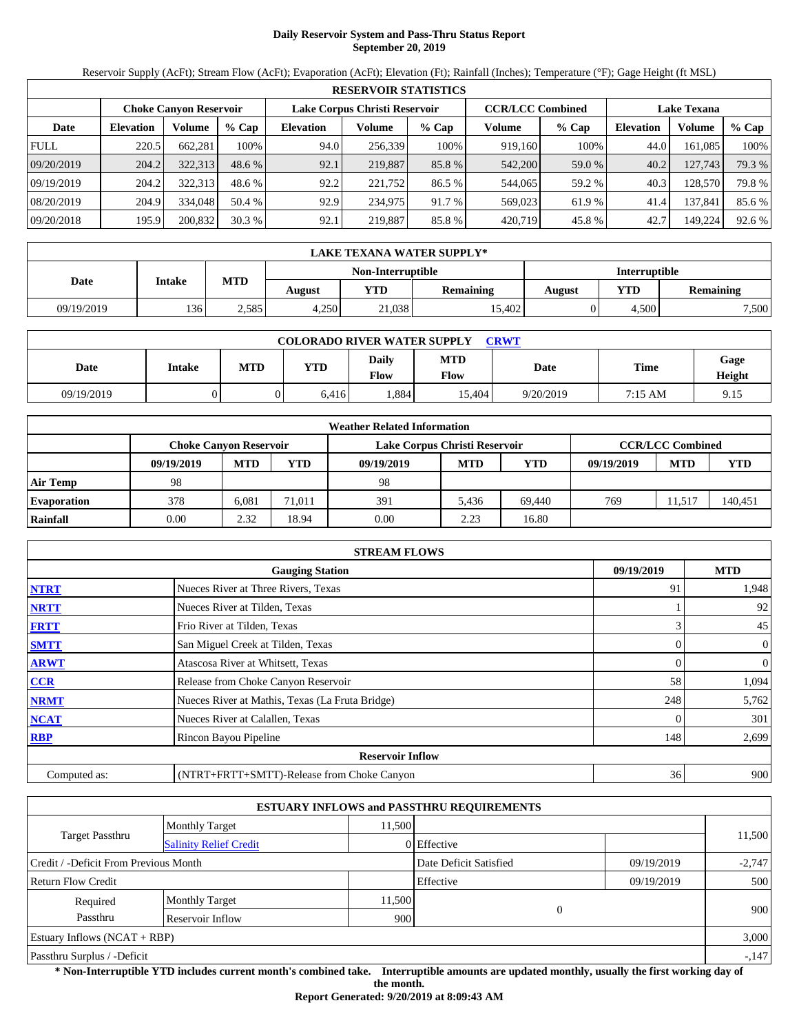# Daily Reservoir System and Pass-Thru Status Report
## September 20, 2019

Reservoir Supply (AcFt); Stream Flow (AcFt); Evaporation (AcFt); Elevation (Ft); Rainfall (Inches); Temperature (°F); Gage Height (ft MSL)

| RESERVOIR STATISTICS | | | | | | | | | | | |
|---|---|---|---|---|---|---|---|---|---|---|---|
| | Choke Canyon Reservoir | | | Lake Corpus Christi Reservoir | | | CCR/LCC Combined | | Lake Texana | | |
| Date | Elevation | Volume | % Cap | Elevation | Volume | % Cap | Volume | % Cap | Elevation | Volume | % Cap |
| FULL | 220.5 | 662,281 | 100% | 94.0 | 256,339 | 100% | 919,160 | 100% | 44.0 | 161,085 | 100% |
| 09/20/2019 | 204.2 | 322,313 | 48.6 % | 92.1 | 219,887 | 85.8 % | 542,200 | 59.0 % | 40.2 | 127,743 | 79.3 % |
| 09/19/2019 | 204.2 | 322,313 | 48.6 % | 92.2 | 221,752 | 86.5 % | 544,065 | 59.2 % | 40.3 | 128,570 | 79.8 % |
| 08/20/2019 | 204.9 | 334,048 | 50.4 % | 92.9 | 234,975 | 91.7 % | 569,023 | 61.9 % | 41.4 | 137,841 | 85.6 % |
| 09/20/2018 | 195.9 | 200,832 | 30.3 % | 92.1 | 219,887 | 85.8 % | 420,719 | 45.8 % | 42.7 | 149,224 | 92.6 % |

| LAKE TEXANA WATER SUPPLY* | | | | | | | | |
|---|---|---|---|---|---|---|---|---|
| Date | Intake | MTD | Non-Interruptible | | | Interruptible | | |
| | | | August | YTD | Remaining | August | YTD | Remaining |
| 09/19/2019 | 136 | 2,585 | 4,250 | 21,038 | 15,402 | 0 | 4,500 | 7,500 |

| COLORADO RIVER WATER SUPPLY CRWT | | | | | | | | |
|---|---|---|---|---|---|---|---|---|
| Date | Intake | MTD | YTD | Daily Flow | MTD Flow | Date | Time | Gage Height |
| 09/19/2019 | 0 | 0 | 6,416 | 1,884 | 15,404 | 9/20/2019 | 7:15 AM | 9.15 |

| Weather Related Information | | | | | | | | | |
|---|---|---|---|---|---|---|---|---|---|
| | Choke Canyon Reservoir | | | Lake Corpus Christi Reservoir | | | CCR/LCC Combined | | |
| | 09/19/2019 | MTD | YTD | 09/19/2019 | MTD | YTD | 09/19/2019 | MTD | YTD |
| Air Temp | 98 | | | 98 | | | | | |
| Evaporation | 378 | 6,081 | 71,011 | 391 | 5,436 | 69,440 | 769 | 11,517 | 140,451 |
| Rainfall | 0.00 | 2.32 | 18.94 | 0.00 | 2.23 | 16.80 | | | |

| STREAM FLOWS | | | |
|---|---|---|---|
| | Gauging Station | 09/19/2019 | MTD |
| NTRT | Nueces River at Three Rivers, Texas | 91 | 1,948 |
| NRTT | Nueces River at Tilden, Texas | 1 | 92 |
| FRTT | Frio River at Tilden, Texas | 3 | 45 |
| SMTT | San Miguel Creek at Tilden, Texas | 0 | 0 |
| ARWT | Atascosa River at Whitsett, Texas | 0 | 0 |
| CCR | Release from Choke Canyon Reservoir | 58 | 1,094 |
| NRMT | Nueces River at Mathis, Texas (La Fruta Bridge) | 248 | 5,762 |
| NCAT | Nueces River at Calallen, Texas | 0 | 301 |
| RBP | Rincon Bayou Pipeline | 148 | 2,699 |
| | Reservoir Inflow | | |
| Computed as: | (NTRT+FRTT+SMTT)-Release from Choke Canyon | 36 | 900 |

| ESTUARY INFLOWS and PASSTHRU REQUIREMENTS | | | | | |
|---|---|---|---|---|---|
| Target Passthru | Monthly Target | 11,500 | | | 11,500 |
| | Salinity Relief Credit | 0 | Effective | | |
| Credit / -Deficit From Previous Month | | | Date Deficit Satisfied | 09/19/2019 | -2,747 |
| Return Flow Credit | | | Effective | 09/19/2019 | 500 |
| Required Passthru | Monthly Target | 11,500 | 0 | | 900 |
| | Reservoir Inflow | 900 | | | |
| Estuary Inflows (NCAT + RBP) | | | | | 3,000 |
| Passthru Surplus / -Deficit | | | | | -,147 |

**\* Non-Interruptible YTD includes current month's combined take. Interruptible amounts are updated monthly, usually the first working day of the month.**

**Report Generated: 9/20/2019 at 8:09:43 AM**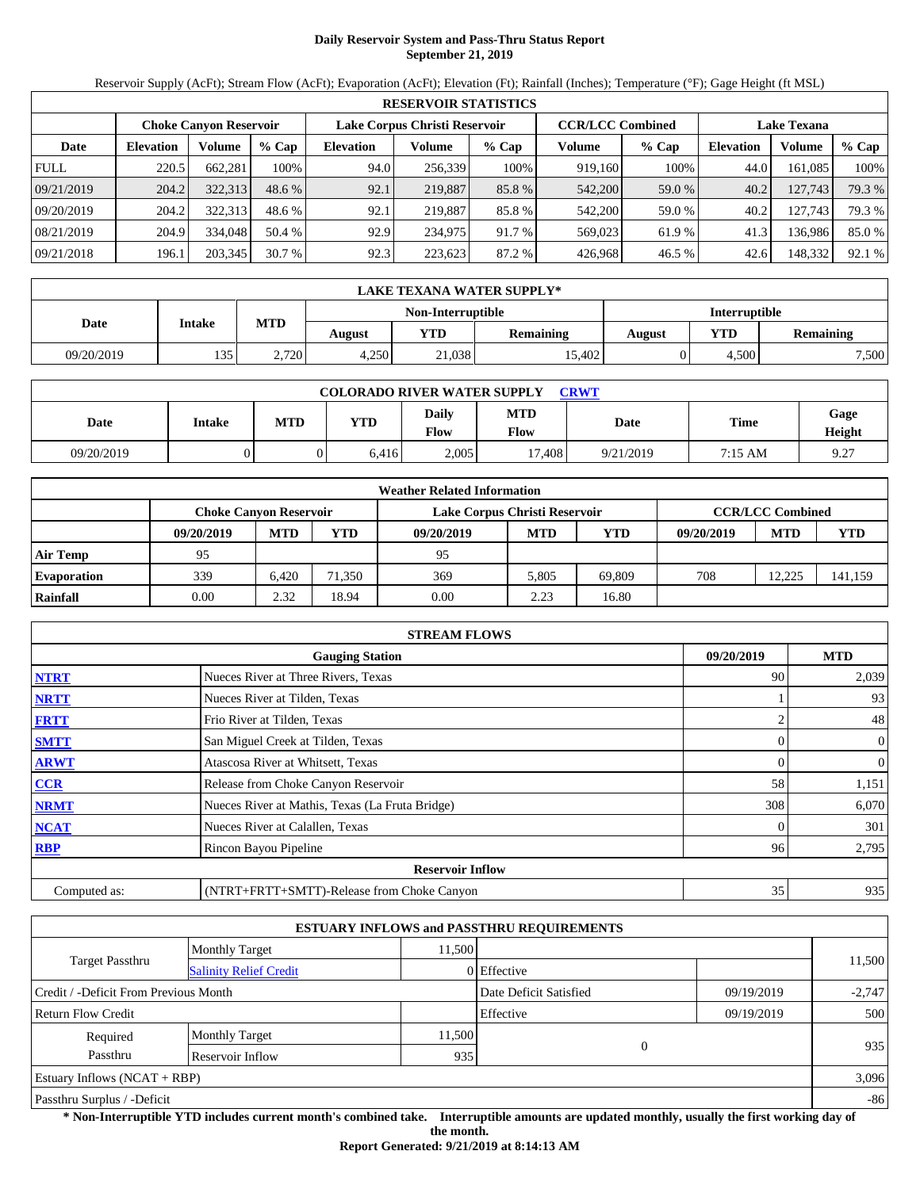# Daily Reservoir System and Pass-Thru Status Report
## September 21, 2019

Reservoir Supply (AcFt); Stream Flow (AcFt); Evaporation (AcFt); Elevation (Ft); Rainfall (Inches); Temperature (°F); Gage Height (ft MSL)

| RESERVOIR STATISTICS | | | | | | | | | | | |
|---|---|---|---|---|---|---|---|---|---|---|---|
| | Choke Canyon Reservoir | | | Lake Corpus Christi Reservoir | | | CCR/LCC Combined | | Lake Texana | | |
| Date | Elevation | Volume | % Cap | Elevation | Volume | % Cap | Volume | % Cap | Elevation | Volume | % Cap |
| FULL | 220.5 | 662,281 | 100% | 94.0 | 256,339 | 100% | 919,160 | 100% | 44.0 | 161,085 | 100% |
| 09/21/2019 | 204.2 | 322,313 | 48.6 % | 92.1 | 219,887 | 85.8 % | 542,200 | 59.0 % | 40.2 | 127,743 | 79.3 % |
| 09/20/2019 | 204.2 | 322,313 | 48.6 % | 92.1 | 219,887 | 85.8 % | 542,200 | 59.0 % | 40.2 | 127,743 | 79.3 % |
| 08/21/2019 | 204.9 | 334,048 | 50.4 % | 92.9 | 234,975 | 91.7 % | 569,023 | 61.9 % | 41.3 | 136,986 | 85.0 % |
| 09/21/2018 | 196.1 | 203,345 | 30.7 % | 92.3 | 223,623 | 87.2 % | 426,968 | 46.5 % | 42.6 | 148,332 | 92.1 % |

| LAKE TEXANA WATER SUPPLY* | | | | | | | | |
|---|---|---|---|---|---|---|---|---|
| Date | Intake | MTD | Non-Interruptible | | | Interruptible | | |
| | | | August | YTD | Remaining | August | YTD | Remaining |
| 09/20/2019 | 135 | 2,720 | 4,250 | 21,038 | 15,402 | 0 | 4,500 | 7,500 |

| COLORADO RIVER WATER SUPPLY CRWT | | | | | | | | |
|---|---|---|---|---|---|---|---|---|
| Date | Intake | MTD | YTD | Daily Flow | MTD Flow | Date | Time | Gage Height |
| 09/20/2019 | 0 | 0 | 6,416 | 2,005 | 17,408 | 9/21/2019 | 7:15 AM | 9.27 |

| Weather Related Information | | | | | | | | | |
|---|---|---|---|---|---|---|---|---|---|
| | Choke Canyon Reservoir | | | Lake Corpus Christi Reservoir | | | CCR/LCC Combined | | |
| | 09/20/2019 | MTD | YTD | 09/20/2019 | MTD | YTD | 09/20/2019 | MTD | YTD |
| Air Temp | 95 | | | 95 | | | | | |
| Evaporation | 339 | 6,420 | 71,350 | 369 | 5,805 | 69,809 | 708 | 12,225 | 141,159 |
| Rainfall | 0.00 | 2.32 | 18.94 | 0.00 | 2.23 | 16.80 | | | |

| STREAM FLOWS | | | |
|---|---|---|---|
| | Gauging Station | 09/20/2019 | MTD |
| NTRT | Nueces River at Three Rivers, Texas | 90 | 2,039 |
| NRTT | Nueces River at Tilden, Texas | 1 | 93 |
| FRTT | Frio River at Tilden, Texas | 2 | 48 |
| SMTT | San Miguel Creek at Tilden, Texas | 0 | 0 |
| ARWT | Atascosa River at Whitsett, Texas | 0 | 0 |
| CCR | Release from Choke Canyon Reservoir | 58 | 1,151 |
| NRMT | Nueces River at Mathis, Texas (La Fruta Bridge) | 308 | 6,070 |
| NCAT | Nueces River at Calallen, Texas | 0 | 301 |
| RBP | Rincon Bayou Pipeline | 96 | 2,795 |
| | **Reservoir Inflow** | | |
| Computed as: | (NTRT+FRTT+SMTT)-Release from Choke Canyon | 35 | 935 |

| ESTUARY INFLOWS and PASSTHRU REQUIREMENTS | | | | | |
|---|---|---|---|---|---|
| Target Passthru | Monthly Target | 11,500 | | | 11,500 |
| | Salinity Relief Credit | 0 | Effective | | |
| Credit / -Deficit From Previous Month | | | Date Deficit Satisfied | 09/19/2019 | -2,747 |
| Return Flow Credit | | | Effective | 09/19/2019 | 500 |
| Required Passthru | Monthly Target | 11,500 | 0 | | 935 |
| | Reservoir Inflow | 935 | | | |
| Estuary Inflows (NCAT + RBP) | | | | | 3,096 |
| Passthru Surplus / -Deficit | | | | | -86 |

**\* Non-Interruptible YTD includes current month's combined take. Interruptible amounts are updated monthly, usually the first working day of the month.**

**Report Generated: 9/21/2019 at 8:14:13 AM**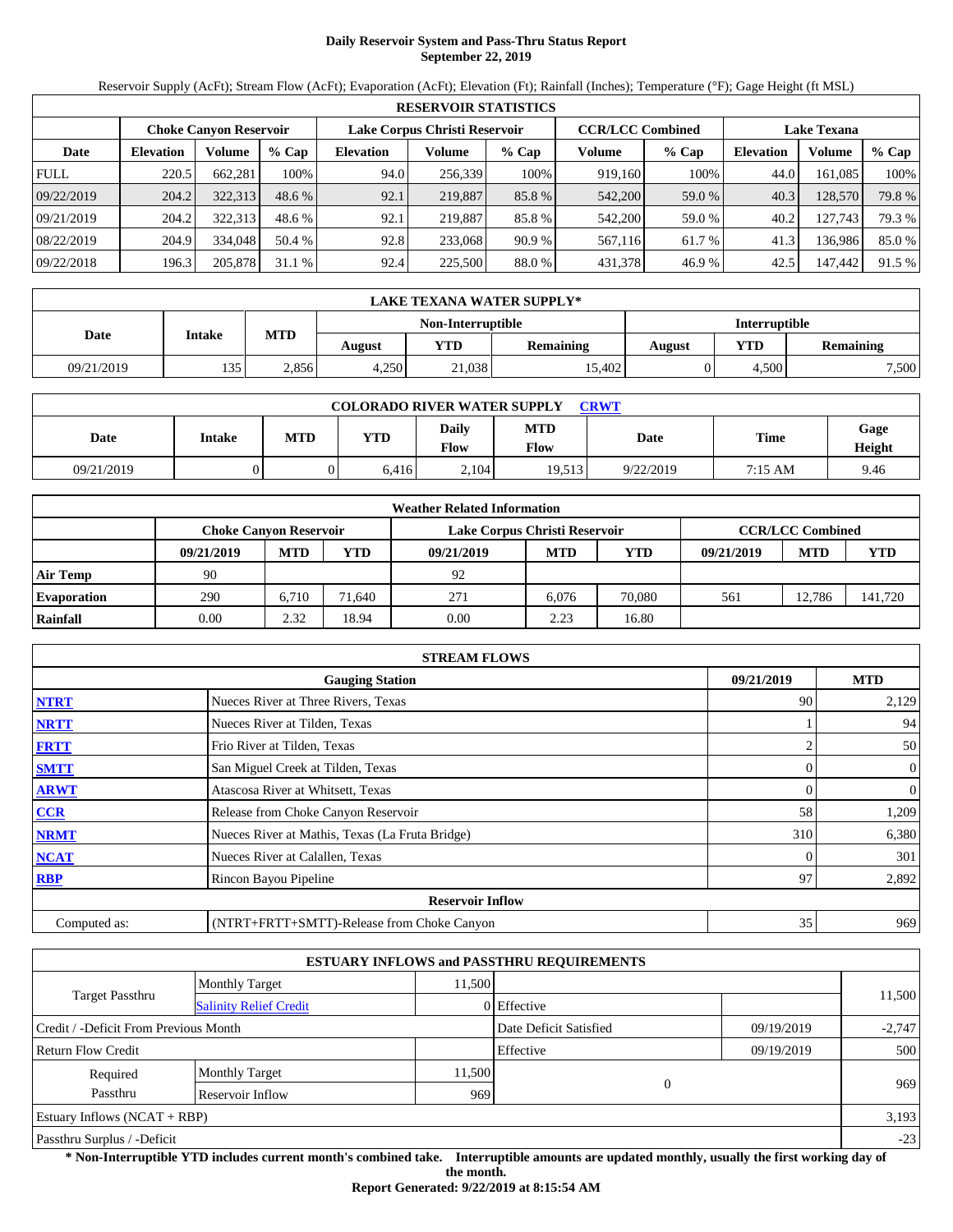# Daily Reservoir System and Pass-Thru Status Report
## September 22, 2019

Reservoir Supply (AcFt); Stream Flow (AcFt); Evaporation (AcFt); Elevation (Ft); Rainfall (Inches); Temperature (°F); Gage Height (ft MSL)

| RESERVOIR STATISTICS | | | | | | | | | | | |
|---|---|---|---|---|---|---|---|---|---|---|---|
| | Choke Canyon Reservoir | | | Lake Corpus Christi Reservoir | | | CCR/LCC Combined | | Lake Texana | | |
| Date | Elevation | Volume | % Cap | Elevation | Volume | % Cap | Volume | % Cap | Elevation | Volume | % Cap |
| FULL | 220.5 | 662,281 | 100% | 94.0 | 256,339 | 100% | 919,160 | 100% | 44.0 | 161,085 | 100% |
| 09/22/2019 | 204.2 | 322,313 | 48.6 % | 92.1 | 219,887 | 85.8 % | 542,200 | 59.0 % | 40.3 | 128,570 | 79.8 % |
| 09/21/2019 | 204.2 | 322,313 | 48.6 % | 92.1 | 219,887 | 85.8 % | 542,200 | 59.0 % | 40.2 | 127,743 | 79.3 % |
| 08/22/2019 | 204.9 | 334,048 | 50.4 % | 92.8 | 233,068 | 90.9 % | 567,116 | 61.7 % | 41.3 | 136,986 | 85.0 % |
| 09/22/2018 | 196.3 | 205,878 | 31.1 % | 92.4 | 225,500 | 88.0 % | 431,378 | 46.9 % | 42.5 | 147,442 | 91.5 % |

| LAKE TEXANA WATER SUPPLY* | | | | | | | | |
|---|---|---|---|---|---|---|---|---|
| Date | Intake | MTD | Non-Interruptible | | | Interruptible | | |
| | | | August | YTD | Remaining | August | YTD | Remaining |
| 09/21/2019 | 135 | 2,856 | 4,250 | 21,038 | 15,402 | 0 | 4,500 | 7,500 |

| COLORADO RIVER WATER SUPPLY CRWT | | | | | | | | |
|---|---|---|---|---|---|---|---|---|
| Date | Intake | MTD | YTD | Daily Flow | MTD Flow | Date | Time | Gage Height |
| 09/21/2019 | 0 | 0 | 6,416 | 2,104 | 19,513 | 9/22/2019 | 7:15 AM | 9.46 |

| Weather Related Information | | | | | | | | | |
|---|---|---|---|---|---|---|---|---|---|
| | Choke Canyon Reservoir | | | Lake Corpus Christi Reservoir | | | CCR/LCC Combined | | |
| | 09/21/2019 | MTD | YTD | 09/21/2019 | MTD | YTD | 09/21/2019 | MTD | YTD |
| Air Temp | 90 | | | 92 | | | | | |
| Evaporation | 290 | 6,710 | 71,640 | 271 | 6,076 | 70,080 | 561 | 12,786 | 141,720 |
| Rainfall | 0.00 | 2.32 | 18.94 | 0.00 | 2.23 | 16.80 | | | |

| STREAM FLOWS | | | |
|---|---|---|---|
| | Gauging Station | 09/21/2019 | MTD |
| NTRT | Nueces River at Three Rivers, Texas | 90 | 2,129 |
| NRTT | Nueces River at Tilden, Texas | 1 | 94 |
| FRTT | Frio River at Tilden, Texas | 2 | 50 |
| SMTT | San Miguel Creek at Tilden, Texas | 0 | 0 |
| ARWT | Atascosa River at Whitsett, Texas | 0 | 0 |
| CCR | Release from Choke Canyon Reservoir | 58 | 1,209 |
| NRMT | Nueces River at Mathis, Texas (La Fruta Bridge) | 310 | 6,380 |
| NCAT | Nueces River at Calallen, Texas | 0 | 301 |
| RBP | Rincon Bayou Pipeline | 97 | 2,892 |
| | Reservoir Inflow | | |
| Computed as: | (NTRT+FRTT+SMTT)-Release from Choke Canyon | 35 | 969 |

| ESTUARY INFLOWS and PASSTHRU REQUIREMENTS | | | | | |
|---|---|---|---|---|---|
| Target Passthru | Monthly Target | 11,500 | | | 11,500 |
| | Salinity Relief Credit | 0 | Effective | | |
| Credit / -Deficit From Previous Month | | | Date Deficit Satisfied | 09/19/2019 | -2,747 |
| Return Flow Credit | | | Effective | 09/19/2019 | 500 |
| Required Passthru | Monthly Target | 11,500 | 0 | | 969 |
| | Reservoir Inflow | 969 | | | |
| Estuary Inflows (NCAT + RBP) | | | | | 3,193 |
| Passthru Surplus / -Deficit | | | | | -23 |

**\* Non-Interruptible YTD includes current month's combined take. Interruptible amounts are updated monthly, usually the first working day of the month.**

**Report Generated: 9/22/2019 at 8:15:54 AM**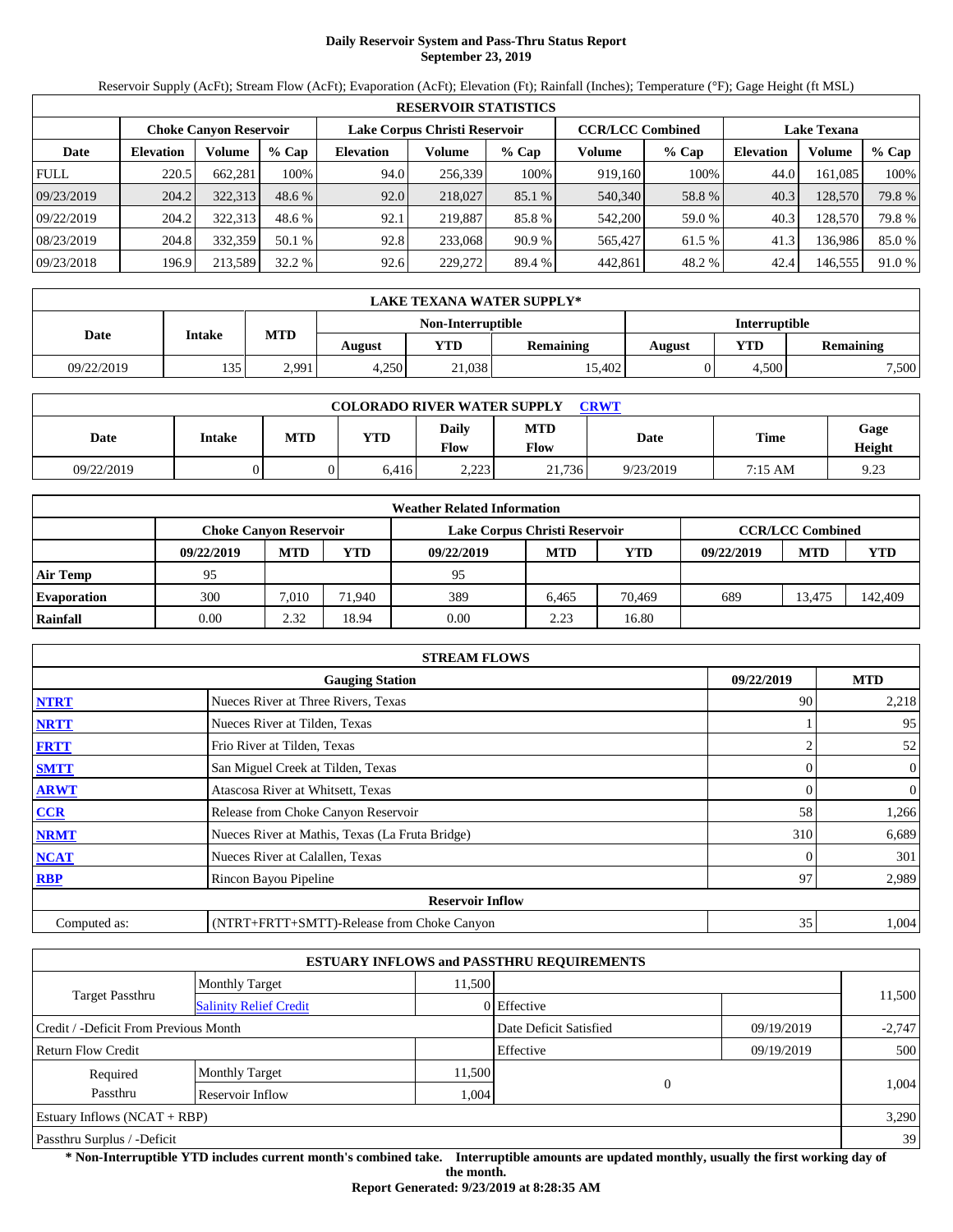# Daily Reservoir System and Pass-Thru Status Report
## September 23, 2019

Reservoir Supply (AcFt); Stream Flow (AcFt); Evaporation (AcFt); Elevation (Ft); Rainfall (Inches); Temperature (°F); Gage Height (ft MSL)

| RESERVOIR STATISTICS | | | | | | | | | | | |
|---|---|---|---|---|---|---|---|---|---|---|---|
| | Choke Canyon Reservoir | | | Lake Corpus Christi Reservoir | | | CCR/LCC Combined | | Lake Texana | | |
| Date | Elevation | Volume | % Cap | Elevation | Volume | % Cap | Volume | % Cap | Elevation | Volume | % Cap |
| FULL | 220.5 | 662,281 | 100% | 94.0 | 256,339 | 100% | 919,160 | 100% | 44.0 | 161,085 | 100% |
| 09/23/2019 | 204.2 | 322,313 | 48.6 % | 92.0 | 218,027 | 85.1 % | 540,340 | 58.8 % | 40.3 | 128,570 | 79.8 % |
| 09/22/2019 | 204.2 | 322,313 | 48.6 % | 92.1 | 219,887 | 85.8 % | 542,200 | 59.0 % | 40.3 | 128,570 | 79.8 % |
| 08/23/2019 | 204.8 | 332,359 | 50.1 % | 92.8 | 233,068 | 90.9 % | 565,427 | 61.5 % | 41.3 | 136,986 | 85.0 % |
| 09/23/2018 | 196.9 | 213,589 | 32.2 % | 92.6 | 229,272 | 89.4 % | 442,861 | 48.2 % | 42.4 | 146,555 | 91.0 % |

| LAKE TEXANA WATER SUPPLY* | | | | | | | | |
|---|---|---|---|---|---|---|---|---|
| Date | Intake | MTD | Non-Interruptible | | | Interruptible | | |
| | | | August | YTD | Remaining | August | YTD | Remaining |
| 09/22/2019 | 135 | 2,991 | 4,250 | 21,038 | 15,402 | 0 | 4,500 | 7,500 |

| COLORADO RIVER WATER SUPPLY CRWT | | | | | | | | |
|---|---|---|---|---|---|---|---|---|
| Date | Intake | MTD | YTD | Daily Flow | MTD Flow | Date | Time | Gage Height |
| 09/22/2019 | 0 | 0 | 6,416 | 2,223 | 21,736 | 9/23/2019 | 7:15 AM | 9.23 |

| Weather Related Information | | | | | | | | | |
|---|---|---|---|---|---|---|---|---|---|
| | Choke Canyon Reservoir | | | Lake Corpus Christi Reservoir | | | CCR/LCC Combined | | |
| | 09/22/2019 | MTD | YTD | 09/22/2019 | MTD | YTD | 09/22/2019 | MTD | YTD |
| Air Temp | 95 | | | 95 | | | | | |
| Evaporation | 300 | 7,010 | 71,940 | 389 | 6,465 | 70,469 | 689 | 13,475 | 142,409 |
| Rainfall | 0.00 | 2.32 | 18.94 | 0.00 | 2.23 | 16.80 | | | |

| STREAM FLOWS | | | |
|---|---|---|---|
| | Gauging Station | 09/22/2019 | MTD |
| NTRT | Nueces River at Three Rivers, Texas | 90 | 2,218 |
| NRTT | Nueces River at Tilden, Texas | 1 | 95 |
| FRTT | Frio River at Tilden, Texas | 2 | 52 |
| SMTT | San Miguel Creek at Tilden, Texas | 0 | 0 |
| ARWT | Atascosa River at Whitsett, Texas | 0 | 0 |
| CCR | Release from Choke Canyon Reservoir | 58 | 1,266 |
| NRMT | Nueces River at Mathis, Texas (La Fruta Bridge) | 310 | 6,689 |
| NCAT | Nueces River at Calallen, Texas | 0 | 301 |
| RBP | Rincon Bayou Pipeline | 97 | 2,989 |
| **Reservoir Inflow** | | | |
| Computed as: | (NTRT+FRTT+SMTT)-Release from Choke Canyon | 35 | 1,004 |

| ESTUARY INFLOWS and PASSTHRU REQUIREMENTS | | | | | |
|---|---|---|---|---|---|
| Target Passthru | Monthly Target | 11,500 | | | 11,500 |
| | Salinity Relief Credit | 0 | Effective | | |
| Credit / -Deficit From Previous Month | | | Date Deficit Satisfied | 09/19/2019 | -2,747 |
| Return Flow Credit | | | Effective | 09/19/2019 | 500 |
| Required Passthru | Monthly Target | 11,500 | 0 | | 1,004 |
| | Reservoir Inflow | 1,004 | | | |
| Estuary Inflows (NCAT + RBP) | | | | | 3,290 |
| Passthru Surplus / -Deficit | | | | | 39 |

**\* Non-Interruptible YTD includes current month's combined take. Interruptible amounts are updated monthly, usually the first working day of the month.**

**Report Generated: 9/23/2019 at 8:28:35 AM**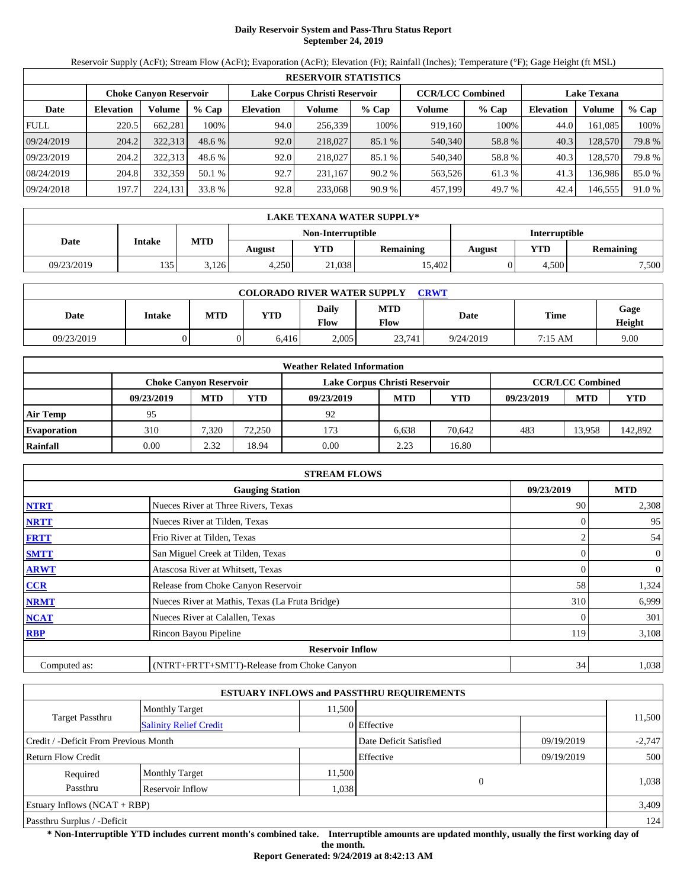# Daily Reservoir System and Pass-Thru Status Report
## September 24, 2019

Reservoir Supply (AcFt); Stream Flow (AcFt); Evaporation (AcFt); Elevation (Ft); Rainfall (Inches); Temperature (°F); Gage Height (ft MSL)

| RESERVOIR STATISTICS | | | | | | | | | | | |
|---|---|---|---|---|---|---|---|---|---|---|---|
| | Choke Canyon Reservoir | | | Lake Corpus Christi Reservoir | | | CCR/LCC Combined | | Lake Texana | | |
| Date | Elevation | Volume | % Cap | Elevation | Volume | % Cap | Volume | % Cap | Elevation | Volume | % Cap |
| FULL | 220.5 | 662,281 | 100% | 94.0 | 256,339 | 100% | 919,160 | 100% | 44.0 | 161,085 | 100% |
| 09/24/2019 | 204.2 | 322,313 | 48.6 % | 92.0 | 218,027 | 85.1 % | 540,340 | 58.8 % | 40.3 | 128,570 | 79.8 % |
| 09/23/2019 | 204.2 | 322,313 | 48.6 % | 92.0 | 218,027 | 85.1 % | 540,340 | 58.8 % | 40.3 | 128,570 | 79.8 % |
| 08/24/2019 | 204.8 | 332,359 | 50.1 % | 92.7 | 231,167 | 90.2 % | 563,526 | 61.3 % | 41.3 | 136,986 | 85.0 % |
| 09/24/2018 | 197.7 | 224,131 | 33.8 % | 92.8 | 233,068 | 90.9 % | 457,199 | 49.7 % | 42.4 | 146,555 | 91.0 % |

| LAKE TEXANA WATER SUPPLY* | | | | | | | | |
|---|---|---|---|---|---|---|---|---|
| Date | Intake | MTD | Non-Interruptible | | | Interruptible | | |
| | | | August | YTD | Remaining | August | YTD | Remaining |
| 09/23/2019 | 135 | 3,126 | 4,250 | 21,038 | 15,402 | 0 | 4,500 | 7,500 |

| COLORADO RIVER WATER SUPPLY CRWT | | | | | | | | |
|---|---|---|---|---|---|---|---|---|
| Date | Intake | MTD | YTD | Daily Flow | MTD Flow | Date | Time | Gage Height |
| 09/23/2019 | 0 | 0 | 6,416 | 2,005 | 23,741 | 9/24/2019 | 7:15 AM | 9.00 |

| Weather Related Information | | | | | | | | | |
|---|---|---|---|---|---|---|---|---|---|
| | Choke Canyon Reservoir | | | Lake Corpus Christi Reservoir | | | CCR/LCC Combined | | |
| | 09/23/2019 | MTD | YTD | 09/23/2019 | MTD | YTD | 09/23/2019 | MTD | YTD |
| Air Temp | 95 | | | 92 | | | | | |
| Evaporation | 310 | 7,320 | 72,250 | 173 | 6,638 | 70,642 | 483 | 13,958 | 142,892 |
| Rainfall | 0.00 | 2.32 | 18.94 | 0.00 | 2.23 | 16.80 | | | |

| STREAM FLOWS | | | |
|---|---|---|---|
| | Gauging Station | 09/23/2019 | MTD |
| NTRT | Nueces River at Three Rivers, Texas | 90 | 2,308 |
| NRTT | Nueces River at Tilden, Texas | 0 | 95 |
| FRTT | Frio River at Tilden, Texas | 2 | 54 |
| SMTT | San Miguel Creek at Tilden, Texas | 0 | 0 |
| ARWT | Atascosa River at Whitsett, Texas | 0 | 0 |
| CCR | Release from Choke Canyon Reservoir | 58 | 1,324 |
| NRMT | Nueces River at Mathis, Texas (La Fruta Bridge) | 310 | 6,999 |
| NCAT | Nueces River at Calallen, Texas | 0 | 301 |
| RBP | Rincon Bayou Pipeline | 119 | 3,108 |
| | **Reservoir Inflow** | | |
| Computed as: | (NTRT+FRTT+SMTT)-Release from Choke Canyon | 34 | 1,038 |

| ESTUARY INFLOWS and PASSTHRU REQUIREMENTS | | | | | |
|---|---|---|---|---|---|
| Target Passthru | Monthly Target | 11,500 | | | 11,500 |
| | Salinity Relief Credit | 0 | Effective | | |
| Credit / -Deficit From Previous Month | | | Date Deficit Satisfied | 09/19/2019 | -2,747 |
| Return Flow Credit | | | Effective | 09/19/2019 | 500 |
| Required Passthru | Monthly Target | 11,500 | 0 | | 1,038 |
| | Reservoir Inflow | 1,038 | | | |
| Estuary Inflows (NCAT + RBP) | | | | | 3,409 |
| Passthru Surplus / -Deficit | | | | | 124 |

**\* Non-Interruptible YTD includes current month's combined take. Interruptible amounts are updated monthly, usually the first working day of the month.**

**Report Generated: 9/24/2019 at 8:42:13 AM**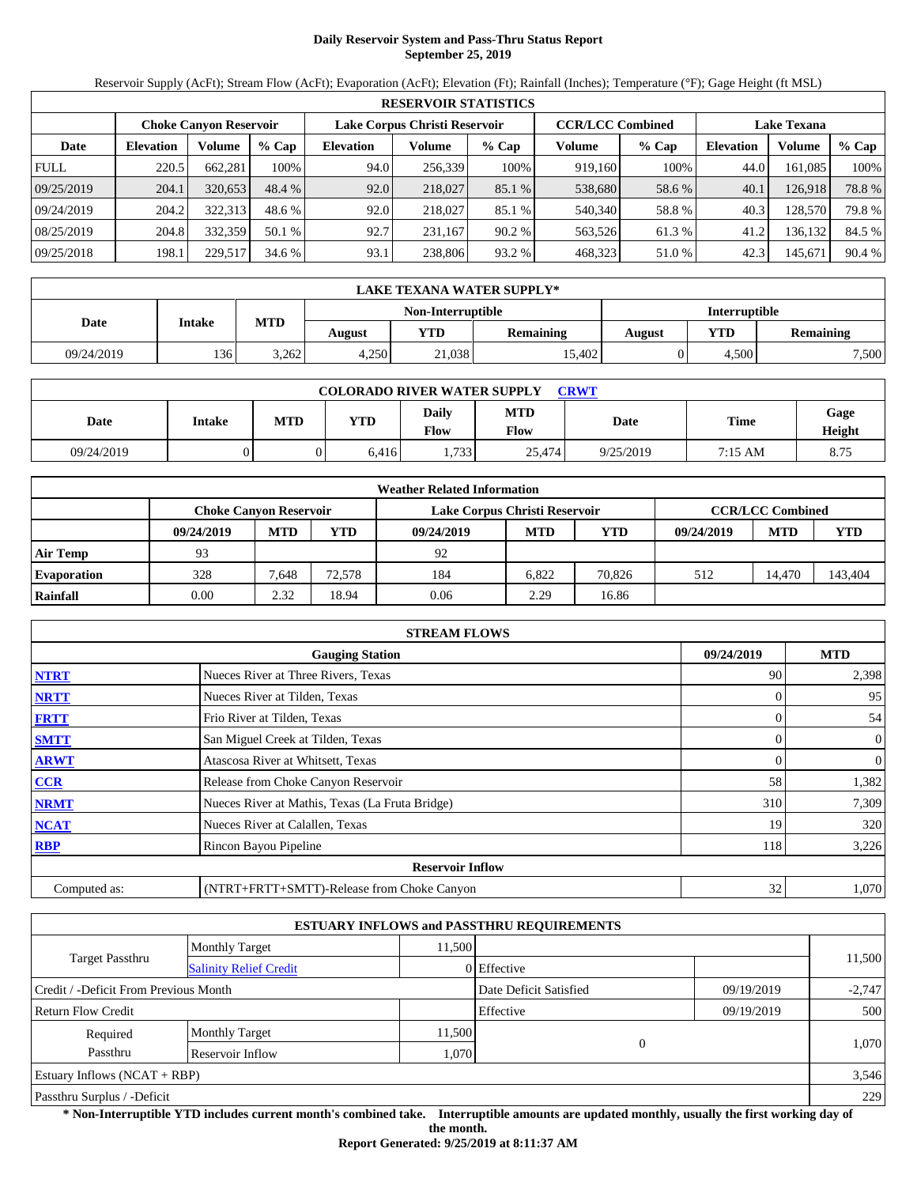# Daily Reservoir System and Pass-Thru Status Report
## September 25, 2019

Reservoir Supply (AcFt); Stream Flow (AcFt); Evaporation (AcFt); Elevation (Ft); Rainfall (Inches); Temperature (°F); Gage Height (ft MSL)

| RESERVOIR STATISTICS | | | | | | | | | | | |
|---|---|---|---|---|---|---|---|---|---|---|---|
| | Choke Canyon Reservoir | | | Lake Corpus Christi Reservoir | | | CCR/LCC Combined | | Lake Texana | | |
| Date | Elevation | Volume | % Cap | Elevation | Volume | % Cap | Volume | % Cap | Elevation | Volume | % Cap |
| FULL | 220.5 | 662,281 | 100% | 94.0 | 256,339 | 100% | 919,160 | 100% | 44.0 | 161,085 | 100% |
| 09/25/2019 | 204.1 | 320,653 | 48.4 % | 92.0 | 218,027 | 85.1 % | 538,680 | 58.6 % | 40.1 | 126,918 | 78.8 % |
| 09/24/2019 | 204.2 | 322,313 | 48.6 % | 92.0 | 218,027 | 85.1 % | 540,340 | 58.8 % | 40.3 | 128,570 | 79.8 % |
| 08/25/2019 | 204.8 | 332,359 | 50.1 % | 92.7 | 231,167 | 90.2 % | 563,526 | 61.3 % | 41.2 | 136,132 | 84.5 % |
| 09/25/2018 | 198.1 | 229,517 | 34.6 % | 93.1 | 238,806 | 93.2 % | 468,323 | 51.0 % | 42.3 | 145,671 | 90.4 % |

| LAKE TEXANA WATER SUPPLY* | | | | | | | | |
|---|---|---|---|---|---|---|---|---|
| Date | Intake | MTD | Non-Interruptible | | | Interruptible | | |
| | | | August | YTD | Remaining | August | YTD | Remaining |
| 09/24/2019 | 136 | 3,262 | 4,250 | 21,038 | 15,402 | 0 | 4,500 | 7,500 |

| COLORADO RIVER WATER SUPPLY CRWT | | | | | | | | |
|---|---|---|---|---|---|---|---|---|
| Date | Intake | MTD | YTD | Daily Flow | MTD Flow | Date | Time | Gage Height |
| 09/24/2019 | 0 | 0 | 6,416 | 1,733 | 25,474 | 9/25/2019 | 7:15 AM | 8.75 |

| Weather Related Information | | | | | | | | | |
|---|---|---|---|---|---|---|---|---|---|
| | Choke Canyon Reservoir | | | Lake Corpus Christi Reservoir | | | CCR/LCC Combined | | |
| | 09/24/2019 | MTD | YTD | 09/24/2019 | MTD | YTD | 09/24/2019 | MTD | YTD |
| Air Temp | 93 | | | 92 | | | | | |
| Evaporation | 328 | 7,648 | 72,578 | 184 | 6,822 | 70,826 | 512 | 14,470 | 143,404 |
| Rainfall | 0.00 | 2.32 | 18.94 | 0.06 | 2.29 | 16.86 | | | |

| STREAM FLOWS | | | |
|---|---|---|---|
| | Gauging Station | 09/24/2019 | MTD |
| NTRT | Nueces River at Three Rivers, Texas | 90 | 2,398 |
| NRTT | Nueces River at Tilden, Texas | 0 | 95 |
| FRTT | Frio River at Tilden, Texas | 0 | 54 |
| SMTT | San Miguel Creek at Tilden, Texas | 0 | 0 |
| ARWT | Atascosa River at Whitsett, Texas | 0 | 0 |
| CCR | Release from Choke Canyon Reservoir | 58 | 1,382 |
| NRMT | Nueces River at Mathis, Texas (La Fruta Bridge) | 310 | 7,309 |
| NCAT | Nueces River at Calallen, Texas | 19 | 320 |
| RBP | Rincon Bayou Pipeline | 118 | 3,226 |
| | Reservoir Inflow | | |
| Computed as: | (NTRT+FRTT+SMTT)-Release from Choke Canyon | 32 | 1,070 |

| ESTUARY INFLOWS and PASSTHRU REQUIREMENTS | | | | | |
|---|---|---|---|---|---|
| Target Passthru | Monthly Target | 11,500 | | | 11,500 |
| | Salinity Relief Credit | 0 | Effective | | |
| Credit / -Deficit From Previous Month | | | Date Deficit Satisfied | 09/19/2019 | -2,747 |
| Return Flow Credit | | | Effective | 09/19/2019 | 500 |
| Required Passthru | Monthly Target | 11,500 | 0 | | 1,070 |
| | Reservoir Inflow | 1,070 | | | |
| Estuary Inflows (NCAT + RBP) | | | | | 3,546 |
| Passthru Surplus / -Deficit | | | | | 229 |

**\* Non-Interruptible YTD includes current month's combined take. Interruptible amounts are updated monthly, usually the first working day of the month.**

**Report Generated: 9/25/2019 at 8:11:37 AM**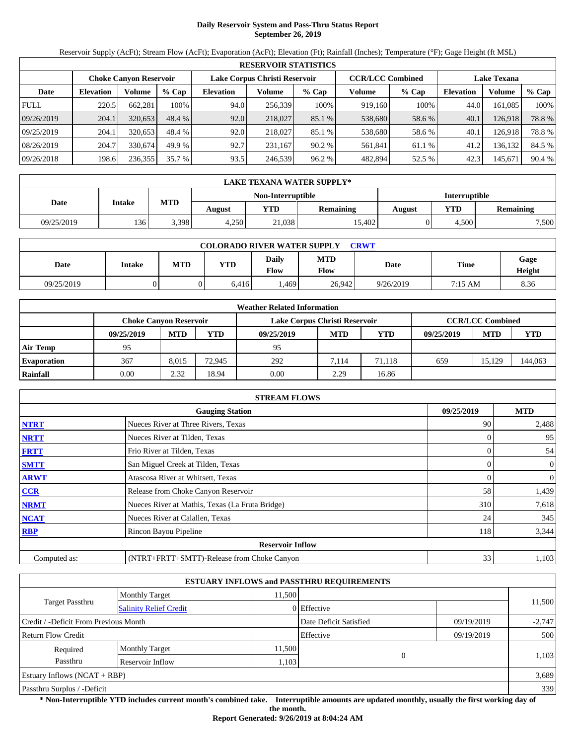# Daily Reservoir System and Pass-Thru Status Report
## September 26, 2019

Reservoir Supply (AcFt); Stream Flow (AcFt); Evaporation (AcFt); Elevation (Ft); Rainfall (Inches); Temperature (°F); Gage Height (ft MSL)

| RESERVOIR STATISTICS | | | | | | | | | | | |
|---|---|---|---|---|---|---|---|---|---|---|---|
| | Choke Canyon Reservoir | | | Lake Corpus Christi Reservoir | | | CCR/LCC Combined | | Lake Texana | | |
| Date | Elevation | Volume | % Cap | Elevation | Volume | % Cap | Volume | % Cap | Elevation | Volume | % Cap |
| FULL | 220.5 | 662,281 | 100% | 94.0 | 256,339 | 100% | 919,160 | 100% | 44.0 | 161,085 | 100% |
| 09/26/2019 | 204.1 | 320,653 | 48.4 % | 92.0 | 218,027 | 85.1 % | 538,680 | 58.6 % | 40.1 | 126,918 | 78.8 % |
| 09/25/2019 | 204.1 | 320,653 | 48.4 % | 92.0 | 218,027 | 85.1 % | 538,680 | 58.6 % | 40.1 | 126,918 | 78.8 % |
| 08/26/2019 | 204.7 | 330,674 | 49.9 % | 92.7 | 231,167 | 90.2 % | 561,841 | 61.1 % | 41.2 | 136,132 | 84.5 % |
| 09/26/2018 | 198.6 | 236,355 | 35.7 % | 93.5 | 246,539 | 96.2 % | 482,894 | 52.5 % | 42.3 | 145,671 | 90.4 % |

| LAKE TEXANA WATER SUPPLY* | | | | | | | | |
|---|---|---|---|---|---|---|---|---|
| Date | Intake | MTD | Non-Interruptible | | | Interruptible | | |
| | | | August | YTD | Remaining | August | YTD | Remaining |
| 09/25/2019 | 136 | 3,398 | 4,250 | 21,038 | 15,402 | 0 | 4,500 | 7,500 |

| COLORADO RIVER WATER SUPPLY CRWT | | | | | | | | |
|---|---|---|---|---|---|---|---|---|
| Date | Intake | MTD | YTD | Daily Flow | MTD Flow | Date | Time | Gage Height |
| 09/25/2019 | 0 | 0 | 6,416 | 1,469 | 26,942 | 9/26/2019 | 7:15 AM | 8.36 |

| Weather Related Information | | | | | | | | | |
|---|---|---|---|---|---|---|---|---|---|
| | Choke Canyon Reservoir | | | Lake Corpus Christi Reservoir | | | CCR/LCC Combined | | |
| | 09/25/2019 | MTD | YTD | 09/25/2019 | MTD | YTD | 09/25/2019 | MTD | YTD |
| Air Temp | 95 | | | 95 | | | | | |
| Evaporation | 367 | 8,015 | 72,945 | 292 | 7,114 | 71,118 | 659 | 15,129 | 144,063 |
| Rainfall | 0.00 | 2.32 | 18.94 | 0.00 | 2.29 | 16.86 | | | |

| STREAM FLOWS | | | |
|---|---|---|---|
| | Gauging Station | 09/25/2019 | MTD |
| NTRT | Nueces River at Three Rivers, Texas | 90 | 2,488 |
| NRTT | Nueces River at Tilden, Texas | 0 | 95 |
| FRTT | Frio River at Tilden, Texas | 0 | 54 |
| SMTT | San Miguel Creek at Tilden, Texas | 0 | 0 |
| ARWT | Atascosa River at Whitsett, Texas | 0 | 0 |
| CCR | Release from Choke Canyon Reservoir | 58 | 1,439 |
| NRMT | Nueces River at Mathis, Texas (La Fruta Bridge) | 310 | 7,618 |
| NCAT | Nueces River at Calallen, Texas | 24 | 345 |
| RBP | Rincon Bayou Pipeline | 118 | 3,344 |
| | **Reservoir Inflow** | | |
| Computed as: | (NTRT+FRTT+SMTT)-Release from Choke Canyon | 33 | 1,103 |

| ESTUARY INFLOWS and PASSTHRU REQUIREMENTS | | | | | |
|---|---|---|---|---|---|
| Target Passthru | Monthly Target | 11,500 | | | 11,500 |
| | Salinity Relief Credit | 0 | Effective | | |
| Credit / -Deficit From Previous Month | | | Date Deficit Satisfied | 09/19/2019 | -2,747 |
| Return Flow Credit | | | Effective | 09/19/2019 | 500 |
| Required Passthru | Monthly Target | 11,500 | 0 | | 1,103 |
| | Reservoir Inflow | 1,103 | | | |
| Estuary Inflows (NCAT + RBP) | | | | | 3,689 |
| Passthru Surplus / -Deficit | | | | | 339 |

**\* Non-Interruptible YTD includes current month's combined take. Interruptible amounts are updated monthly, usually the first working day of the month.**

**Report Generated: 9/26/2019 at 8:04:24 AM**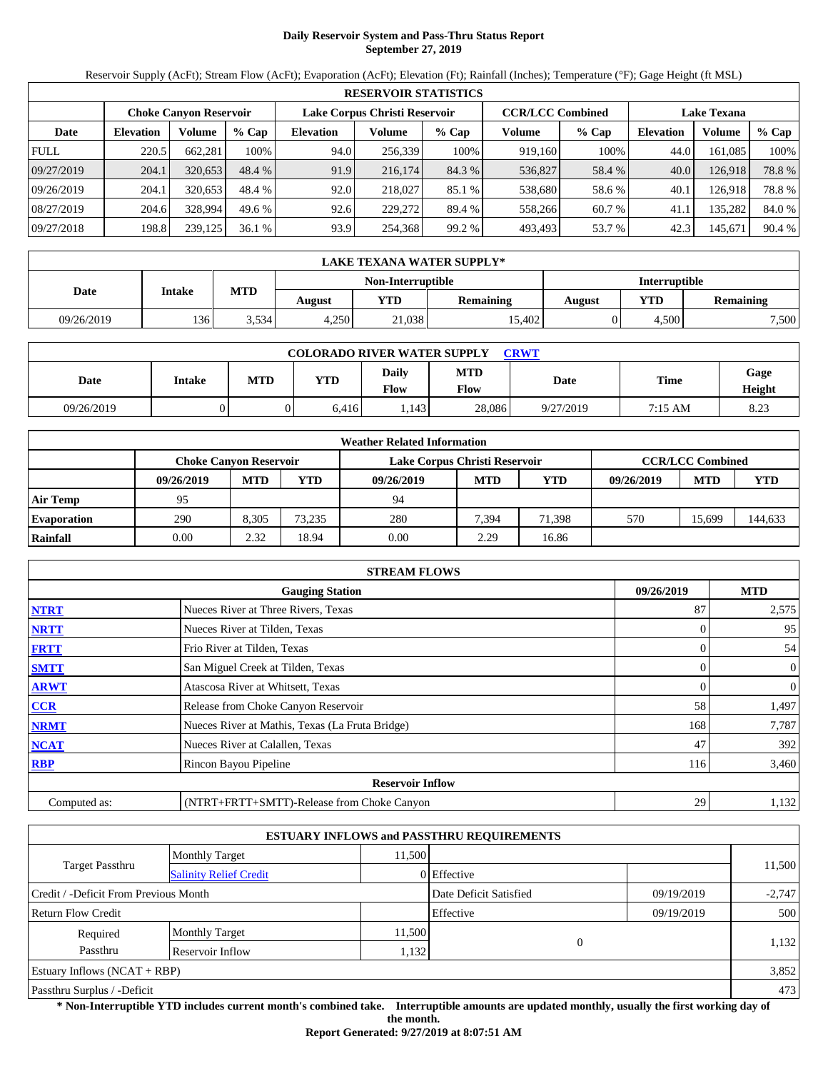# Daily Reservoir System and Pass-Thru Status Report
## September 27, 2019

Reservoir Supply (AcFt); Stream Flow (AcFt); Evaporation (AcFt); Elevation (Ft); Rainfall (Inches); Temperature (°F); Gage Height (ft MSL)

| RESERVOIR STATISTICS | | | | | | | | | | | |
|---|---|---|---|---|---|---|---|---|---|---|---|
| | Choke Canyon Reservoir | | | Lake Corpus Christi Reservoir | | | CCR/LCC Combined | | Lake Texana | | |
| Date | Elevation | Volume | % Cap | Elevation | Volume | % Cap | Volume | % Cap | Elevation | Volume | % Cap |
| FULL | 220.5 | 662,281 | 100% | 94.0 | 256,339 | 100% | 919,160 | 100% | 44.0 | 161,085 | 100% |
| 09/27/2019 | 204.1 | 320,653 | 48.4 % | 91.9 | 216,174 | 84.3 % | 536,827 | 58.4 % | 40.0 | 126,918 | 78.8 % |
| 09/26/2019 | 204.1 | 320,653 | 48.4 % | 92.0 | 218,027 | 85.1 % | 538,680 | 58.6 % | 40.1 | 126,918 | 78.8 % |
| 08/27/2019 | 204.6 | 328,994 | 49.6 % | 92.6 | 229,272 | 89.4 % | 558,266 | 60.7 % | 41.1 | 135,282 | 84.0 % |
| 09/27/2018 | 198.8 | 239,125 | 36.1 % | 93.9 | 254,368 | 99.2 % | 493,493 | 53.7 % | 42.3 | 145,671 | 90.4 % |

| LAKE TEXANA WATER SUPPLY* | | | | | | | | |
|---|---|---|---|---|---|---|---|---|
| Date | Intake | MTD | Non-Interruptible | | | Interruptible | | |
| | | | August | YTD | Remaining | August | YTD | Remaining |
| 09/26/2019 | 136 | 3,534 | 4,250 | 21,038 | 15,402 | 0 | 4,500 | 7,500 |

| COLORADO RIVER WATER SUPPLY CRWT | | | | | | | | |
|---|---|---|---|---|---|---|---|---|
| Date | Intake | MTD | YTD | Daily Flow | MTD Flow | Date | Time | Gage Height |
| 09/26/2019 | 0 | 0 | 6,416 | 1,143 | 28,086 | 9/27/2019 | 7:15 AM | 8.23 |

| Weather Related Information | | | | | | | | | |
|---|---|---|---|---|---|---|---|---|---|
| | Choke Canyon Reservoir | | | Lake Corpus Christi Reservoir | | | CCR/LCC Combined | | |
| | 09/26/2019 | MTD | YTD | 09/26/2019 | MTD | YTD | 09/26/2019 | MTD | YTD |
| Air Temp | 95 | | | 94 | | | | | |
| Evaporation | 290 | 8,305 | 73,235 | 280 | 7,394 | 71,398 | 570 | 15,699 | 144,633 |
| Rainfall | 0.00 | 2.32 | 18.94 | 0.00 | 2.29 | 16.86 | | | |

| STREAM FLOWS | | | |
|---|---|---|---|
| | Gauging Station | 09/26/2019 | MTD |
| NTRT | Nueces River at Three Rivers, Texas | 87 | 2,575 |
| NRTT | Nueces River at Tilden, Texas | 0 | 95 |
| FRTT | Frio River at Tilden, Texas | 0 | 54 |
| SMTT | San Miguel Creek at Tilden, Texas | 0 | 0 |
| ARWT | Atascosa River at Whitsett, Texas | 0 | 0 |
| CCR | Release from Choke Canyon Reservoir | 58 | 1,497 |
| NRMT | Nueces River at Mathis, Texas (La Fruta Bridge) | 168 | 7,787 |
| NCAT | Nueces River at Calallen, Texas | 47 | 392 |
| RBP | Rincon Bayou Pipeline | 116 | 3,460 |
| | **Reservoir Inflow** | | |
| Computed as: | (NTRT+FRTT+SMTT)-Release from Choke Canyon | 29 | 1,132 |

| ESTUARY INFLOWS and PASSTHRU REQUIREMENTS | | | | | |
|---|---|---|---|---|---|
| Target Passthru | Monthly Target | 11,500 | | | 11,500 |
| | Salinity Relief Credit | 0 | Effective | | |
| Credit / -Deficit From Previous Month | | | Date Deficit Satisfied | 09/19/2019 | -2,747 |
| Return Flow Credit | | | Effective | 09/19/2019 | 500 |
| Required Passthru | Monthly Target | 11,500 | 0 | | 1,132 |
| | Reservoir Inflow | 1,132 | | | |
| Estuary Inflows (NCAT + RBP) | | | | | 3,852 |
| Passthru Surplus / -Deficit | | | | | 473 |

**\* Non-Interruptible YTD includes current month's combined take. Interruptible amounts are updated monthly, usually the first working day of the month.**

**Report Generated: 9/27/2019 at 8:07:51 AM**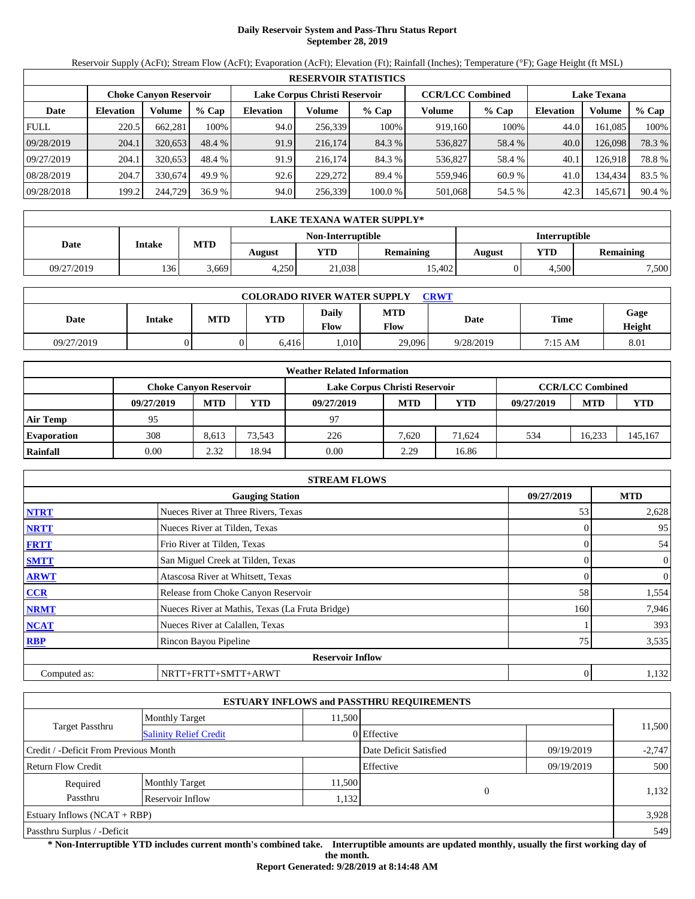# Daily Reservoir System and Pass-Thru Status Report
## September 28, 2019

Reservoir Supply (AcFt); Stream Flow (AcFt); Evaporation (AcFt); Elevation (Ft); Rainfall (Inches); Temperature (°F); Gage Height (ft MSL)

| RESERVOIR STATISTICS | | | | | | | | | | | |
|---|---|---|---|---|---|---|---|---|---|---|---|
| | Choke Canyon Reservoir | | | Lake Corpus Christi Reservoir | | | CCR/LCC Combined | | Lake Texana | | |
| Date | Elevation | Volume | % Cap | Elevation | Volume | % Cap | Volume | % Cap | Elevation | Volume | % Cap |
| FULL | 220.5 | 662,281 | 100% | 94.0 | 256,339 | 100% | 919,160 | 100% | 44.0 | 161,085 | 100% |
| 09/28/2019 | 204.1 | 320,653 | 48.4 % | 91.9 | 216,174 | 84.3 % | 536,827 | 58.4 % | 40.0 | 126,098 | 78.3 % |
| 09/27/2019 | 204.1 | 320,653 | 48.4 % | 91.9 | 216,174 | 84.3 % | 536,827 | 58.4 % | 40.1 | 126,918 | 78.8 % |
| 08/28/2019 | 204.7 | 330,674 | 49.9 % | 92.6 | 229,272 | 89.4 % | 559,946 | 60.9 % | 41.0 | 134,434 | 83.5 % |
| 09/28/2018 | 199.2 | 244,729 | 36.9 % | 94.0 | 256,339 | 100.0 % | 501,068 | 54.5 % | 42.3 | 145,671 | 90.4 % |

| LAKE TEXANA WATER SUPPLY* | | | | | | | | |
|---|---|---|---|---|---|---|---|---|
| Date | Intake | MTD | Non-Interruptible | | | Interruptible | | |
| | | | August | YTD | Remaining | August | YTD | Remaining |
| 09/27/2019 | 136 | 3,669 | 4,250 | 21,038 | 15,402 | 0 | 4,500 | 7,500 |

| COLORADO RIVER WATER SUPPLY CRWT | | | | | | | | |
|---|---|---|---|---|---|---|---|---|
| Date | Intake | MTD | YTD | Daily Flow | MTD Flow | Date | Time | Gage Height |
| 09/27/2019 | 0 | 0 | 6,416 | 1,010 | 29,096 | 9/28/2019 | 7:15 AM | 8.01 |

| Weather Related Information | | | | | | | | | |
|---|---|---|---|---|---|---|---|---|---|
| | Choke Canyon Reservoir | | | Lake Corpus Christi Reservoir | | | CCR/LCC Combined | | |
| | 09/27/2019 | MTD | YTD | 09/27/2019 | MTD | YTD | 09/27/2019 | MTD | YTD |
| Air Temp | 95 | | | 97 | | | | | |
| Evaporation | 308 | 8,613 | 73,543 | 226 | 7,620 | 71,624 | 534 | 16,233 | 145,167 |
| Rainfall | 0.00 | 2.32 | 18.94 | 0.00 | 2.29 | 16.86 | | | |

| STREAM FLOWS | | | |
|---|---|---|---|
| | Gauging Station | 09/27/2019 | MTD |
| NTRT | Nueces River at Three Rivers, Texas | 53 | 2,628 |
| NRTT | Nueces River at Tilden, Texas | 0 | 95 |
| FRTT | Frio River at Tilden, Texas | 0 | 54 |
| SMTT | San Miguel Creek at Tilden, Texas | 0 | 0 |
| ARWT | Atascosa River at Whitsett, Texas | 0 | 0 |
| CCR | Release from Choke Canyon Reservoir | 58 | 1,554 |
| NRMT | Nueces River at Mathis, Texas (La Fruta Bridge) | 160 | 7,946 |
| NCAT | Nueces River at Calallen, Texas | 1 | 393 |
| RBP | Rincon Bayou Pipeline | 75 | 3,535 |
| | Reservoir Inflow | | |
| Computed as: | NRTT+FRTT+SMTT+ARWT | 0 | 1,132 |

| ESTUARY INFLOWS and PASSTHRU REQUIREMENTS | | | | | |
|---|---|---|---|---|---|
| Target Passthru | Monthly Target | 11,500 | | | 11,500 |
| | Salinity Relief Credit | 0 | Effective | | |
| Credit / -Deficit From Previous Month | | | Date Deficit Satisfied | 09/19/2019 | -2,747 |
| Return Flow Credit | | | Effective | 09/19/2019 | 500 |
| Required Passthru | Monthly Target | 11,500 | 0 | | 1,132 |
| | Reservoir Inflow | 1,132 | | | |
| Estuary Inflows (NCAT + RBP) | | | | | 3,928 |
| Passthru Surplus / -Deficit | | | | | 549 |

**\* Non-Interruptible YTD includes current month's combined take. Interruptible amounts are updated monthly, usually the first working day of the month.**

**Report Generated: 9/28/2019 at 8:14:48 AM**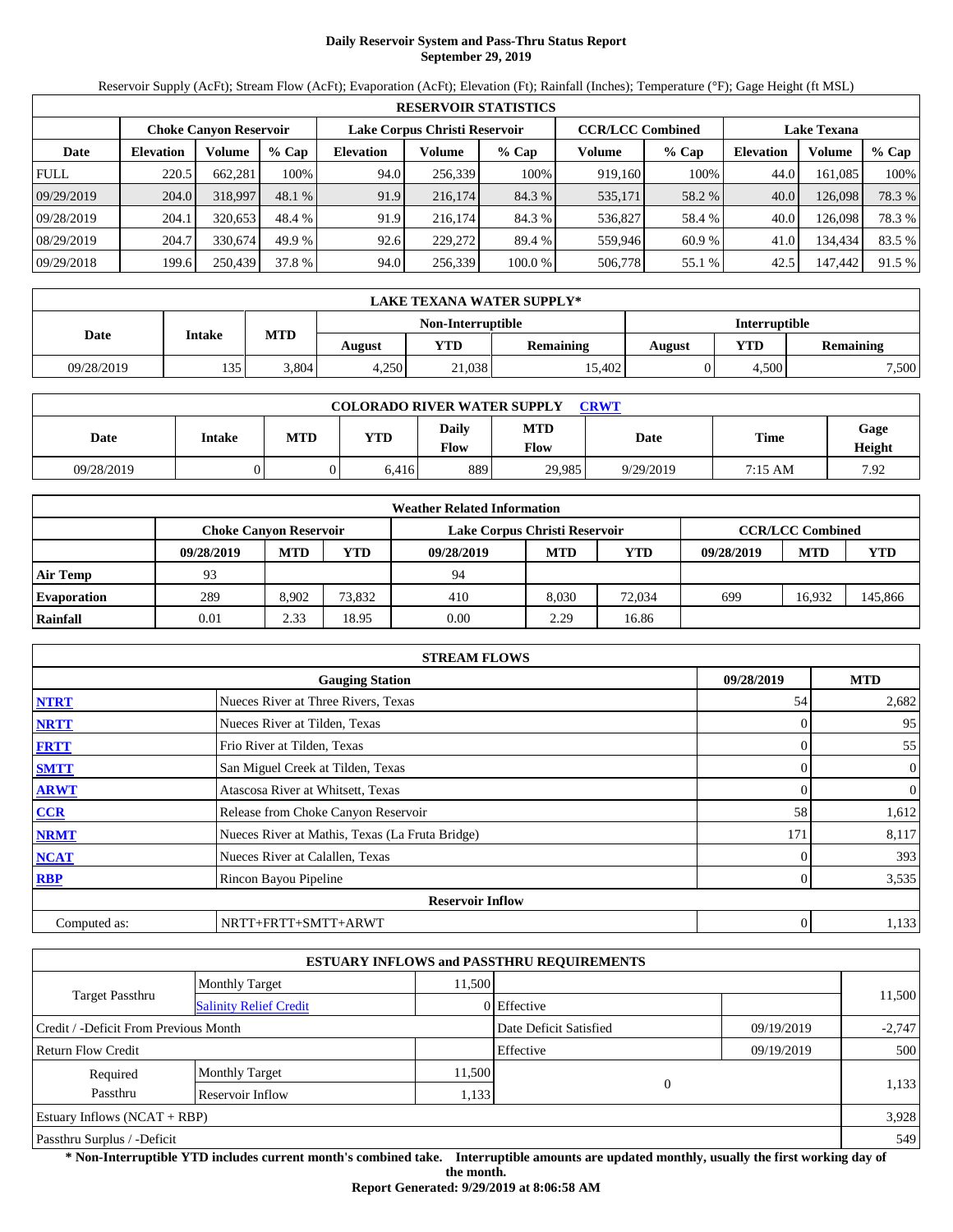# Daily Reservoir System and Pass-Thru Status Report
## September 29, 2019

Reservoir Supply (AcFt); Stream Flow (AcFt); Evaporation (AcFt); Elevation (Ft); Rainfall (Inches); Temperature (°F); Gage Height (ft MSL)

| RESERVOIR STATISTICS | | | | | | | | | | | |
|---|---|---|---|---|---|---|---|---|---|---|---|
| | Choke Canyon Reservoir | | | Lake Corpus Christi Reservoir | | | CCR/LCC Combined | | Lake Texana | | |
| Date | Elevation | Volume | % Cap | Elevation | Volume | % Cap | Volume | % Cap | Elevation | Volume | % Cap |
| FULL | 220.5 | 662,281 | 100% | 94.0 | 256,339 | 100% | 919,160 | 100% | 44.0 | 161,085 | 100% |
| 09/29/2019 | 204.0 | 318,997 | 48.1 % | 91.9 | 216,174 | 84.3 % | 535,171 | 58.2 % | 40.0 | 126,098 | 78.3 % |
| 09/28/2019 | 204.1 | 320,653 | 48.4 % | 91.9 | 216,174 | 84.3 % | 536,827 | 58.4 % | 40.0 | 126,098 | 78.3 % |
| 08/29/2019 | 204.7 | 330,674 | 49.9 % | 92.6 | 229,272 | 89.4 % | 559,946 | 60.9 % | 41.0 | 134,434 | 83.5 % |
| 09/29/2018 | 199.6 | 250,439 | 37.8 % | 94.0 | 256,339 | 100.0 % | 506,778 | 55.1 % | 42.5 | 147,442 | 91.5 % |

| LAKE TEXANA WATER SUPPLY* | | | | | | | | |
|---|---|---|---|---|---|---|---|---|
| Date | Intake | MTD | Non-Interruptible | | | Interruptible | | |
| | | | August | YTD | Remaining | August | YTD | Remaining |
| 09/28/2019 | 135 | 3,804 | 4,250 | 21,038 | 15,402 | 0 | 4,500 | 7,500 |

| COLORADO RIVER WATER SUPPLY CRWT | | | | | | | | |
|---|---|---|---|---|---|---|---|---|
| Date | Intake | MTD | YTD | Daily Flow | MTD Flow | Date | Time | Gage Height |
| 09/28/2019 | 0 | 0 | 6,416 | 889 | 29,985 | 9/29/2019 | 7:15 AM | 7.92 |

| Weather Related Information | | | | | | | | | |
|---|---|---|---|---|---|---|---|---|---|
| | Choke Canyon Reservoir | | | Lake Corpus Christi Reservoir | | | CCR/LCC Combined | | |
| | 09/28/2019 | MTD | YTD | 09/28/2019 | MTD | YTD | 09/28/2019 | MTD | YTD |
| Air Temp | 93 | | | 94 | | | | | |
| Evaporation | 289 | 8,902 | 73,832 | 410 | 8,030 | 72,034 | 699 | 16,932 | 145,866 |
| Rainfall | 0.01 | 2.33 | 18.95 | 0.00 | 2.29 | 16.86 | | | |

| STREAM FLOWS | | | |
|---|---|---|---|
| | Gauging Station | 09/28/2019 | MTD |
| NTRT | Nueces River at Three Rivers, Texas | 54 | 2,682 |
| NRTT | Nueces River at Tilden, Texas | 0 | 95 |
| FRTT | Frio River at Tilden, Texas | 0 | 55 |
| SMTT | San Miguel Creek at Tilden, Texas | 0 | 0 |
| ARWT | Atascosa River at Whitsett, Texas | 0 | 0 |
| CCR | Release from Choke Canyon Reservoir | 58 | 1,612 |
| NRMT | Nueces River at Mathis, Texas (La Fruta Bridge) | 171 | 8,117 |
| NCAT | Nueces River at Calallen, Texas | 0 | 393 |
| RBP | Rincon Bayou Pipeline | 0 | 3,535 |
| | Reservoir Inflow | | |
| Computed as: | NRTT+FRTT+SMTT+ARWT | 0 | 1,133 |

| ESTUARY INFLOWS and PASSTHRU REQUIREMENTS | | | | | |
|---|---|---|---|---|---|
| Target Passthru | Monthly Target | 11,500 | | | 11,500 |
| | Salinity Relief Credit | 0 | Effective | | |
| Credit / -Deficit From Previous Month | | | Date Deficit Satisfied | 09/19/2019 | -2,747 |
| Return Flow Credit | | | Effective | 09/19/2019 | 500 |
| Required Passthru | Monthly Target | 11,500 | 0 | | 1,133 |
| | Reservoir Inflow | 1,133 | | | |
| Estuary Inflows (NCAT + RBP) | | | | | 3,928 |
| Passthru Surplus / -Deficit | | | | | 549 |

**\* Non-Interruptible YTD includes current month's combined take. Interruptible amounts are updated monthly, usually the first working day of the month.**

**Report Generated: 9/29/2019 at 8:06:58 AM**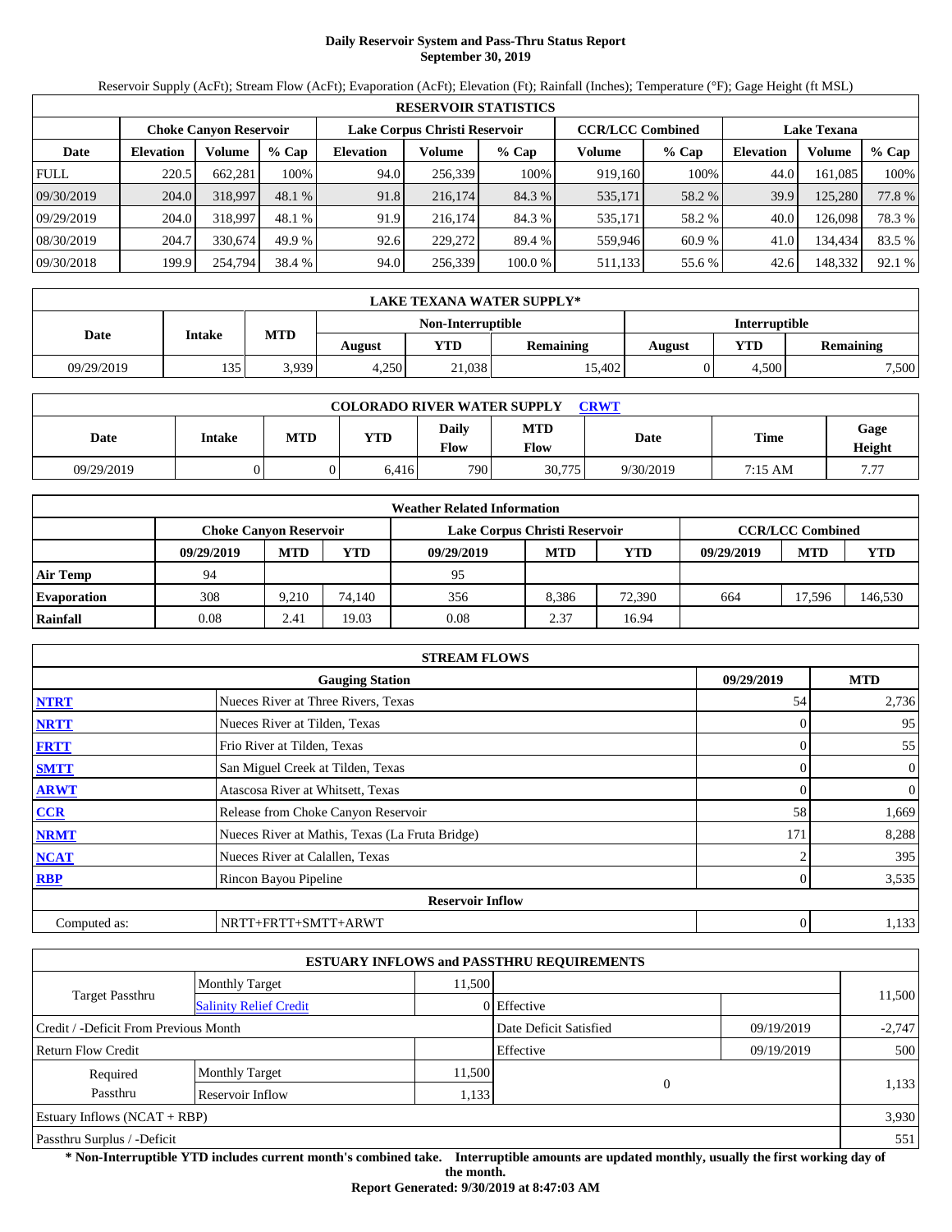# Daily Reservoir System and Pass-Thru Status Report
## September 30, 2019

Reservoir Supply (AcFt); Stream Flow (AcFt); Evaporation (AcFt); Elevation (Ft); Rainfall (Inches); Temperature (°F); Gage Height (ft MSL)

| RESERVOIR STATISTICS | | | | | | | | | | | |
|---|---|---|---|---|---|---|---|---|---|---|---|
| | Choke Canyon Reservoir | | | Lake Corpus Christi Reservoir | | | CCR/LCC Combined | | Lake Texana | | |
| Date | Elevation | Volume | % Cap | Elevation | Volume | % Cap | Volume | % Cap | Elevation | Volume | % Cap |
| FULL | 220.5 | 662,281 | 100% | 94.0 | 256,339 | 100% | 919,160 | 100% | 44.0 | 161,085 | 100% |
| 09/30/2019 | 204.0 | 318,997 | 48.1 % | 91.8 | 216,174 | 84.3 % | 535,171 | 58.2 % | 39.9 | 125,280 | 77.8 % |
| 09/29/2019 | 204.0 | 318,997 | 48.1 % | 91.9 | 216,174 | 84.3 % | 535,171 | 58.2 % | 40.0 | 126,098 | 78.3 % |
| 08/30/2019 | 204.7 | 330,674 | 49.9 % | 92.6 | 229,272 | 89.4 % | 559,946 | 60.9 % | 41.0 | 134,434 | 83.5 % |
| 09/30/2018 | 199.9 | 254,794 | 38.4 % | 94.0 | 256,339 | 100.0 % | 511,133 | 55.6 % | 42.6 | 148,332 | 92.1 % |

| LAKE TEXANA WATER SUPPLY* | | | | | | | | |
|---|---|---|---|---|---|---|---|---|
| Date | Intake | MTD | Non-Interruptible | | | Interruptible | | |
| | | | August | YTD | Remaining | August | YTD | Remaining |
| 09/29/2019 | 135 | 3,939 | 4,250 | 21,038 | 15,402 | 0 | 4,500 | 7,500 |

| COLORADO RIVER WATER SUPPLY CRWT | | | | | | | |
|---|---|---|---|---|---|---|---|
| Date | Intake | MTD | YTD | Daily Flow | MTD Flow | Date | Time | Gage Height |
| 09/29/2019 | 0 | 0 | 6,416 | 790 | 30,775 | 9/30/2019 | 7:15 AM | 7.77 |

| Weather Related Information | | | | | | | | | |
|---|---|---|---|---|---|---|---|---|---|
| | Choke Canyon Reservoir | | | Lake Corpus Christi Reservoir | | | CCR/LCC Combined | | |
| | 09/29/2019 | MTD | YTD | 09/29/2019 | MTD | YTD | 09/29/2019 | MTD | YTD |
| Air Temp | 94 | | | 95 | | | | | |
| Evaporation | 308 | 9,210 | 74,140 | 356 | 8,386 | 72,390 | 664 | 17,596 | 146,530 |
| Rainfall | 0.08 | 2.41 | 19.03 | 0.08 | 2.37 | 16.94 | | | |

| STREAM FLOWS | | | |
|---|---|---|---|
| | Gauging Station | 09/29/2019 | MTD |
| NTRT | Nueces River at Three Rivers, Texas | 54 | 2,736 |
| NRTT | Nueces River at Tilden, Texas | 0 | 95 |
| FRTT | Frio River at Tilden, Texas | 0 | 55 |
| SMTT | San Miguel Creek at Tilden, Texas | 0 | 0 |
| ARWT | Atascosa River at Whitsett, Texas | 0 | 0 |
| CCR | Release from Choke Canyon Reservoir | 58 | 1,669 |
| NRMT | Nueces River at Mathis, Texas (La Fruta Bridge) | 171 | 8,288 |
| NCAT | Nueces River at Calallen, Texas | 2 | 395 |
| RBP | Rincon Bayou Pipeline | 0 | 3,535 |
| | Reservoir Inflow | | |
| Computed as: | NRTT+FRTT+SMTT+ARWT | 0 | 1,133 |

| ESTUARY INFLOWS and PASSTHRU REQUIREMENTS | | | | | |
|---|---|---|---|---|---|
| Target Passthru | Monthly Target | 11,500 | | | 11,500 |
| | Salinity Relief Credit | 0 | Effective | | |
| Credit / -Deficit From Previous Month | | | Date Deficit Satisfied | 09/19/2019 | -2,747 |
| Return Flow Credit | | | Effective | 09/19/2019 | 500 |
| Required Passthru | Monthly Target | 11,500 | 0 | | 1,133 |
| | Reservoir Inflow | 1,133 | | | |
| Estuary Inflows (NCAT + RBP) | | | | | 3,930 |
| Passthru Surplus / -Deficit | | | | | 551 |

**\* Non-Interruptible YTD includes current month's combined take. Interruptible amounts are updated monthly, usually the first working day of the month.**

**Report Generated: 9/30/2019 at 8:47:03 AM**